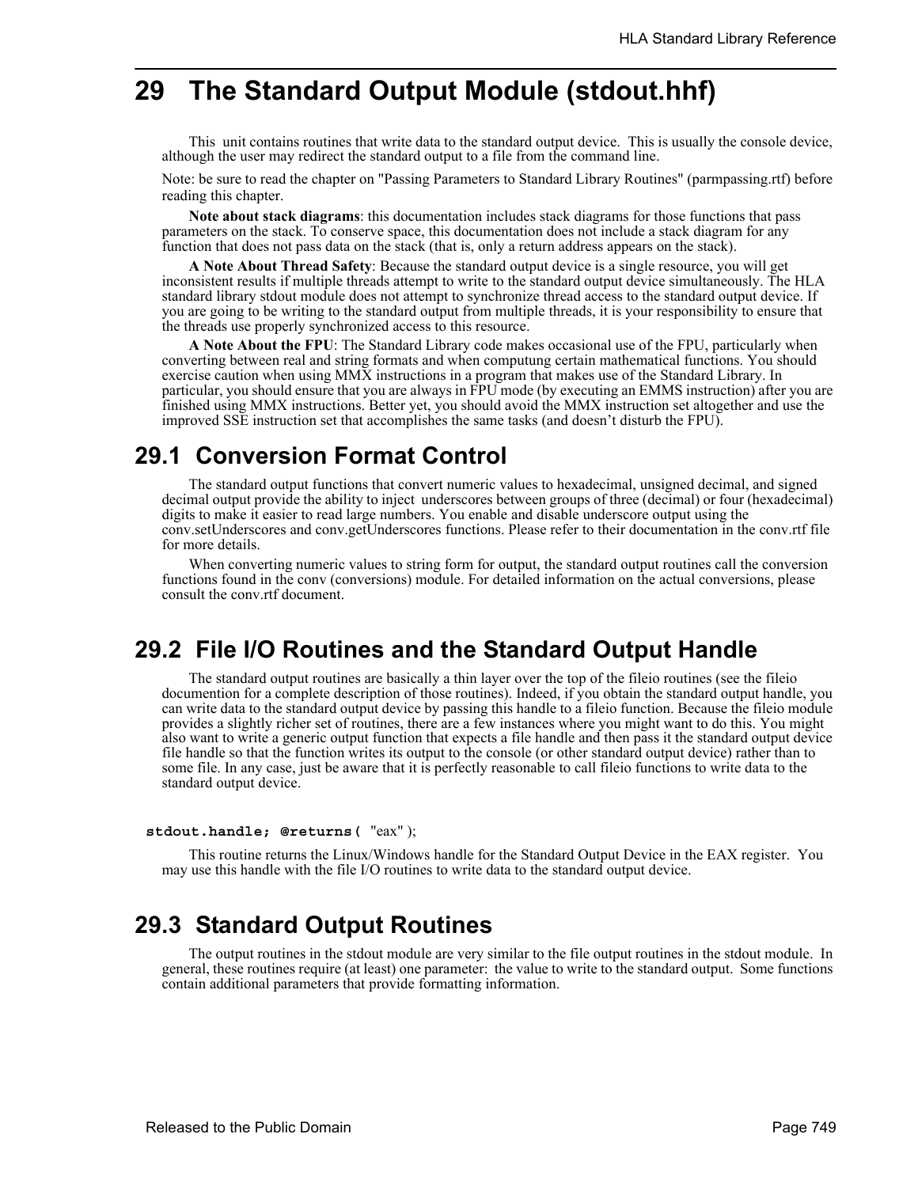# 29 The Standard Output Module (stdout.hhf)

This unit contains routines that write data to the standard output device. This is usually the console device, although the user may redirect the standard output to a file from the command line.

Note: be sure to read the chapter on "Passing Parameters to Standard Library Routines" (parmpassing.rtf) before reading this chapter.

**Note about stack diagrams**: this documentation includes stack diagrams for those functions that pass parameters on the stack. To conserve space, this documentation does not include a stack diagram for any function that does not pass data on the stack (that is, only a return address appears on the stack).

**A Note About Thread Safety**: Because the standard output device is a single resource, you will get inconsistent results if multiple threads attempt to write to the standard output device simultaneously. The HLA standard library stdout module does not attempt to synchronize thread access to the standard output device. If you are going to be writing to the standard output from multiple threads, it is your responsibility to ensure that the threads use properly synchronized access to this resource.

**A Note About the FPU**: The Standard Library code makes occasional use of the FPU, particularly when converting between real and string formats and when computung certain mathematical functions. You should exercise caution when using MMX instructions in a program that makes use of the Standard Library. In particular, you should ensure that you are always in FPU mode (by executing an EMMS instruction) after you are finished using MMX instructions. Better yet, you should avoid the MMX instruction set altogether and use the improved SSE instruction set that accomplishes the same tasks (and doesn't disturb the FPU).

## 29.1 Conversion Format Control

The standard output functions that convert numeric values to hexadecimal, unsigned decimal, and signed decimal output provide the ability to inject underscores between groups of three (decimal) or four (hexadecimal) digits to make it easier to read large numbers. You enable and disable underscore output using the conv.setUnderscores and conv.getUnderscores functions. Please refer to their documentation in the conv.rtf file for more details.

When converting numeric values to string form for output, the standard output routines call the conversion functions found in the conv (conversions) module. For detailed information on the actual conversions, please consult the conv.rtf document.

## 29.2 File I/O Routines and the Standard Output Handle

The standard output routines are basically a thin layer over the top of the fileio routines (see the fileio documention for a complete description of those routines). Indeed, if you obtain the standard output handle, you can write data to the standard output device by passing this handle to a fileio function. Because the fileio module provides a slightly richer set of routines, there are a few instances where you might want to do this. You might also want to write a generic output function that expects a file handle and then pass it the standard output device file handle so that the function writes its output to the console (or other standard output device) rather than to some file. In any case, just be aware that it is perfectly reasonable to call fileio functions to write data to the standard output device.

```
stdout.handle; @returns( "eax" );
```

This routine returns the Linux/Windows handle for the Standard Output Device in the EAX register. You may use this handle with the file I/O routines to write data to the standard output device.

## 29.3 Standard Output Routines

The output routines in the stdout module are very similar to the file output routines in the stdout module. In general, these routines require (at least) one parameter: the value to write to the standard output. Some functions contain additional parameters that provide formatting information.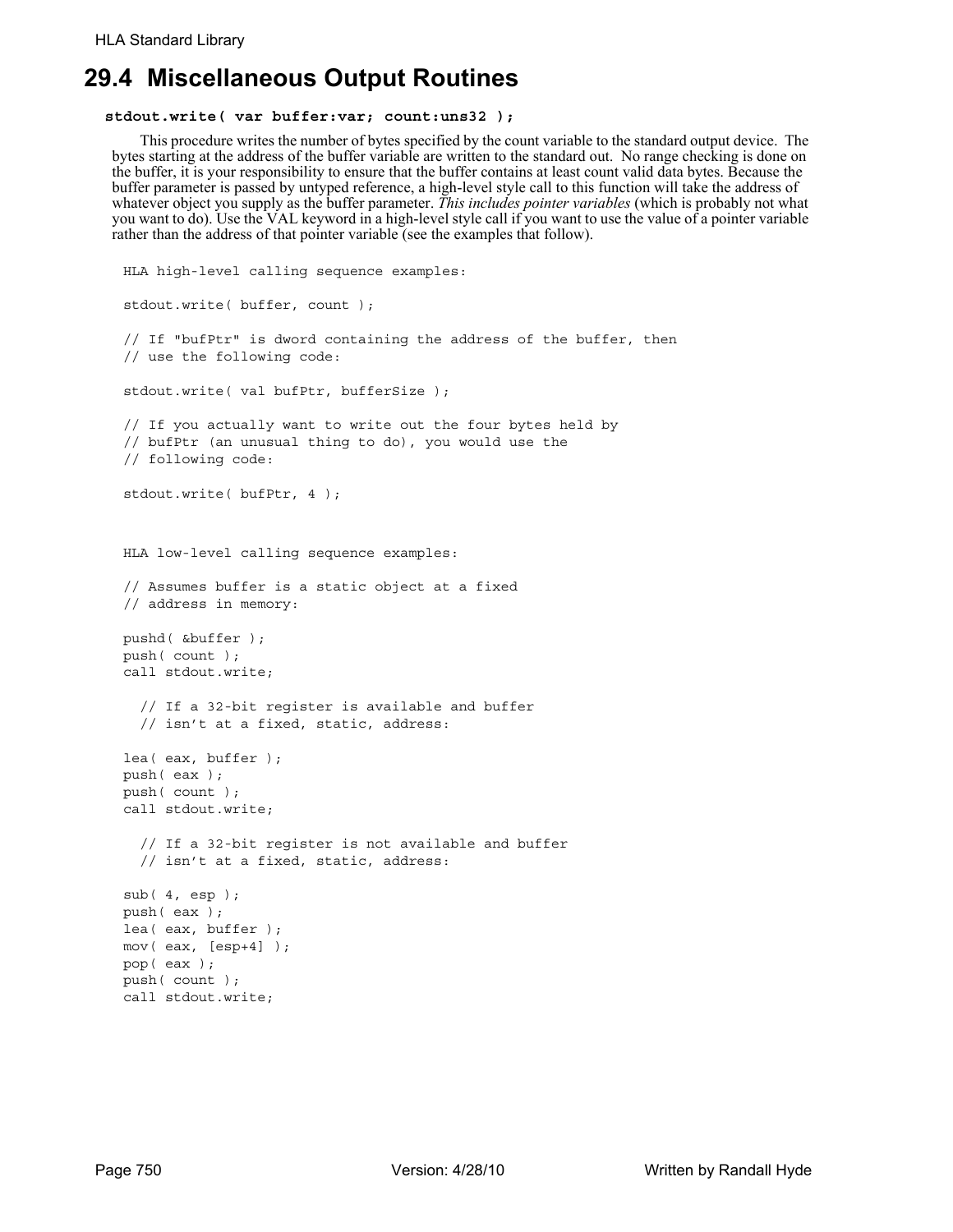## 29.4 Miscellaneous Output Routines

**stdout.write( var buffer:var; count:uns32 );**

This procedure writes the number of bytes specified by the count variable to the standard output device. The bytes starting at the address of the buffer variable are written to the standard out. No range checking is done on the buffer, it is your responsibility to ensure that the buffer contains at least count valid data bytes. Because the buffer parameter is passed by untyped reference, a high-level style call to this function will take the address of whatever object you supply as the buffer parameter. *This includes pointer variables* (which is probably not what you want to do). Use the VAL keyword in a high-level style call if you want to use the value of a pointer variable rather than the address of that pointer variable (see the examples that follow).

```
HLA high-level calling sequence examples:

stdout.write( buffer, count );

// If "bufPtr" is dword containing the address of the buffer, then
// use the following code:

stdout.write( val bufPtr, bufferSize );

// If you actually want to write out the four bytes held by
// bufPtr (an unusual thing to do), you would use the
// following code:

stdout.write( bufPtr, 4 );



HLA low-level calling sequence examples:

// Assumes buffer is a static object at a fixed
// address in memory:

pushd( &buffer );
push( count );
call stdout.write;

  // If a 32-bit register is available and buffer
  // isn't at a fixed, static, address:

lea( eax, buffer );
push( eax );
push( count );
call stdout.write;

  // If a 32-bit register is not available and buffer
  // isn't at a fixed, static, address:

sub( 4, esp );
push( eax );
lea( eax, buffer );
mov( eax, [esp+4] );
pop( eax );
push( count );
call stdout.write;
```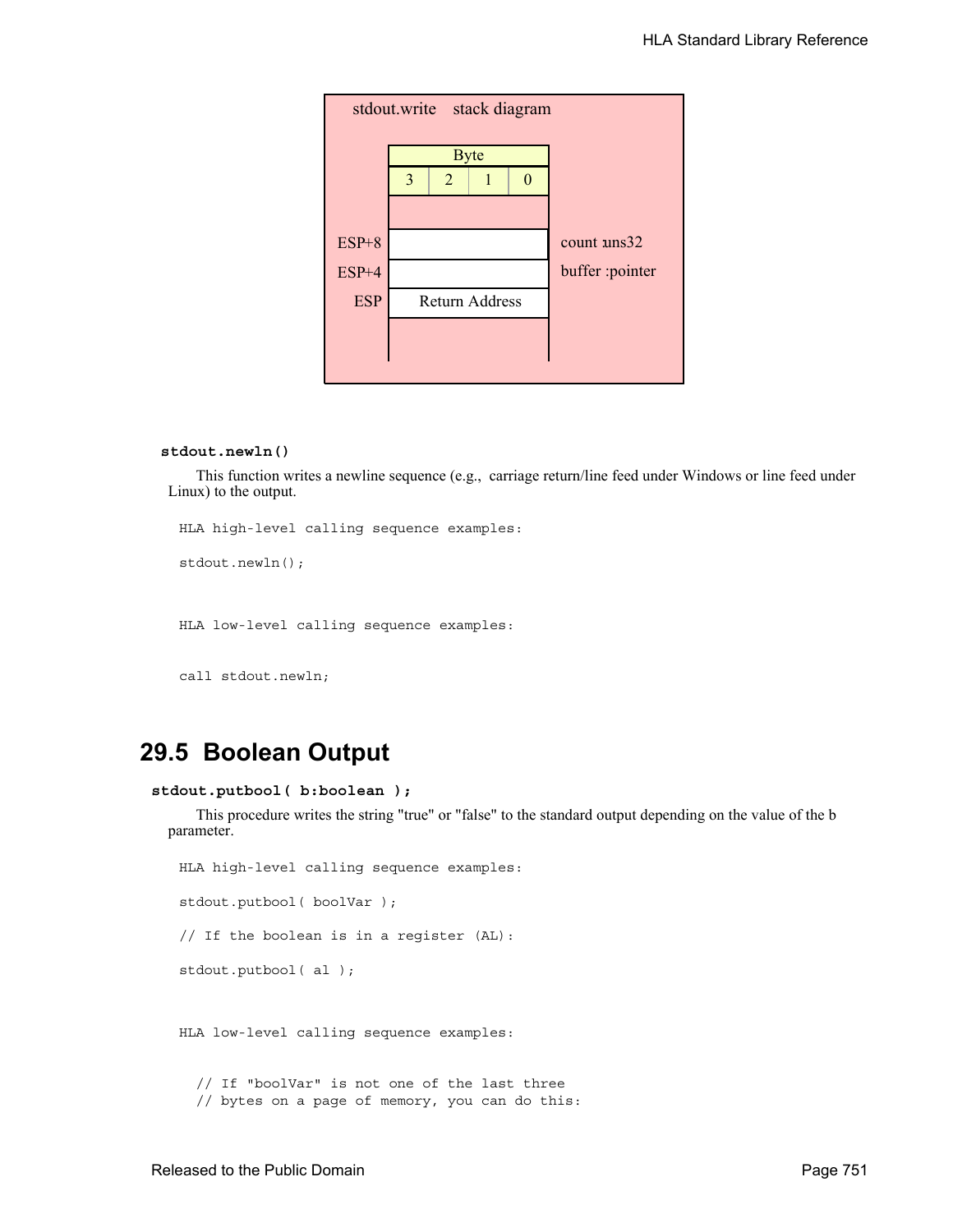stdout.write stack diagram

| | Byte | | | | |
|---|---|---|---|---|---|
| | 3 | 2 | 1 | 0 | |
| | | | | | |
| ESP+8 | | | | | count :uns32 |
| ESP+4 | | | | | buffer :pointer |
| ESP | Return Address | | | | |

**stdout.newln()**

This function writes a newline sequence (e.g., carriage return/line feed under Windows or line feed under Linux) to the output.

```
HLA high-level calling sequence examples:

stdout.newln();



HLA low-level calling sequence examples:


call stdout.newln;
```

## 29.5 Boolean Output

**stdout.putbool( b:boolean );**

This procedure writes the string "true" or "false" to the standard output depending on the value of the b parameter.

```
HLA high-level calling sequence examples:

stdout.putbool( boolVar );

// If the boolean is in a register (AL):

stdout.putbool( al );



HLA low-level calling sequence examples:


  // If "boolVar" is not one of the last three
  // bytes on a page of memory, you can do this:
```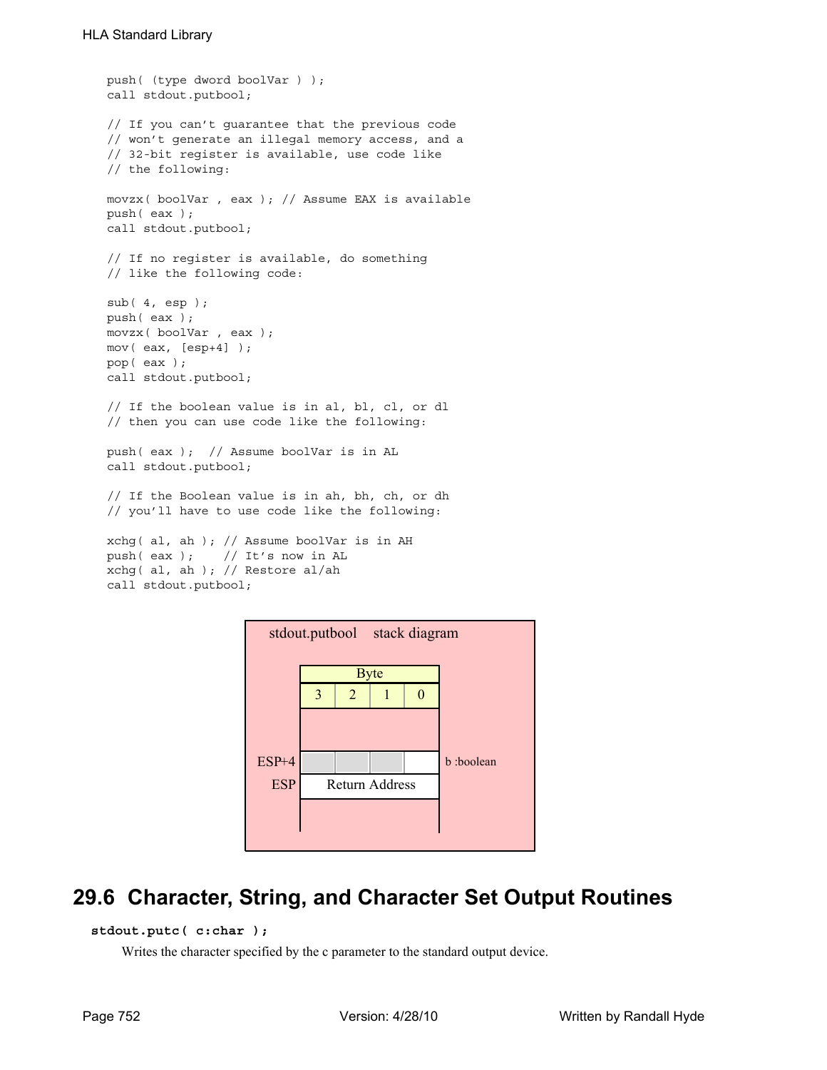```
push( (type dword boolVar ) );
call stdout.putbool;

// If you can't guarantee that the previous code
// won't generate an illegal memory access, and a
// 32-bit register is available, use code like
// the following:

movzx( boolVar , eax ); // Assume EAX is available
push( eax );
call stdout.putbool;

// If no register is available, do something
// like the following code:

sub( 4, esp );
push( eax );
movzx( boolVar , eax );
mov( eax, [esp+4] );
pop( eax );
call stdout.putbool;

// If the boolean value is in al, bl, cl, or dl
// then you can use code like the following:

push( eax );  // Assume boolVar is in AL
call stdout.putbool;

// If the Boolean value is in ah, bh, ch, or dh
// you'll have to use code like the following:

xchg( al, ah ); // Assume boolVar is in AH
push( eax );    // It's now in AL
xchg( al, ah ); // Restore al/ah
call stdout.putbool;
```

stdout.putbool stack diagram

| | Byte | | | |
|---|---|---|---|---|
| | 3 | 2 | 1 | 0 |
| ESP+4 | b :boolean | | | |
| ESP | Return Address | | | |

## 29.6 Character, String, and Character Set Output Routines

**stdout.putc( c:char );**

Writes the character specified by the c parameter to the standard output device.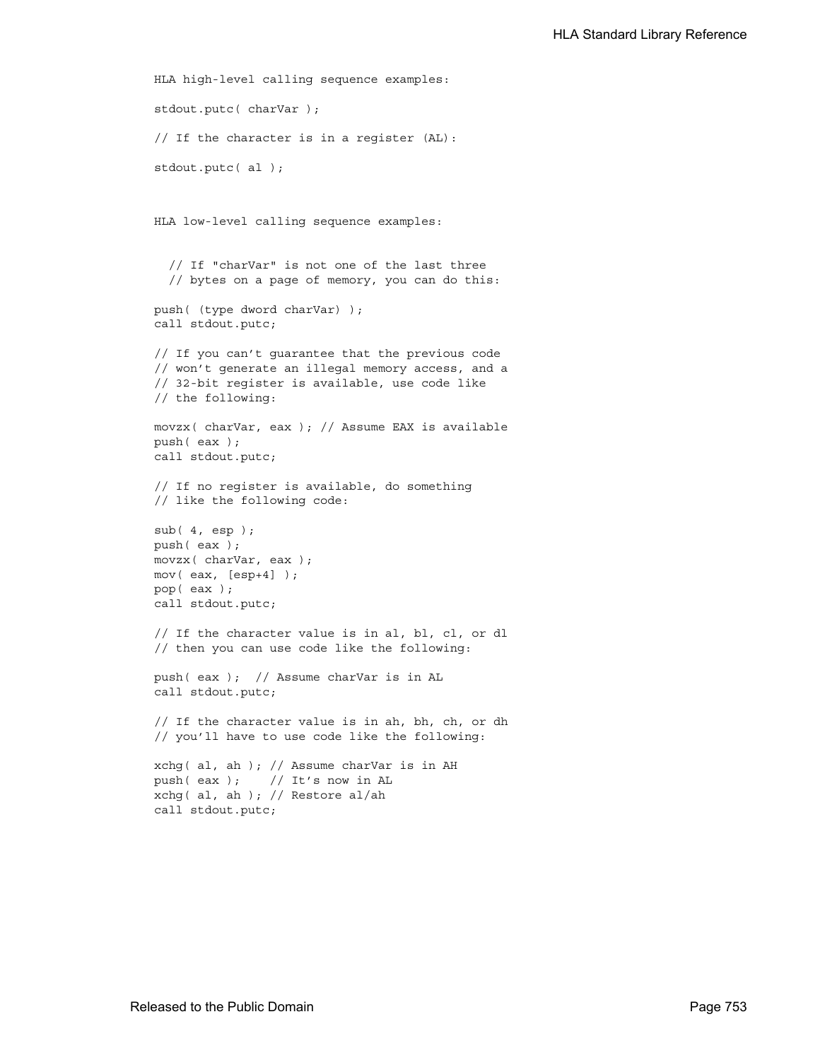HLA high-level calling sequence examples:

```
stdout.putc( charVar );

// If the character is in a register (AL):

stdout.putc( al );
```

HLA low-level calling sequence examples:

```
  // If "charVar" is not one of the last three
  // bytes on a page of memory, you can do this:

push( (type dword charVar) );
call stdout.putc;

// If you can't guarantee that the previous code
// won't generate an illegal memory access, and a
// 32-bit register is available, use code like
// the following:

movzx( charVar, eax ); // Assume EAX is available
push( eax );
call stdout.putc;

// If no register is available, do something
// like the following code:

sub( 4, esp );
push( eax );
movzx( charVar, eax );
mov( eax, [esp+4] );
pop( eax );
call stdout.putc;

// If the character value is in al, bl, cl, or dl
// then you can use code like the following:

push( eax );  // Assume charVar is in AL
call stdout.putc;

// If the character value is in ah, bh, ch, or dh
// you'll have to use code like the following:

xchg( al, ah ); // Assume charVar is in AH
push( eax );    // It's now in AL
xchg( al, ah ); // Restore al/ah
call stdout.putc;
```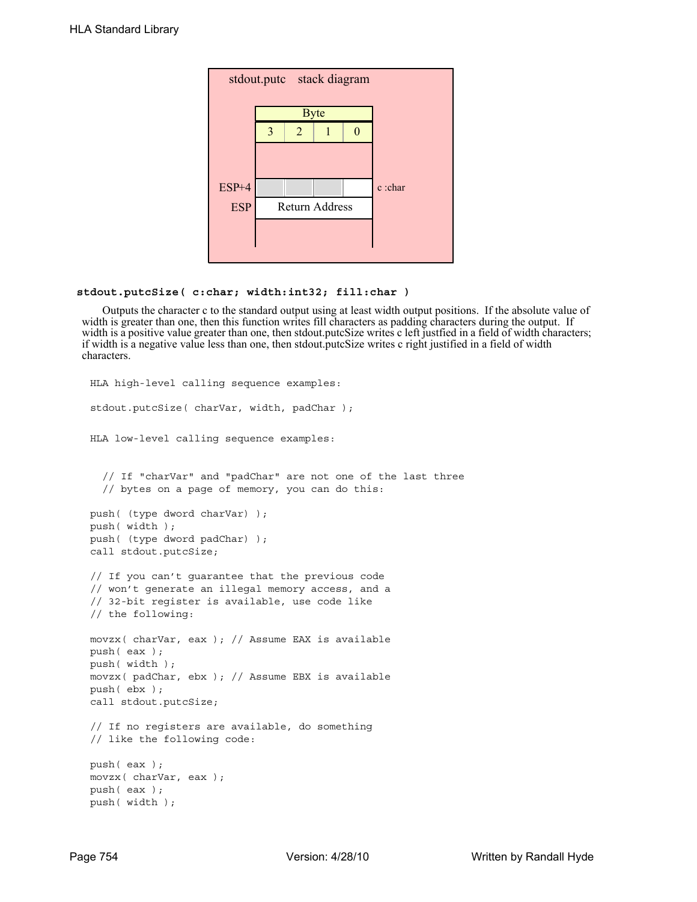stdout.putc stack diagram

| | Byte | | | | |
|---|---|---|---|---|---|
| | 3 | 2 | 1 | 0 | |
| ESP+4 | | | | | c :char |
| ESP | Return Address | | | | |

**stdout.putcSize( c:char; width:int32; fill:char )**

Outputs the character c to the standard output using at least width output positions. If the absolute value of width is greater than one, then this function writes fill characters as padding characters during the output. If width is a positive value greater than one, then stdout.putcSize writes c left justfied in a field of width characters; if width is a negative value less than one, then stdout.putcSize writes c right justified in a field of width characters.

```
HLA high-level calling sequence examples:

stdout.putcSize( charVar, width, padChar );


HLA low-level calling sequence examples:


  // If "charVar" and "padChar" are not one of the last three
  // bytes on a page of memory, you can do this:

push( (type dword charVar) );
push( width );
push( (type dword padChar) );
call stdout.putcSize;

// If you can't guarantee that the previous code
// won't generate an illegal memory access, and a
// 32-bit register is available, use code like
// the following:

movzx( charVar, eax ); // Assume EAX is available
push( eax );
push( width );
movzx( padChar, ebx ); // Assume EBX is available
push( ebx );
call stdout.putcSize;

// If no registers are available, do something
// like the following code:

push( eax );
movzx( charVar, eax );
push( eax );
push( width );
```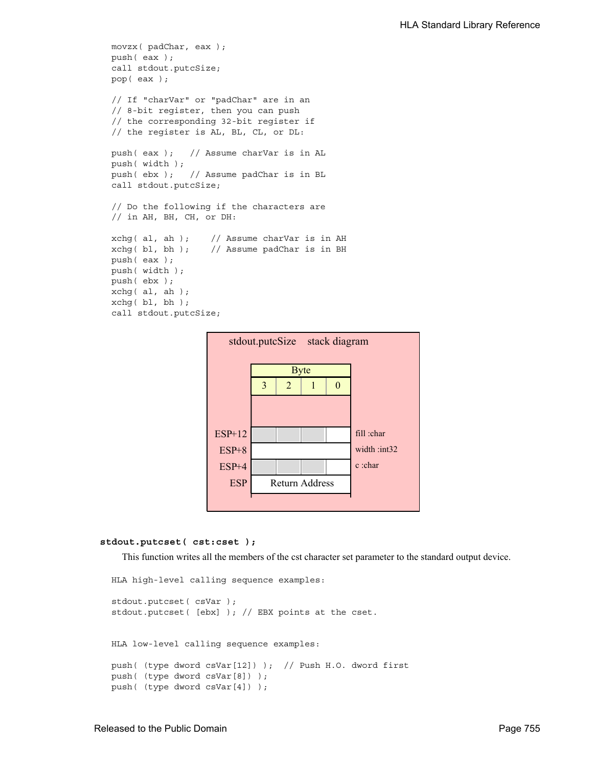```
movzx( padChar, eax );
push( eax );
call stdout.putcSize;
pop( eax );

// If "charVar" or "padChar" are in an
// 8-bit register, then you can push
// the corresponding 32-bit register if
// the register is AL, BL, CL, or DL:

push( eax );   // Assume charVar is in AL
push( width );
push( ebx );   // Assume padChar is in BL
call stdout.putcSize;

// Do the following if the characters are
// in AH, BH, CH, or DH:

xchg( al, ah );    // Assume charVar is in AH
xchg( bl, bh );    // Assume padChar is in BH
push( eax );
push( width );
push( ebx );
xchg( al, ah );
xchg( bl, bh );
call stdout.putcSize;
```

stdout.putcSize stack diagram

| | Byte 3 | Byte 2 | Byte 1 | Byte 0 | |
|---|---|---|---|---|---|
| ESP+12 | | | | | fill :char |
| ESP+8 | | | | | width :int32 |
| ESP+4 | | | | | c :char |
| ESP | Return Address | | | | |

**stdout.putcset( cst:cset );**

This function writes all the members of the cst character set parameter to the standard output device.

```
HLA high-level calling sequence examples:

stdout.putcset( csVar );
stdout.putcset( [ebx] ); // EBX points at the cset.


HLA low-level calling sequence examples:

push( (type dword csVar[12]) );  // Push H.O. dword first
push( (type dword csVar[8]) );
push( (type dword csVar[4]) );
```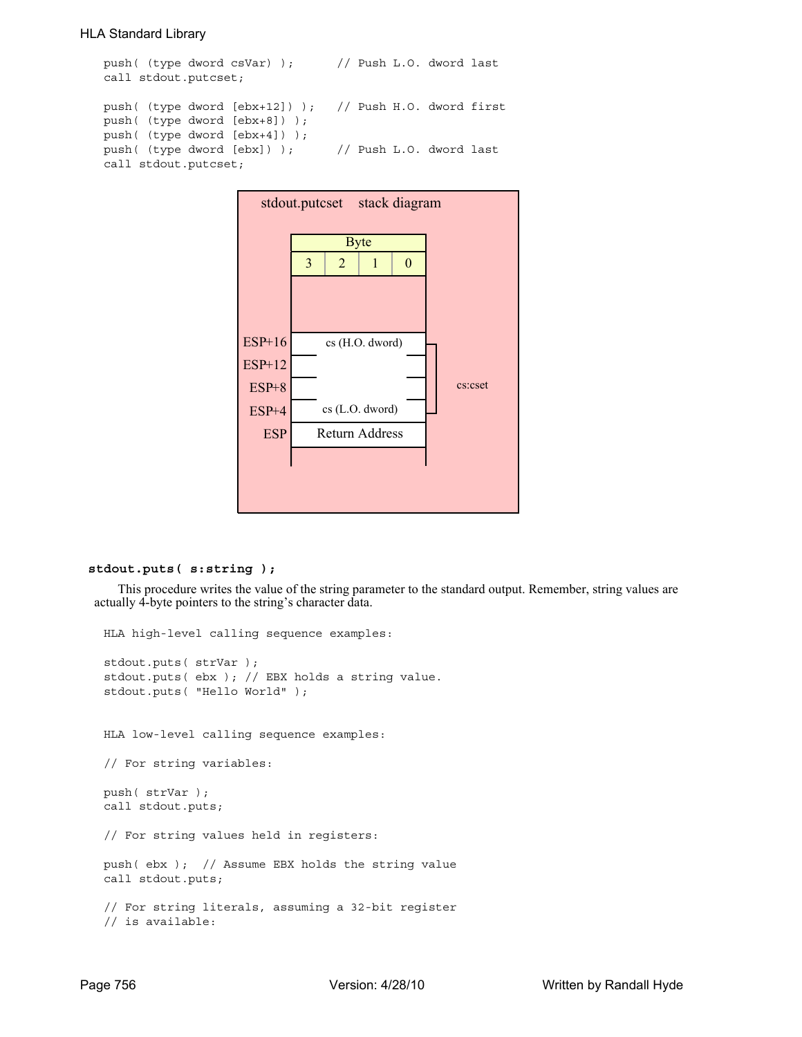```
push( (type dword csVar) );      // Push L.O. dword last
call stdout.putcset;

push( (type dword [ebx+12]) );   // Push H.O. dword first
push( (type dword [ebx+8]) );
push( (type dword [ebx+4]) );
push( (type dword [ebx]) );      // Push L.O. dword last
call stdout.putcset;
```

stdout.putcset stack diagram

| | Byte 3 | Byte 2 | Byte 1 | Byte 0 | |
|---|---|---|---|---|---|
| ESP+16 | cs (H.O. dword) | | | | cs:cset |
| ESP+12 | | | | | |
| ESP+8 | | | | | |
| ESP+4 | cs (L.O. dword) | | | | |
| ESP | Return Address | | | | |

**stdout.puts( s:string );**

This procedure writes the value of the string parameter to the standard output. Remember, string values are actually 4-byte pointers to the string's character data.

```
HLA high-level calling sequence examples:

stdout.puts( strVar );
stdout.puts( ebx ); // EBX holds a string value.
stdout.puts( "Hello World" );


HLA low-level calling sequence examples:

// For string variables:

push( strVar );
call stdout.puts;

// For string values held in registers:

push( ebx );  // Assume EBX holds the string value
call stdout.puts;

// For string literals, assuming a 32-bit register
// is available:
```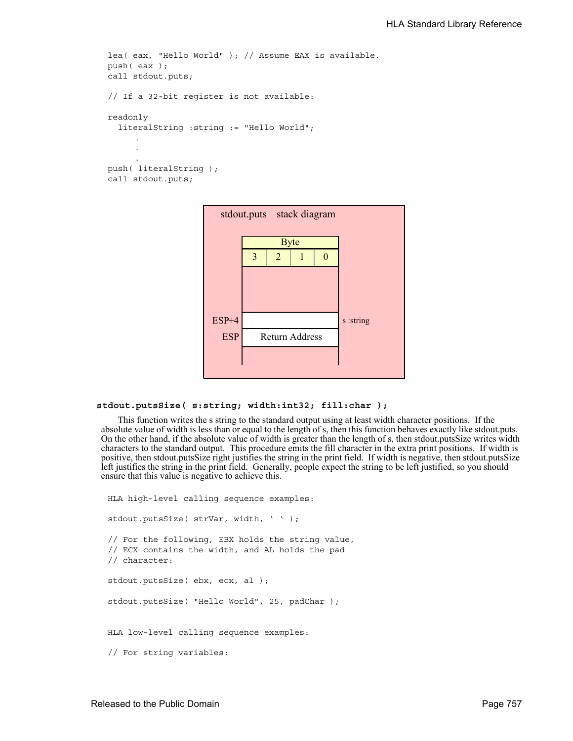```
lea( eax, "Hello World" ); // Assume EAX is available.
push( eax );
call stdout.puts;

// If a 32-bit register is not available:

readonly
  literalString :string := "Hello World";
      .
      .
      .
push( literalString );
call stdout.puts;
```

stdout.puts stack diagram

| | Byte 3 | Byte 2 | Byte 1 | Byte 0 | |
|---|---|---|---|---|---|
| ESP+4 | | | | | s :string |
| ESP | Return Address | | | | |

**stdout.putsSize( s:string; width:int32; fill:char );**

This function writes the s string to the standard output using at least width character positions. If the absolute value of width is less than or equal to the length of s, then this function behaves exactly like stdout.puts. On the other hand, if the absolute value of width is greater than the length of s, then stdout.putsSize writes width characters to the standard output. This procedure emits the fill character in the extra print positions. If width is positive, then stdout.putsSize right justifies the string in the print field. If width is negative, then stdout.putsSize left justifies the string in the print field. Generally, people expect the string to be left justified, so you should ensure that this value is negative to achieve this.

```
HLA high-level calling sequence examples:

stdout.putsSize( strVar, width, ' ' );

// For the following, EBX holds the string value,
// ECX contains the width, and AL holds the pad
// character:

stdout.putsSize( ebx, ecx, al );

stdout.putsSize( "Hello World", 25, padChar );


HLA low-level calling sequence examples:

// For string variables:
```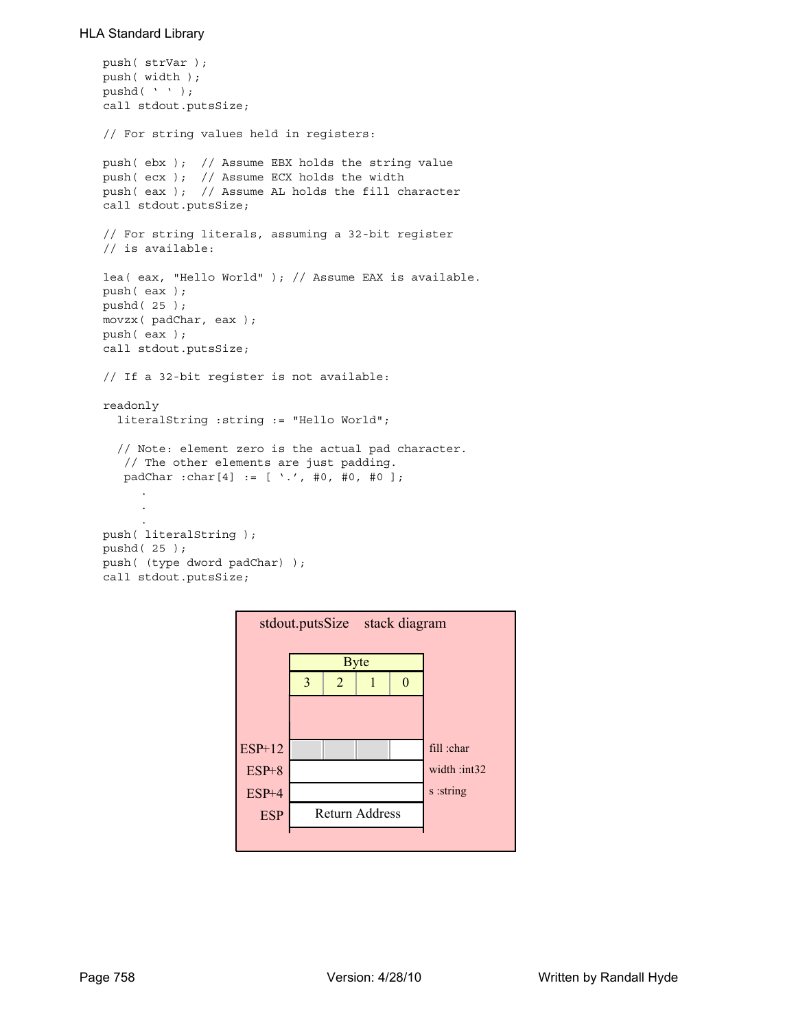```
push( strVar );
push( width );
pushd( ' ' );
call stdout.putsSize;

// For string values held in registers:

push( ebx );  // Assume EBX holds the string value
push( ecx );  // Assume ECX holds the width
push( eax );  // Assume AL holds the fill character
call stdout.putsSize;

// For string literals, assuming a 32-bit register
// is available:

lea( eax, "Hello World" ); // Assume EAX is available.
push( eax );
pushd( 25 );
movzx( padChar, eax );
push( eax );
call stdout.putsSize;

// If a 32-bit register is not available:

readonly
  literalString :string := "Hello World";

  // Note: element zero is the actual pad character.
   // The other elements are just padding.
   padChar :char[4] := [ '.', #0, #0, #0 ];
      .
      .
      .
push( literalString );
pushd( 25 );
push( (type dword padChar) );
call stdout.putsSize;
```

**stdout.putsSize stack diagram**

| | Byte 3 | Byte 2 | Byte 1 | Byte 0 | |
|---|---|---|---|---|---|
| ESP+12 | | | | | fill :char |
| ESP+8 | | | | | width :int32 |
| ESP+4 | | | | | s :string |
| ESP | Return Address | | | | |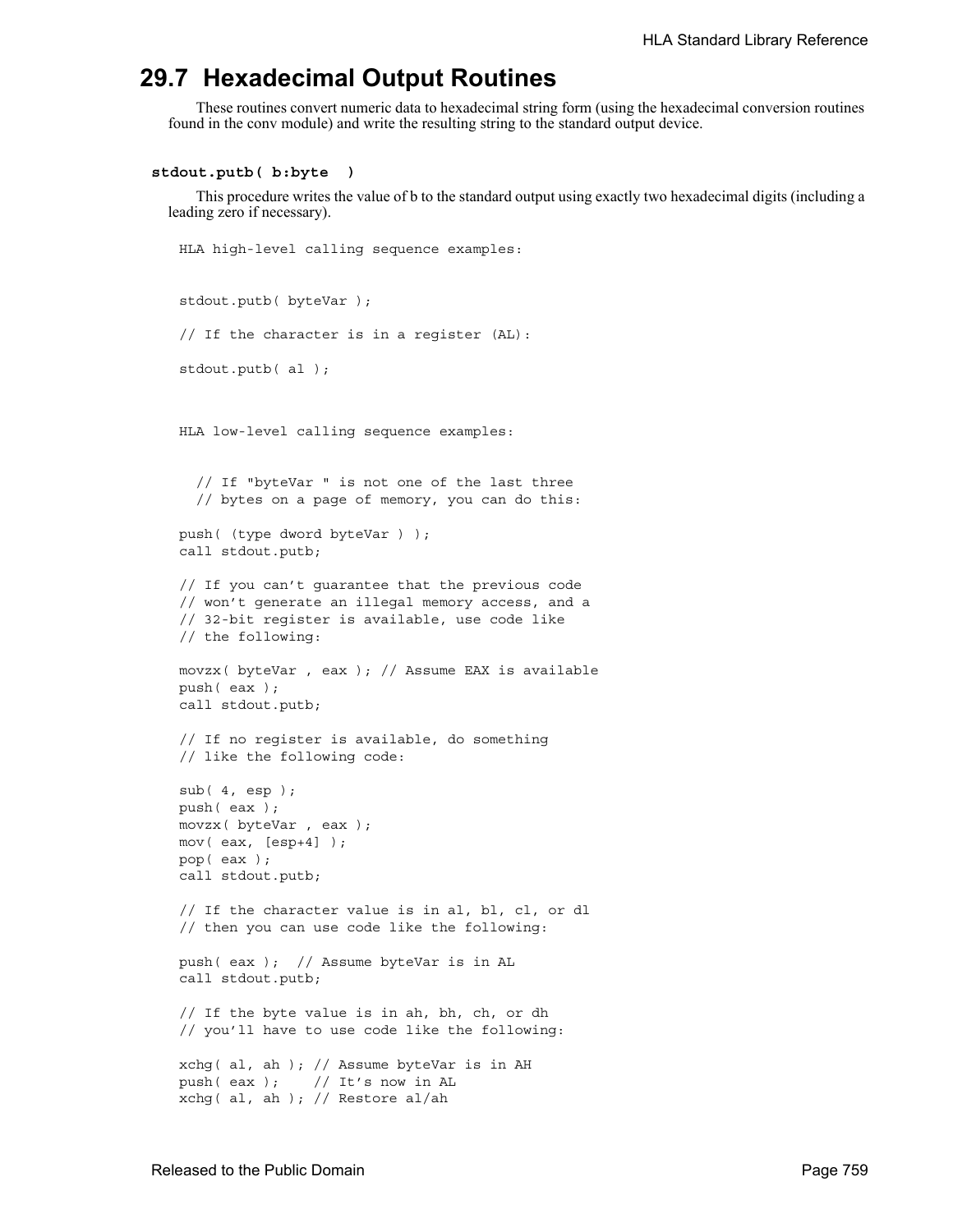## 29.7 Hexadecimal Output Routines

These routines convert numeric data to hexadecimal string form (using the hexadecimal conversion routines found in the conv module) and write the resulting string to the standard output device.

**stdout.putb( b:byte )**

This procedure writes the value of b to the standard output using exactly two hexadecimal digits (including a leading zero if necessary).

```
HLA high-level calling sequence examples:


stdout.putb( byteVar );

// If the character is in a register (AL):

stdout.putb( al );



HLA low-level calling sequence examples:


  // If "byteVar " is not one of the last three
  // bytes on a page of memory, you can do this:

push( (type dword byteVar ) );
call stdout.putb;

// If you can't guarantee that the previous code
// won't generate an illegal memory access, and a
// 32-bit register is available, use code like
// the following:

movzx( byteVar , eax ); // Assume EAX is available
push( eax );
call stdout.putb;

// If no register is available, do something
// like the following code:

sub( 4, esp );
push( eax );
movzx( byteVar , eax );
mov( eax, [esp+4] );
pop( eax );
call stdout.putb;

// If the character value is in al, bl, cl, or dl
// then you can use code like the following:

push( eax );  // Assume byteVar is in AL
call stdout.putb;

// If the byte value is in ah, bh, ch, or dh
// you'll have to use code like the following:

xchg( al, ah ); // Assume byteVar is in AH
push( eax );    // It's now in AL
xchg( al, ah ); // Restore al/ah
```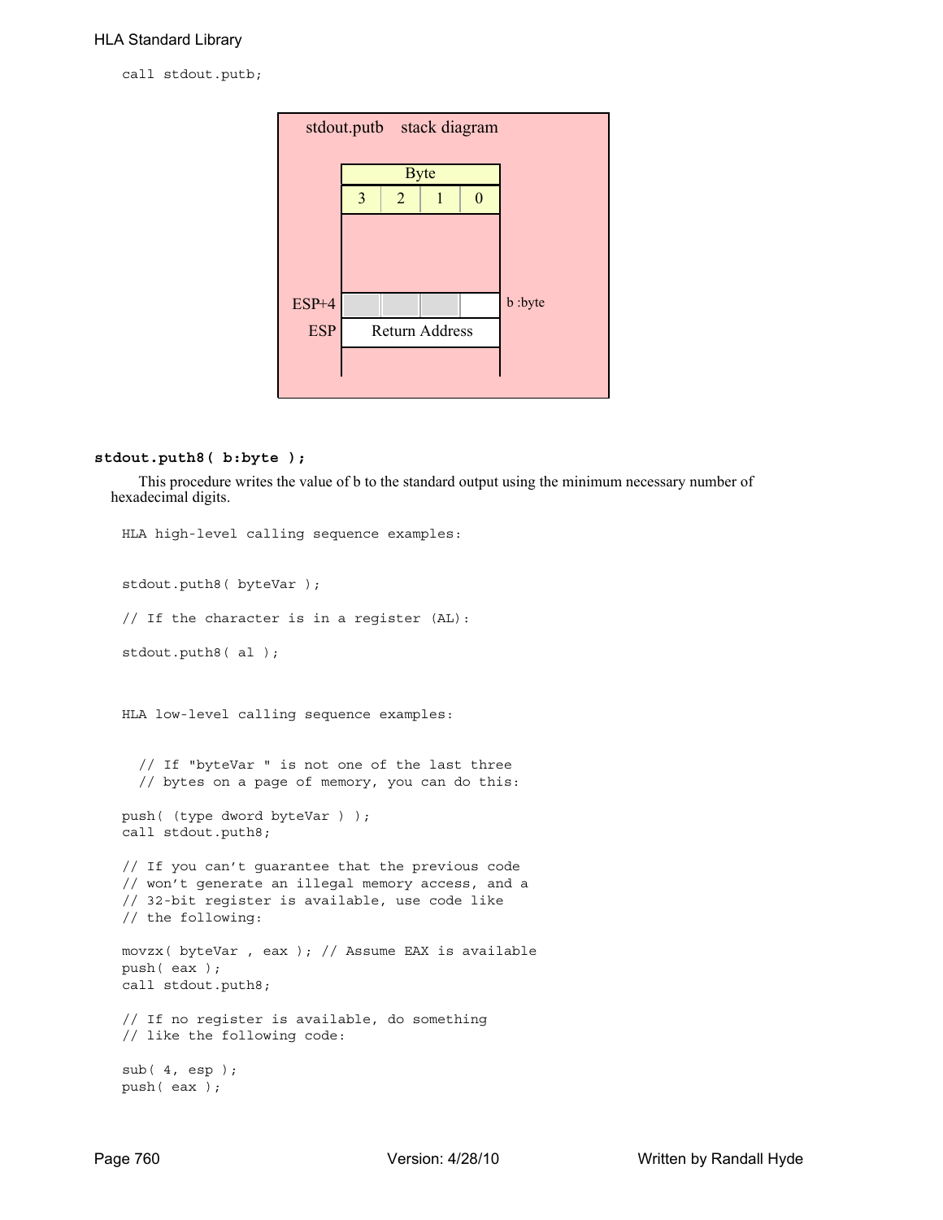```
call stdout.putb;
```

stdout.putb stack diagram

| Byte | | | |
|---|---|---|---|
| 3 | 2 | 1 | 0 |

ESP+4 — b :byte

ESP — Return Address

### stdout.puth8( b:byte );

This procedure writes the value of b to the standard output using the minimum necessary number of hexadecimal digits.

```
HLA high-level calling sequence examples:


stdout.puth8( byteVar );

// If the character is in a register (AL):

stdout.puth8( al );



HLA low-level calling sequence examples:


  // If "byteVar " is not one of the last three
  // bytes on a page of memory, you can do this:

push( (type dword byteVar ) );
call stdout.puth8;

// If you can't guarantee that the previous code
// won't generate an illegal memory access, and a
// 32-bit register is available, use code like
// the following:

movzx( byteVar , eax ); // Assume EAX is available
push( eax );
call stdout.puth8;

// If no register is available, do something
// like the following code:

sub( 4, esp );
push( eax );
```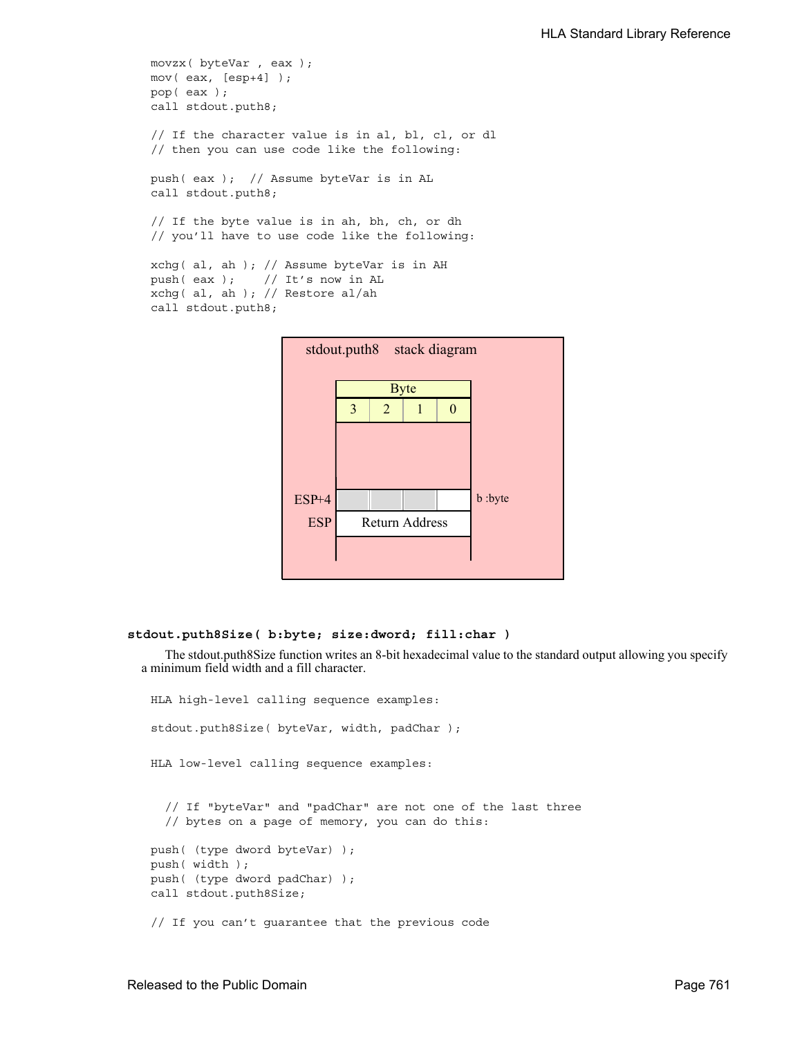```
movzx( byteVar , eax );
mov( eax, [esp+4] );
pop( eax );
call stdout.puth8;

// If the character value is in al, bl, cl, or dl
// then you can use code like the following:

push( eax );  // Assume byteVar is in AL
call stdout.puth8;

// If the byte value is in ah, bh, ch, or dh
// you'll have to use code like the following:

xchg( al, ah ); // Assume byteVar is in AH
push( eax );    // It's now in AL
xchg( al, ah ); // Restore al/ah
call stdout.puth8;
```

stdout.puth8 stack diagram

| | Byte | | | | |
|---|---|---|---|---|---|
| | 3 | 2 | 1 | 0 | |
| ESP+4 | | | | | b :byte |
| ESP | Return Address | | | | |

### stdout.puth8Size( b:byte; size:dword; fill:char )

The stdout.puth8Size function writes an 8-bit hexadecimal value to the standard output allowing you specify a minimum field width and a fill character.

```
HLA high-level calling sequence examples:

stdout.puth8Size( byteVar, width, padChar );


HLA low-level calling sequence examples:


  // If "byteVar" and "padChar" are not one of the last three
  // bytes on a page of memory, you can do this:

push( (type dword byteVar) );
push( width );
push( (type dword padChar) );
call stdout.puth8Size;

// If you can't guarantee that the previous code
```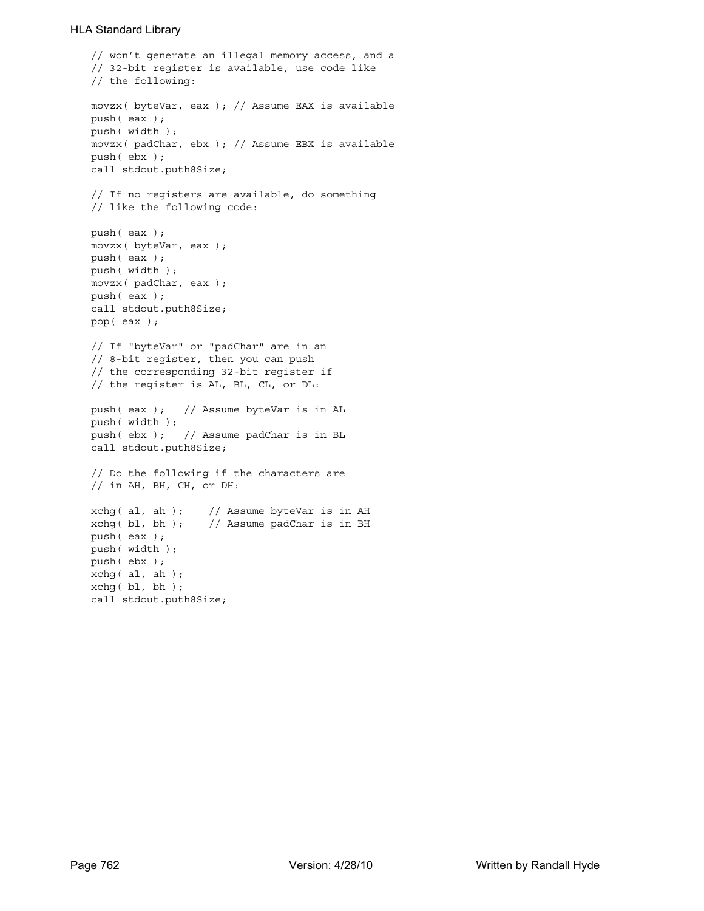```
// won't generate an illegal memory access, and a
// 32-bit register is available, use code like
// the following:

movzx( byteVar, eax ); // Assume EAX is available
push( eax );
push( width );
movzx( padChar, ebx ); // Assume EBX is available
push( ebx );
call stdout.puth8Size;

// If no registers are available, do something
// like the following code:

push( eax );
movzx( byteVar, eax );
push( eax );
push( width );
movzx( padChar, eax );
push( eax );
call stdout.puth8Size;
pop( eax );

// If "byteVar" or "padChar" are in an
// 8-bit register, then you can push
// the corresponding 32-bit register if
// the register is AL, BL, CL, or DL:

push( eax );   // Assume byteVar is in AL
push( width );
push( ebx );   // Assume padChar is in BL
call stdout.puth8Size;

// Do the following if the characters are
// in AH, BH, CH, or DH:

xchg( al, ah );    // Assume byteVar is in AH
xchg( bl, bh );    // Assume padChar is in BH
push( eax );
push( width );
push( ebx );
xchg( al, ah );
xchg( bl, bh );
call stdout.puth8Size;
```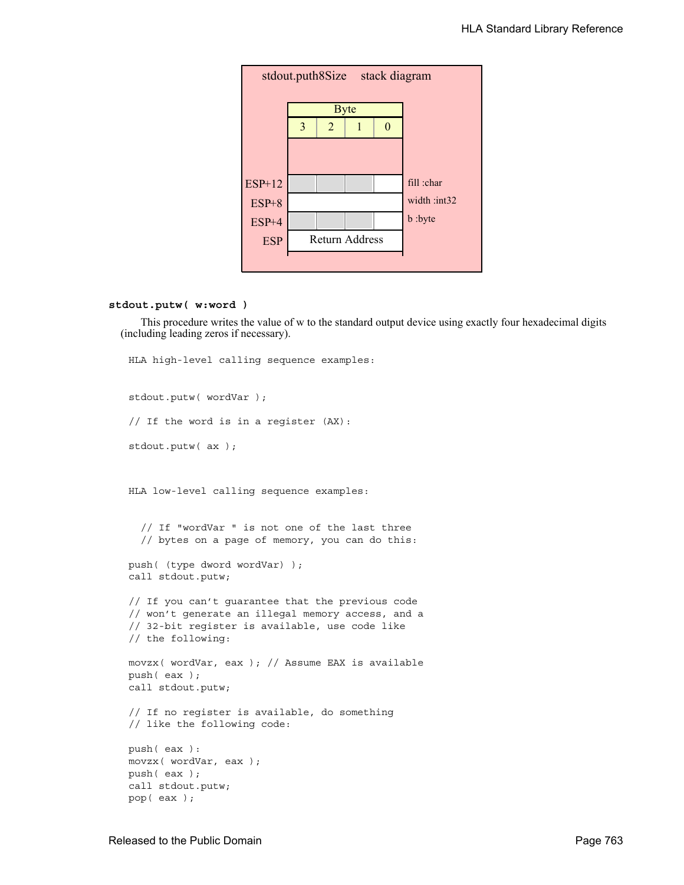stdout.puth8Size stack diagram

| Byte | | | | |
|---|---|---|---|---|
| | 3 | 2 | 1 | 0 |
| ESP+12 | | | | fill :char |
| ESP+8 | | | | width :int32 |
| ESP+4 | | | | b :byte |
| ESP | Return Address | | | |

**stdout.putw( w:word )**

This procedure writes the value of w to the standard output device using exactly four hexadecimal digits (including leading zeros if necessary).

```
HLA high-level calling sequence examples:


stdout.putw( wordVar );

// If the word is in a register (AX):

stdout.putw( ax );



HLA low-level calling sequence examples:


  // If "wordVar " is not one of the last three
  // bytes on a page of memory, you can do this:

push( (type dword wordVar) );
call stdout.putw;

// If you can't guarantee that the previous code
// won't generate an illegal memory access, and a
// 32-bit register is available, use code like
// the following:

movzx( wordVar, eax ); // Assume EAX is available
push( eax );
call stdout.putw;

// If no register is available, do something
// like the following code:

push( eax ):
movzx( wordVar, eax );
push( eax );
call stdout.putw;
pop( eax );
```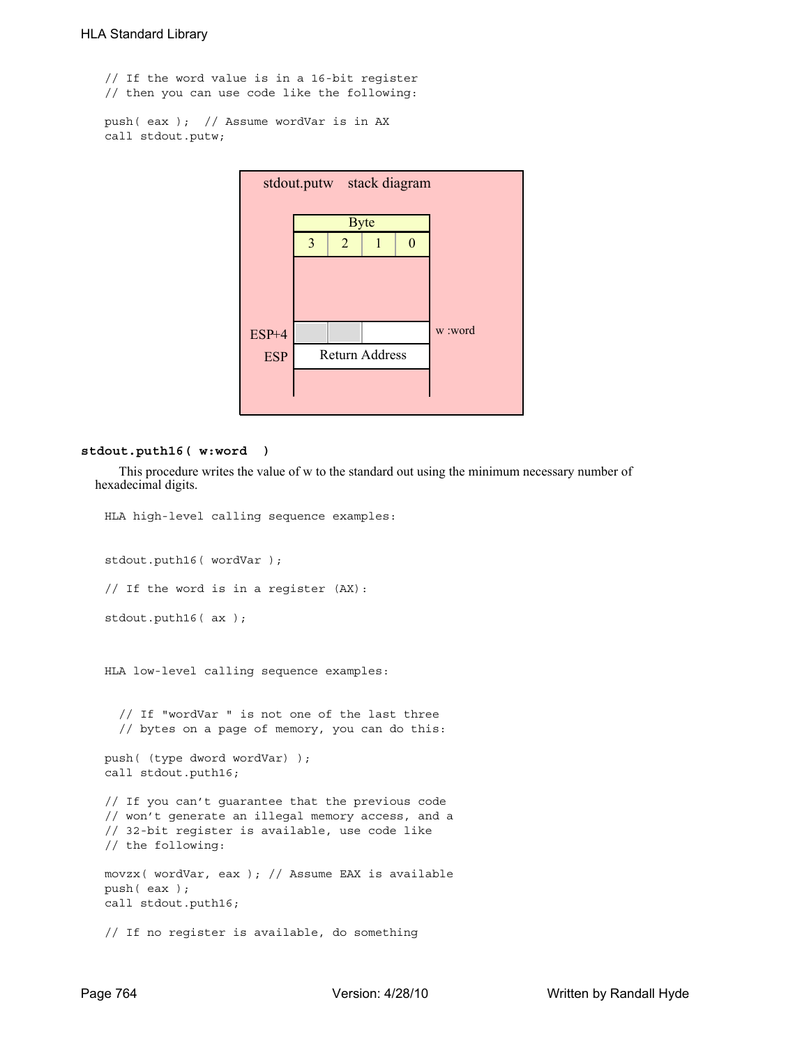```
// If the word value is in a 16-bit register
// then you can use code like the following:

push( eax );  // Assume wordVar is in AX
call stdout.putw;
```

stdout.putw stack diagram

| Byte | | | |
|---|---|---|---|
| 3 | 2 | 1 | 0 |

ESP+4 — w :word

ESP — Return Address

**stdout.puth16( w:word )**

This procedure writes the value of w to the standard out using the minimum necessary number of hexadecimal digits.

```
HLA high-level calling sequence examples:


stdout.puth16( wordVar );

// If the word is in a register (AX):

stdout.puth16( ax );



HLA low-level calling sequence examples:


  // If "wordVar " is not one of the last three
  // bytes on a page of memory, you can do this:

push( (type dword wordVar) );
call stdout.puth16;

// If you can't guarantee that the previous code
// won't generate an illegal memory access, and a
// 32-bit register is available, use code like
// the following:

movzx( wordVar, eax ); // Assume EAX is available
push( eax );
call stdout.puth16;

// If no register is available, do something
```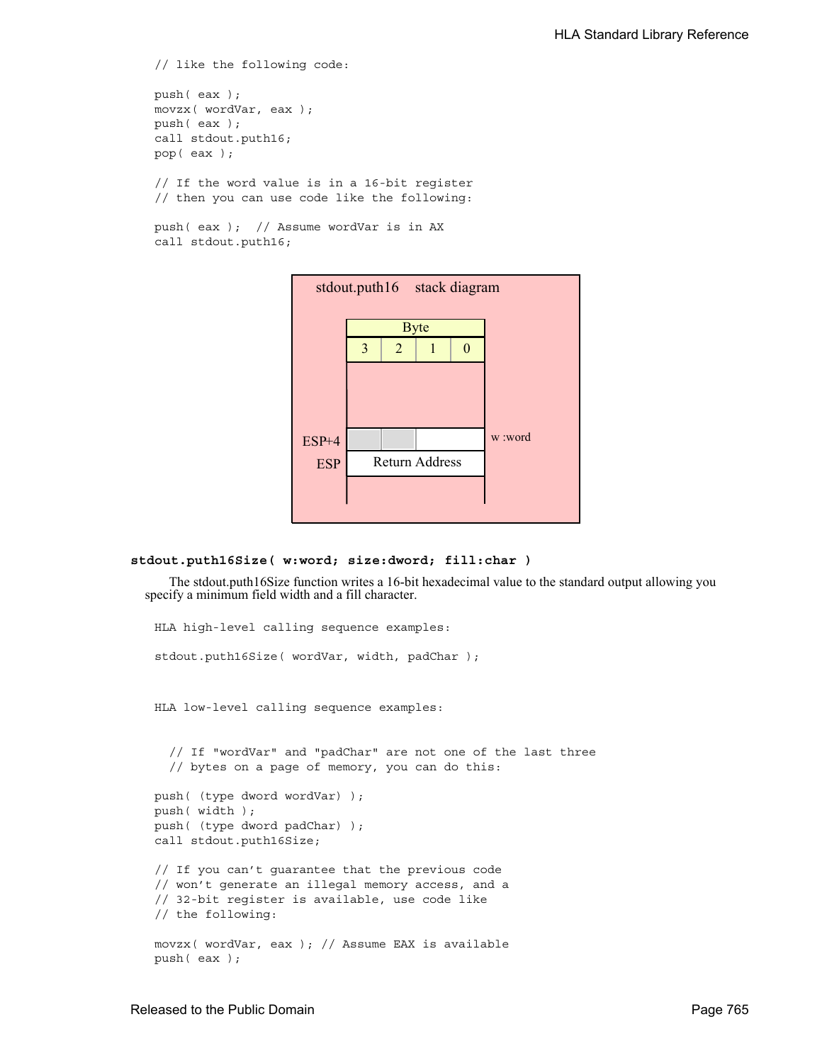```
// like the following code:

push( eax );
movzx( wordVar, eax );
push( eax );
call stdout.puth16;
pop( eax );

// If the word value is in a 16-bit register
// then you can use code like the following:

push( eax );  // Assume wordVar is in AX
call stdout.puth16;
```

stdout.puth16 stack diagram

| | Byte | | | | |
|---|---|---|---|---|---|
| | 3 | 2 | 1 | 0 | |
| ESP+4 | | | | | w :word |
| ESP | Return Address | | | | |

**stdout.puth16Size( w:word; size:dword; fill:char )**

The stdout.puth16Size function writes a 16-bit hexadecimal value to the standard output allowing you specify a minimum field width and a fill character.

```
HLA high-level calling sequence examples:

stdout.puth16Size( wordVar, width, padChar );



HLA low-level calling sequence examples:


  // If "wordVar" and "padChar" are not one of the last three
  // bytes on a page of memory, you can do this:

push( (type dword wordVar) );
push( width );
push( (type dword padChar) );
call stdout.puth16Size;

// If you can't guarantee that the previous code
// won't generate an illegal memory access, and a
// 32-bit register is available, use code like
// the following:

movzx( wordVar, eax ); // Assume EAX is available
push( eax );
```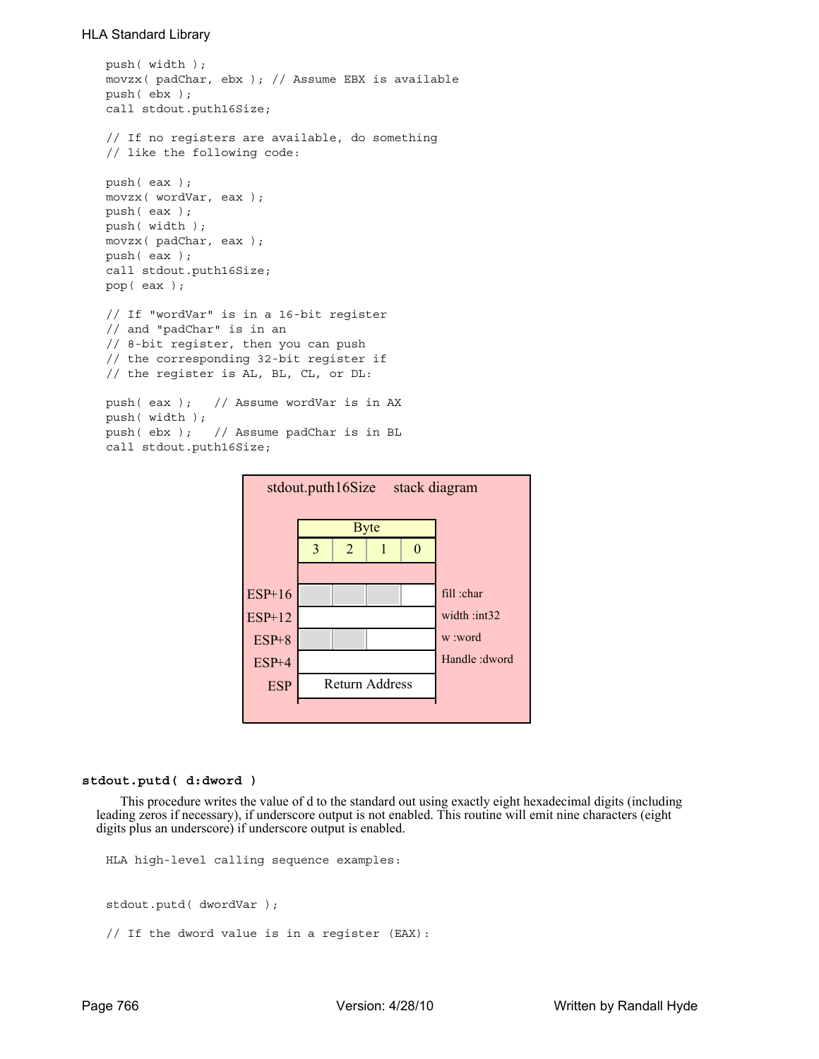```
push( width );
movzx( padChar, ebx ); // Assume EBX is available
push( ebx );
call stdout.puth16Size;

// If no registers are available, do something
// like the following code:

push( eax );
movzx( wordVar, eax );
push( eax );
push( width );
movzx( padChar, eax );
push( eax );
call stdout.puth16Size;
pop( eax );

// If "wordVar" is in a 16-bit register
// and "padChar" is in an
// 8-bit register, then you can push
// the corresponding 32-bit register if
// the register is AL, BL, CL, or DL:

push( eax );   // Assume wordVar is in AX
push( width );
push( ebx );   // Assume padChar is in BL
call stdout.puth16Size;
```

stdout.puth16Size stack diagram

| | Byte 3 | Byte 2 | Byte 1 | Byte 0 | |
|---|---|---|---|---|---|
| ESP+16 | | | | | fill :char |
| ESP+12 | | | | | width :int32 |
| ESP+8 | | | | | w :word |
| ESP+4 | | | | | Handle :dword |
| ESP | Return Address | | | | |

**stdout.putd( d:dword )**

This procedure writes the value of d to the standard out using exactly eight hexadecimal digits (including leading zeros if necessary), if underscore output is not enabled. This routine will emit nine characters (eight digits plus an underscore) if underscore output is enabled.

```
HLA high-level calling sequence examples:


stdout.putd( dwordVar );

// If the dword value is in a register (EAX):
```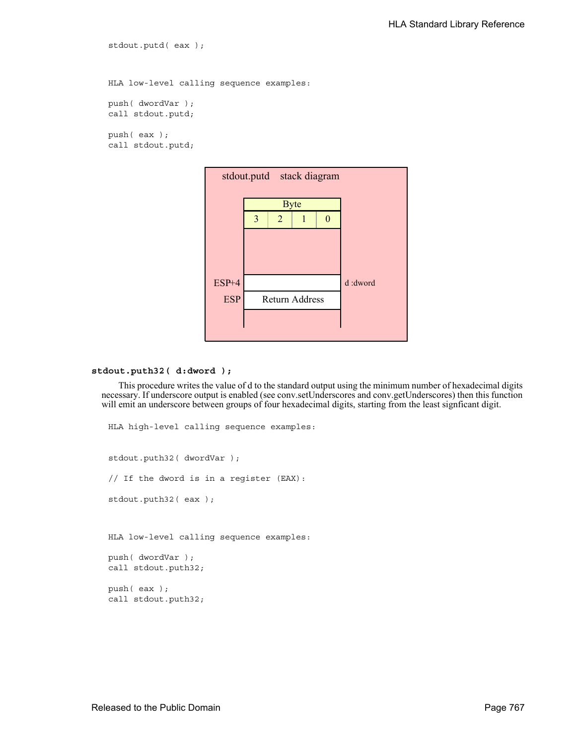```
stdout.putd( eax );


HLA low-level calling sequence examples:

push( dwordVar );
call stdout.putd;

push( eax );
call stdout.putd;
```

stdout.putd stack diagram

| Byte | | | |
|---|---|---|---|
| 3 | 2 | 1 | 0 |

ESP+4 — d :dword

ESP — Return Address

**stdout.puth32( d:dword );**

This procedure writes the value of d to the standard output using the minimum number of hexadecimal digits necessary. If underscore output is enabled (see conv.setUnderscores and conv.getUnderscores) then this function will emit an underscore between groups of four hexadecimal digits, starting from the least signficant digit.

```
HLA high-level calling sequence examples:


stdout.puth32( dwordVar );

// If the dword is in a register (EAX):

stdout.puth32( eax );



HLA low-level calling sequence examples:

push( dwordVar );
call stdout.puth32;

push( eax );
call stdout.puth32;
```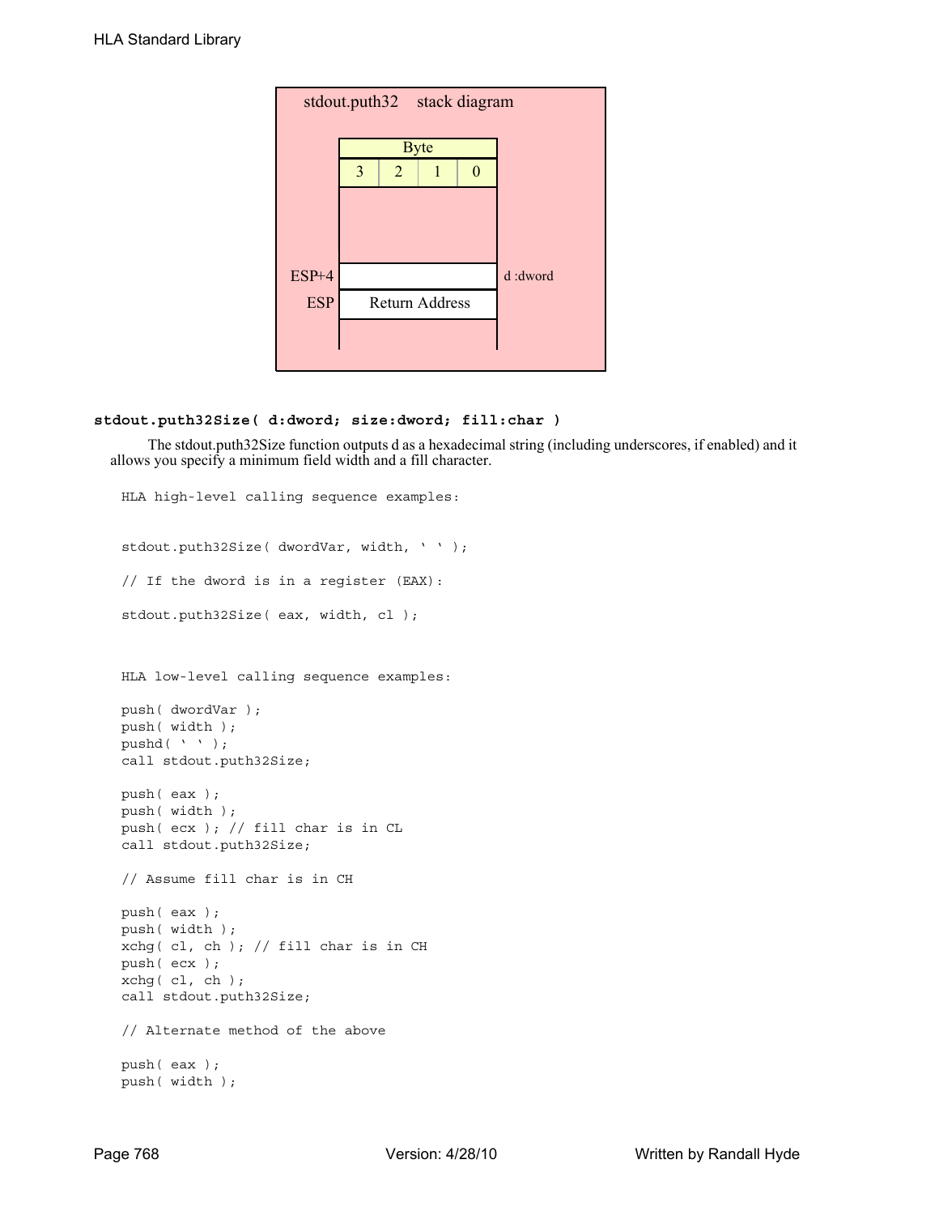stdout.puth32 stack diagram

| Byte | | | |
|---|---|---|---|
| 3 | 2 | 1 | 0 |

ESP+4 — d :dword

ESP — Return Address

**stdout.puth32Size( d:dword; size:dword; fill:char )**

The stdout.puth32Size function outputs d as a hexadecimal string (including underscores, if enabled) and it allows you specify a minimum field width and a fill character.

```
HLA high-level calling sequence examples:


stdout.puth32Size( dwordVar, width, ' ' );

// If the dword is in a register (EAX):

stdout.puth32Size( eax, width, cl );



HLA low-level calling sequence examples:

push( dwordVar );
push( width );
pushd( ' ' );
call stdout.puth32Size;

push( eax );
push( width );
push( ecx ); // fill char is in CL
call stdout.puth32Size;

// Assume fill char is in CH

push( eax );
push( width );
xchg( cl, ch ); // fill char is in CH
push( ecx );
xchg( cl, ch );
call stdout.puth32Size;

// Alternate method of the above

push( eax );
push( width );
```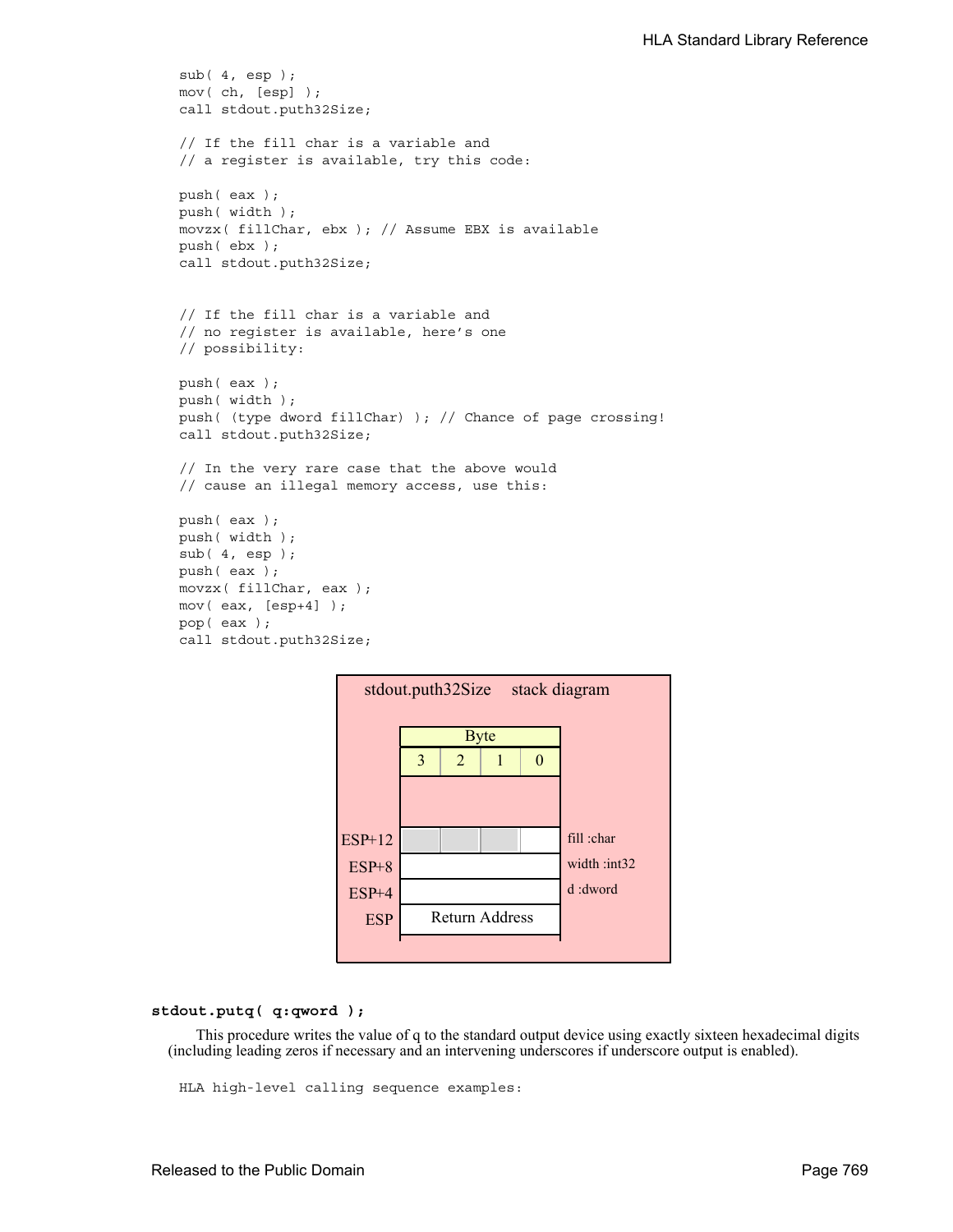```
sub( 4, esp );
mov( ch, [esp] );
call stdout.puth32Size;

// If the fill char is a variable and
// a register is available, try this code:

push( eax );
push( width );
movzx( fillChar, ebx ); // Assume EBX is available
push( ebx );
call stdout.puth32Size;


// If the fill char is a variable and
// no register is available, here's one
// possibility:

push( eax );
push( width );
push( (type dword fillChar) ); // Chance of page crossing!
call stdout.puth32Size;

// In the very rare case that the above would
// cause an illegal memory access, use this:

push( eax );
push( width );
sub( 4, esp );
push( eax );
movzx( fillChar, eax );
mov( eax, [esp+4] );
pop( eax );
call stdout.puth32Size;
```

**stdout.puth32Size stack diagram**

| | Byte 3 | Byte 2 | Byte 1 | Byte 0 | |
|---|---|---|---|---|---|
| ESP+12 | | | | | fill :char |
| ESP+8 | | | | | width :int32 |
| ESP+4 | | | | | d :dword |
| ESP | Return Address | | | | |

**stdout.putq( q:qword );**

This procedure writes the value of q to the standard output device using exactly sixteen hexadecimal digits (including leading zeros if necessary and an intervening underscores if underscore output is enabled).

```
HLA high-level calling sequence examples:
```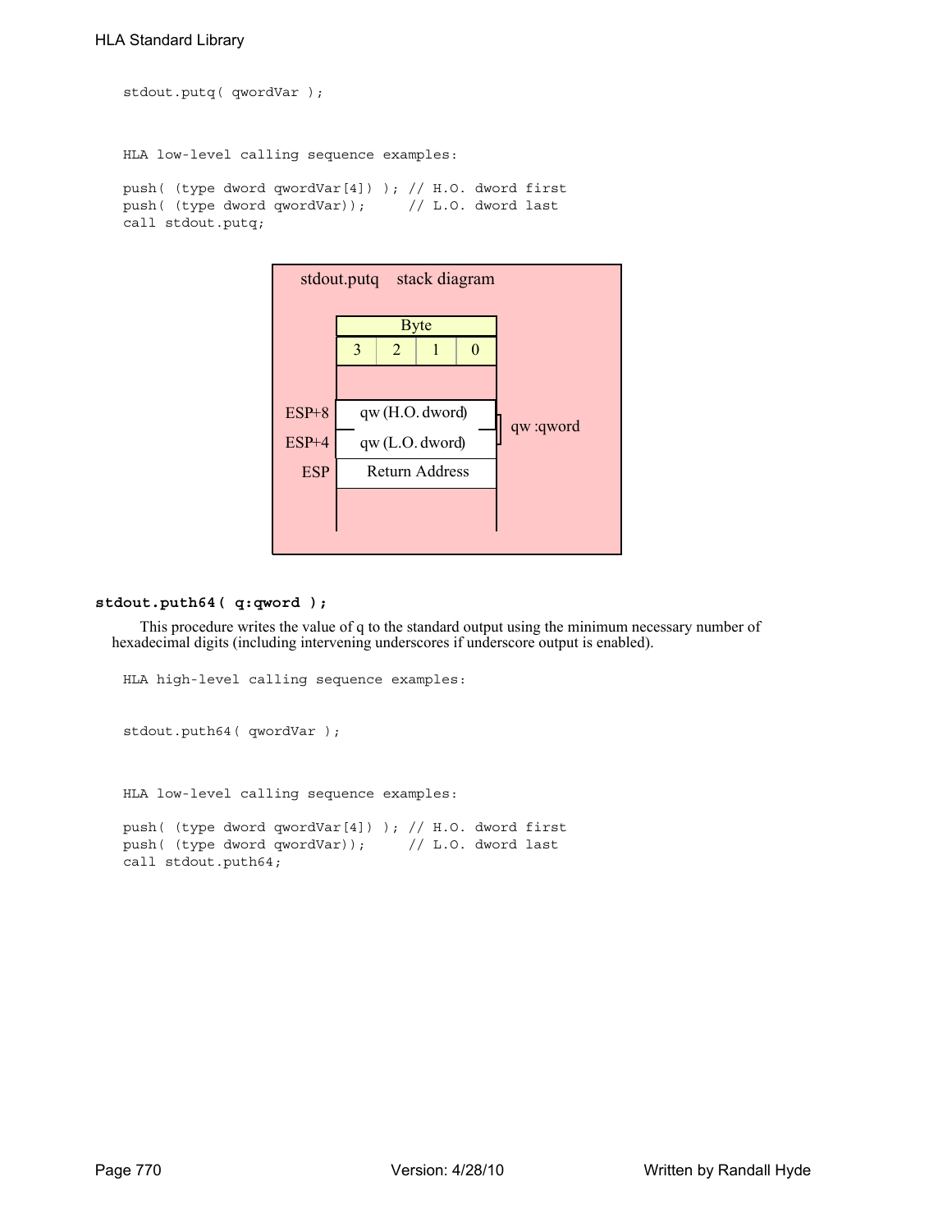```
stdout.putq( qwordVar );
```

```
HLA low-level calling sequence examples:

push( (type dword qwordVar[4]) ); // H.O. dword first
push( (type dword qwordVar));     // L.O. dword last
call stdout.putq;
```

stdout.putq stack diagram

| | Byte 3 | Byte 2 | Byte 1 | Byte 0 | |
|---|---|---|---|---|---|
| ESP+8 | qw (H.O. dword) | | | | qw :qword |
| ESP+4 | qw (L.O. dword) | | | | |
| ESP | Return Address | | | | |

#### stdout.puth64( q:qword );

This procedure writes the value of q to the standard output using the minimum necessary number of hexadecimal digits (including intervening underscores if underscore output is enabled).

```
HLA high-level calling sequence examples:


stdout.puth64( qwordVar );
```

```
HLA low-level calling sequence examples:

push( (type dword qwordVar[4]) ); // H.O. dword first
push( (type dword qwordVar));     // L.O. dword last
call stdout.puth64;
```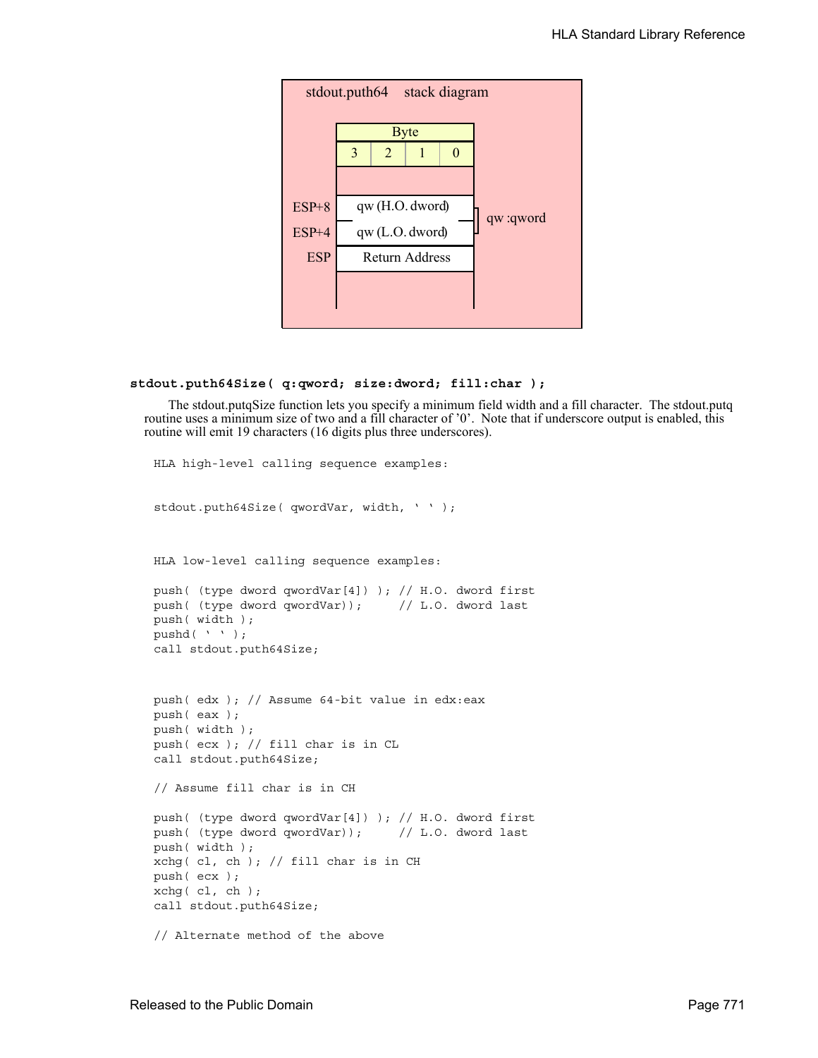stdout.puth64 stack diagram

| Byte | | | |
|---|---|---|---|
| 3 | 2 | 1 | 0 |

| Offset | Contents | |
|---|---|---|
| | | |
| ESP+8 | qw (H.O. dword) | qw :qword |
| ESP+4 | qw (L.O. dword) | |
| ESP | Return Address | |

**stdout.puth64Size( q:qword; size:dword; fill:char );**

The stdout.putqSize function lets you specify a minimum field width and a fill character. The stdout.putq routine uses a minimum size of two and a fill character of '0'. Note that if underscore output is enabled, this routine will emit 19 characters (16 digits plus three underscores).

```
HLA high-level calling sequence examples:


stdout.puth64Size( qwordVar, width, ' ' );



HLA low-level calling sequence examples:

push( (type dword qwordVar[4]) ); // H.O. dword first
push( (type dword qwordVar));     // L.O. dword last
push( width );
pushd( ' ' );
call stdout.puth64Size;



push( edx ); // Assume 64-bit value in edx:eax
push( eax );
push( width );
push( ecx ); // fill char is in CL
call stdout.puth64Size;

// Assume fill char is in CH

push( (type dword qwordVar[4]) ); // H.O. dword first
push( (type dword qwordVar));     // L.O. dword last
push( width );
xchg( cl, ch ); // fill char is in CH
push( ecx );
xchg( cl, ch );
call stdout.puth64Size;

// Alternate method of the above
```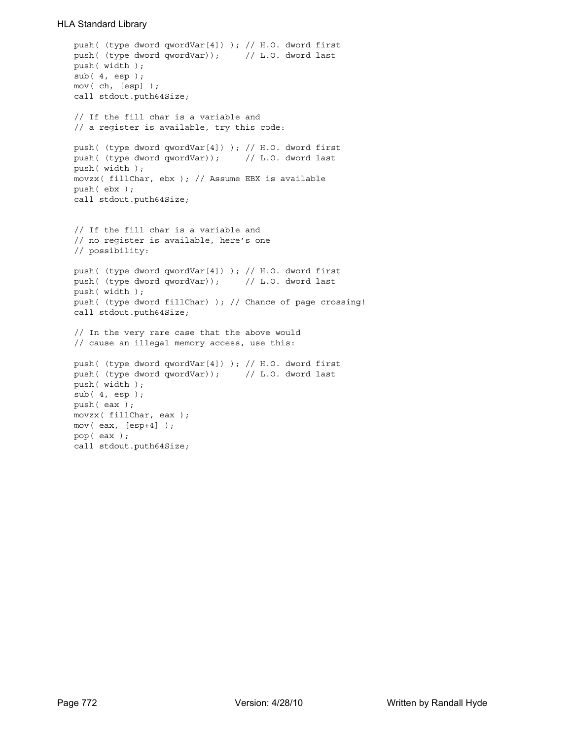```
push( (type dword qwordVar[4]) ); // H.O. dword first
push( (type dword qwordVar));     // L.O. dword last
push( width );
sub( 4, esp );
mov( ch, [esp] );
call stdout.puth64Size;

// If the fill char is a variable and
// a register is available, try this code:

push( (type dword qwordVar[4]) ); // H.O. dword first
push( (type dword qwordVar));     // L.O. dword last
push( width );
movzx( fillChar, ebx ); // Assume EBX is available
push( ebx );
call stdout.puth64Size;


// If the fill char is a variable and
// no register is available, here's one
// possibility:

push( (type dword qwordVar[4]) ); // H.O. dword first
push( (type dword qwordVar));     // L.O. dword last
push( width );
push( (type dword fillChar) ); // Chance of page crossing!
call stdout.puth64Size;

// In the very rare case that the above would
// cause an illegal memory access, use this:

push( (type dword qwordVar[4]) ); // H.O. dword first
push( (type dword qwordVar));     // L.O. dword last
push( width );
sub( 4, esp );
push( eax );
movzx( fillChar, eax );
mov( eax, [esp+4] );
pop( eax );
call stdout.puth64Size;
```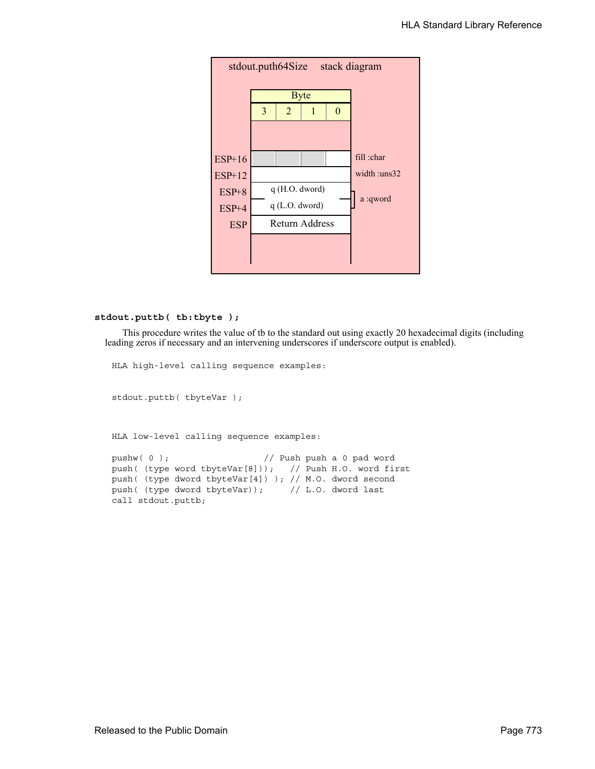stdout.puth64Size stack diagram

| | Byte | | | | |
|---|---|---|---|---|---|
| | 3 | 2 | 1 | 0 | |
| ESP+16 | | | | | fill :char |
| ESP+12 | | | | | width :uns32 |
| ESP+8 | q (H.O. dword) | | | | a :qword |
| ESP+4 | q (L.O. dword) | | | | |
| ESP | Return Address | | | | |

**stdout.puttb( tb:tbyte );**

This procedure writes the value of tb to the standard out using exactly 20 hexadecimal digits (including leading zeros if necessary and an intervening underscores if underscore output is enabled).

```
HLA high-level calling sequence examples:


stdout.puttb( tbyteVar );



HLA low-level calling sequence examples:

pushw( 0 );                   // Push push a 0 pad word
push( (type word tbyteVar[8]));   // Push H.O. word first
push( (type dword tbyteVar[4]) ); // M.O. dword second
push( (type dword tbyteVar));     // L.O. dword last
call stdout.puttb;
```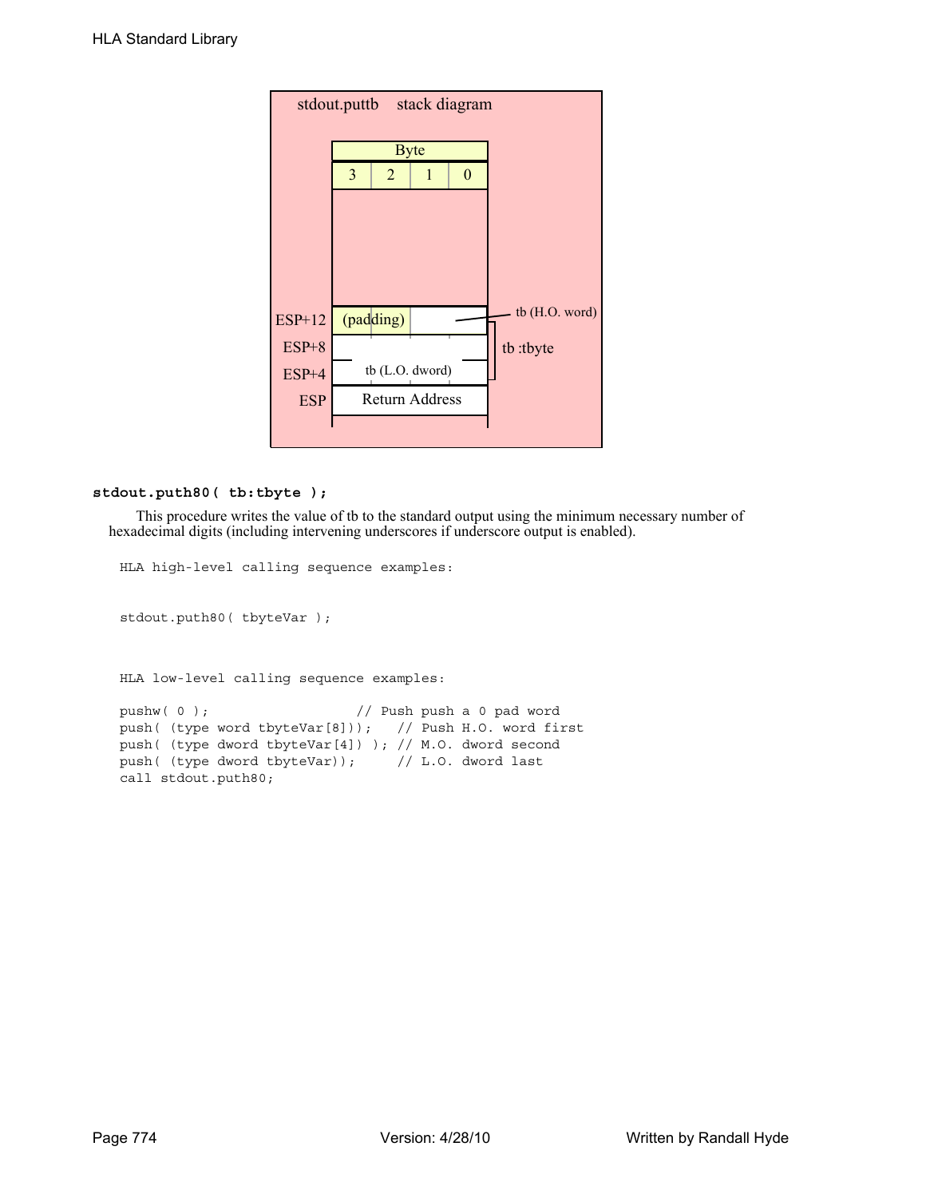stdout.puttb stack diagram

| | Byte | | | | |
|---|---|---|---|---|---|
| | 3 | 2 | 1 | 0 | |
| ESP+12 | (padding) | | tb (H.O. word) | | tb :tbyte |
| ESP+8 | | | | | |
| ESP+4 | tb (L.O. dword) | | | | |
| ESP | Return Address | | | | |

**stdout.puth80( tb:tbyte );**

This procedure writes the value of tb to the standard output using the minimum necessary number of hexadecimal digits (including intervening underscores if underscore output is enabled).

```
HLA high-level calling sequence examples:


stdout.puth80( tbyteVar );



HLA low-level calling sequence examples:

pushw( 0 );                   // Push push a 0 pad word
push( (type word tbyteVar[8]));   // Push H.O. word first
push( (type dword tbyteVar[4]) ); // M.O. dword second
push( (type dword tbyteVar));     // L.O. dword last
call stdout.puth80;
```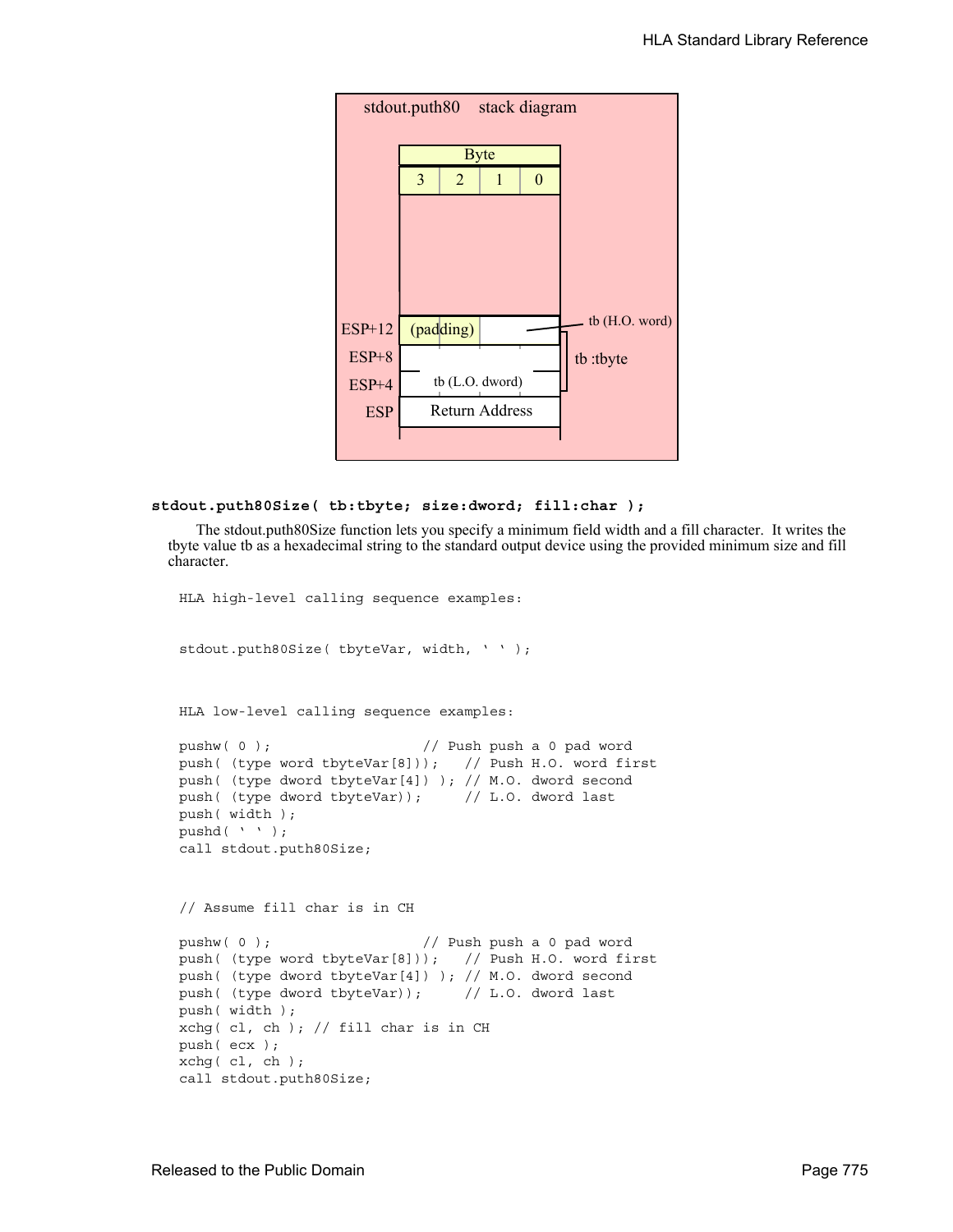stdout.puth80 stack diagram

| | Byte | | | |
|---|---|---|---|---|
| | 3 | 2 | 1 | 0 |
| ESP+12 | (padding) | | tb (H.O. word) | |
| ESP+8 | tb :tbyte | | | |
| ESP+4 | tb (L.O. dword) | | | |
| ESP | Return Address | | | |

**stdout.puth80Size( tb:tbyte; size:dword; fill:char );**

The stdout.puth80Size function lets you specify a minimum field width and a fill character. It writes the tbyte value tb as a hexadecimal string to the standard output device using the provided minimum size and fill character.

```
HLA high-level calling sequence examples:


stdout.puth80Size( tbyteVar, width, ' ' );



HLA low-level calling sequence examples:

pushw( 0 );                  // Push push a 0 pad word
push( (type word tbyteVar[8]));   // Push H.O. word first
push( (type dword tbyteVar[4]) ); // M.O. dword second
push( (type dword tbyteVar));     // L.O. dword last
push( width );
pushd( ' ' );
call stdout.puth80Size;



// Assume fill char is in CH

pushw( 0 );                  // Push push a 0 pad word
push( (type word tbyteVar[8]));   // Push H.O. word first
push( (type dword tbyteVar[4]) ); // M.O. dword second
push( (type dword tbyteVar));     // L.O. dword last
push( width );
xchg( cl, ch ); // fill char is in CH
push( ecx );
xchg( cl, ch );
call stdout.puth80Size;
```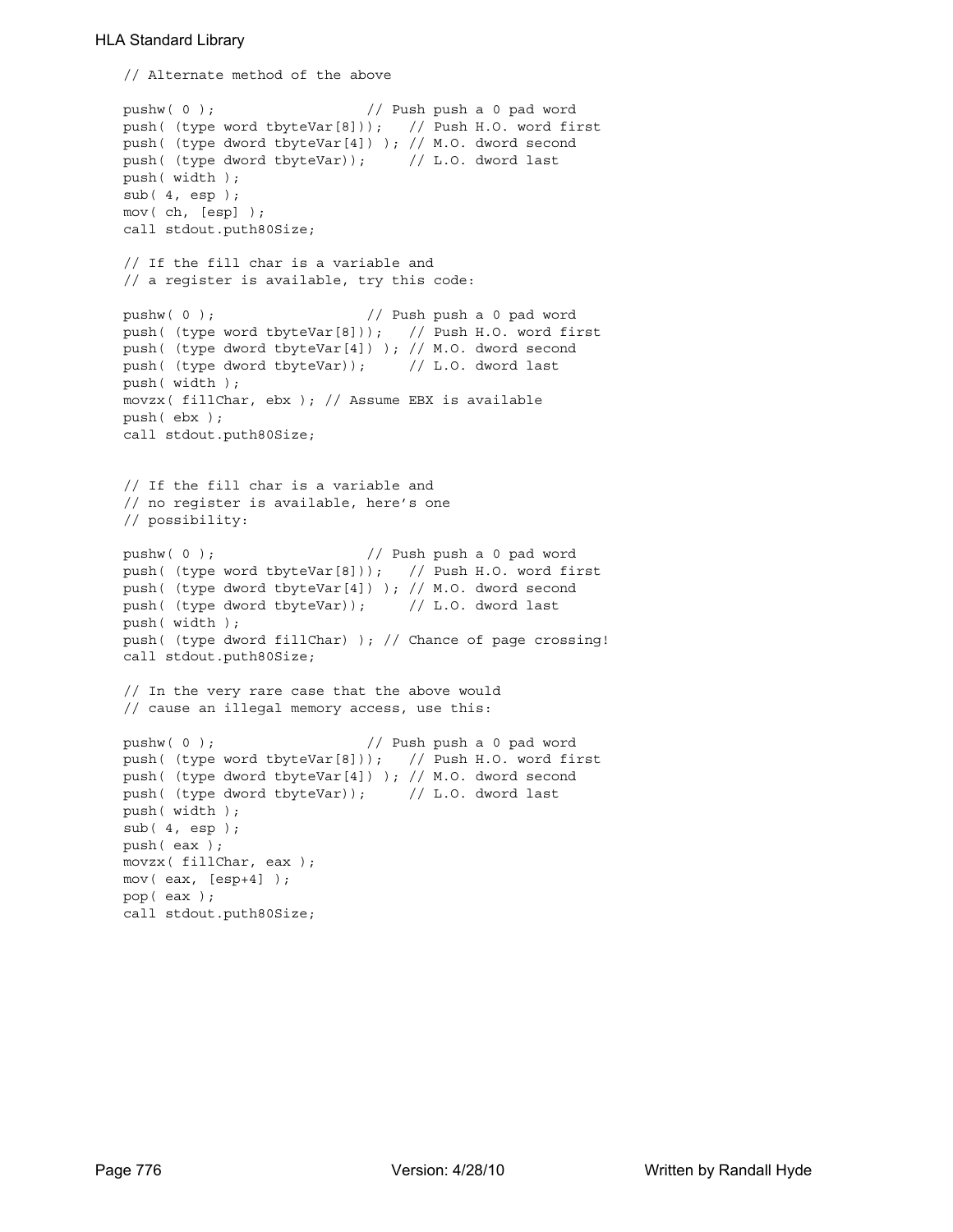```
// Alternate method of the above

pushw( 0 );                   // Push push a 0 pad word
push( (type word tbyteVar[8]));   // Push H.O. word first
push( (type dword tbyteVar[4]) ); // M.O. dword second
push( (type dword tbyteVar));     // L.O. dword last
push( width );
sub( 4, esp );
mov( ch, [esp] );
call stdout.puth80Size;

// If the fill char is a variable and
// a register is available, try this code:

pushw( 0 );                   // Push push a 0 pad word
push( (type word tbyteVar[8]));   // Push H.O. word first
push( (type dword tbyteVar[4]) ); // M.O. dword second
push( (type dword tbyteVar));     // L.O. dword last
push( width );
movzx( fillChar, ebx ); // Assume EBX is available
push( ebx );
call stdout.puth80Size;


// If the fill char is a variable and
// no register is available, here's one
// possibility:

pushw( 0 );                   // Push push a 0 pad word
push( (type word tbyteVar[8]));   // Push H.O. word first
push( (type dword tbyteVar[4]) ); // M.O. dword second
push( (type dword tbyteVar));     // L.O. dword last
push( width );
push( (type dword fillChar) ); // Chance of page crossing!
call stdout.puth80Size;

// In the very rare case that the above would
// cause an illegal memory access, use this:

pushw( 0 );                   // Push push a 0 pad word
push( (type word tbyteVar[8]));   // Push H.O. word first
push( (type dword tbyteVar[4]) ); // M.O. dword second
push( (type dword tbyteVar));     // L.O. dword last
push( width );
sub( 4, esp );
push( eax );
movzx( fillChar, eax );
mov( eax, [esp+4] );
pop( eax );
call stdout.puth80Size;
```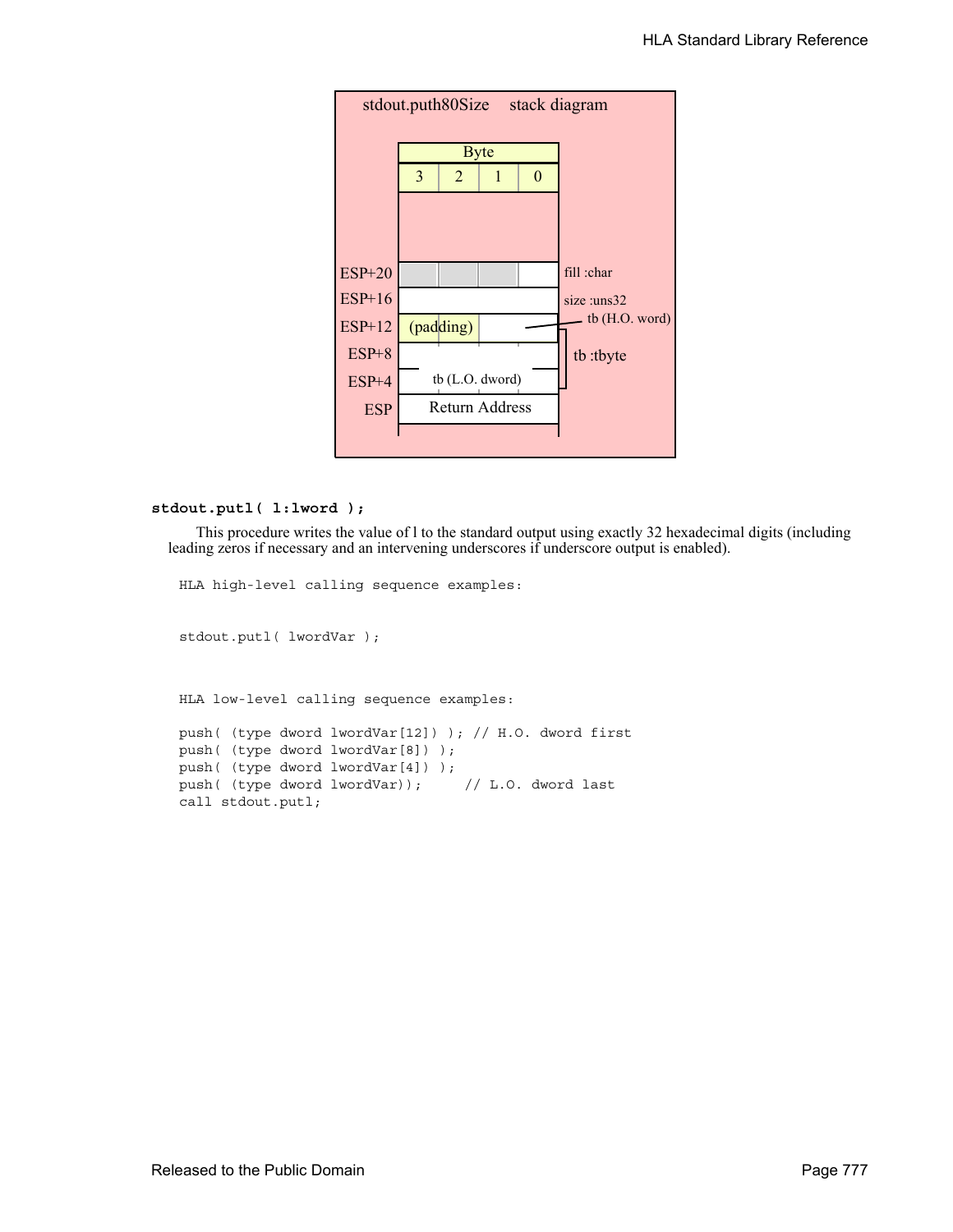stdout.puth80Size stack diagram

| | Byte 3 | Byte 2 | Byte 1 | Byte 0 | |
|---|---|---|---|---|---|
| ESP+20 | | | | | fill :char |
| ESP+16 | | | | | size :uns32 |
| ESP+12 | (padding) | | tb (H.O. word) | | tb :tbyte |
| ESP+8 | | | | | |
| ESP+4 | tb (L.O. dword) | | | | |
| ESP | Return Address | | | | |

**stdout.putl( l:lword );**

This procedure writes the value of l to the standard output using exactly 32 hexadecimal digits (including leading zeros if necessary and an intervening underscores if underscore output is enabled).

```
HLA high-level calling sequence examples:


stdout.putl( lwordVar );



HLA low-level calling sequence examples:

push( (type dword lwordVar[12]) ); // H.O. dword first
push( (type dword lwordVar[8]) );
push( (type dword lwordVar[4]) );
push( (type dword lwordVar));     // L.O. dword last
call stdout.putl;
```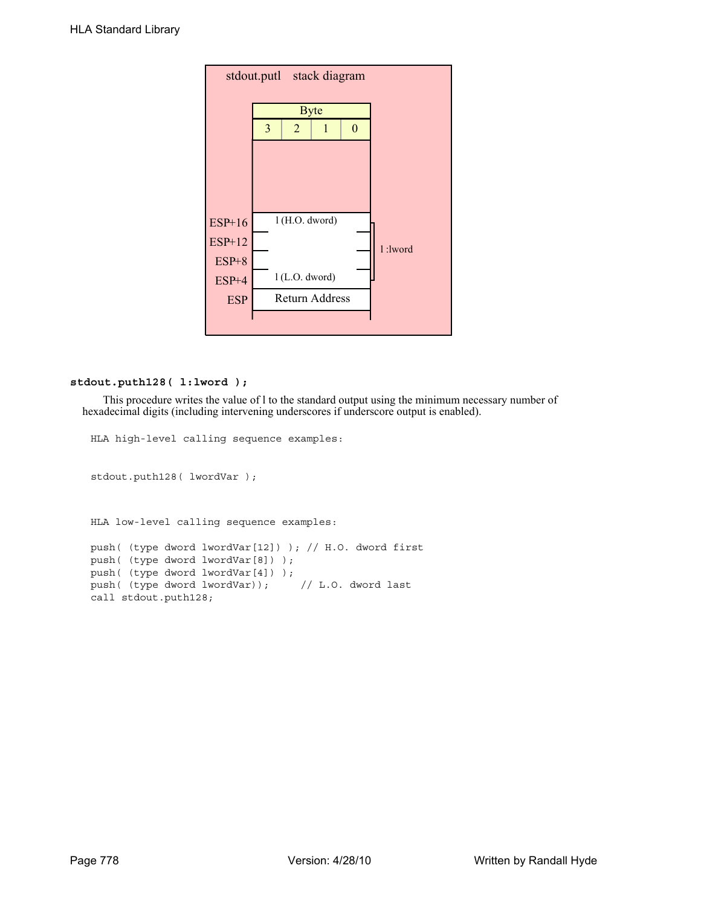stdout.putl stack diagram

| ESP offset | Byte 3 | Byte 2 | Byte 1 | Byte 0 | |
|---|---|---|---|---|---|
| ESP+16 | l (H.O. dword) | | | | l :lword |
| ESP+12 | | | | | |
| ESP+8 | | | | | |
| ESP+4 | l (L.O. dword) | | | | |
| ESP | Return Address | | | | |

**stdout.puth128( l:lword );**

This procedure writes the value of l to the standard output using the minimum necessary number of hexadecimal digits (including intervening underscores if underscore output is enabled).

```
HLA high-level calling sequence examples:


stdout.puth128( lwordVar );



HLA low-level calling sequence examples:

push( (type dword lwordVar[12]) ); // H.O. dword first
push( (type dword lwordVar[8]) );
push( (type dword lwordVar[4]) );
push( (type dword lwordVar));     // L.O. dword last
call stdout.puth128;
```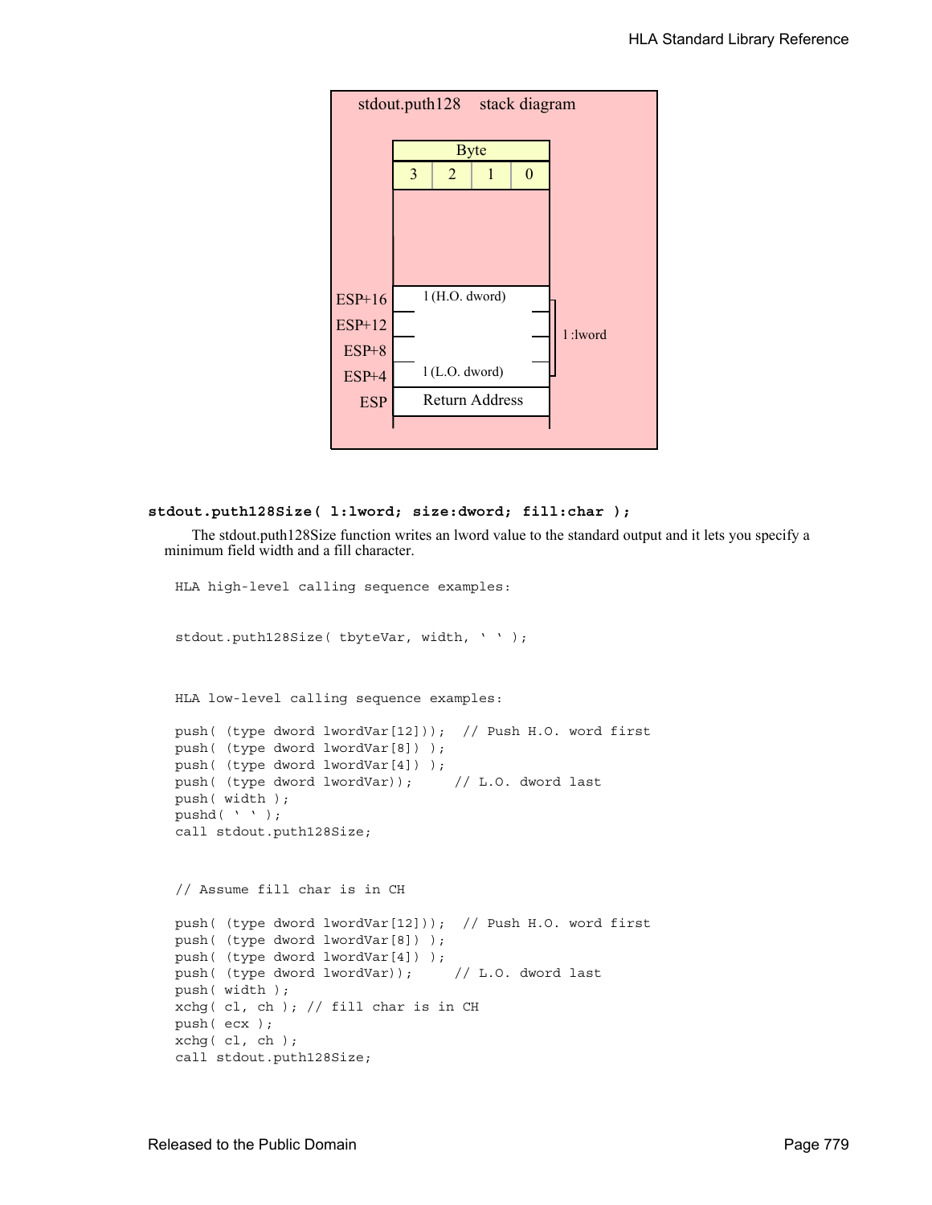stdout.puth128 stack diagram

| Byte | | | |
|---|---|---|---|
| 3 | 2 | 1 | 0 |

| Offset | Contents | |
|---|---|---|
| ESP+16 | l (H.O. dword) | l :lword |
| ESP+12 | | |
| ESP+8 | | |
| ESP+4 | l (L.O. dword) | |
| ESP | Return Address | |

**stdout.puth128Size( l:lword; size:dword; fill:char );**

The stdout.puth128Size function writes an lword value to the standard output and it lets you specify a minimum field width and a fill character.

```
HLA high-level calling sequence examples:


stdout.puth128Size( tbyteVar, width, ' ' );



HLA low-level calling sequence examples:

push( (type dword lwordVar[12]));  // Push H.O. word first
push( (type dword lwordVar[8]) );
push( (type dword lwordVar[4]) );
push( (type dword lwordVar));     // L.O. dword last
push( width );
pushd( ' ' );
call stdout.puth128Size;


// Assume fill char is in CH

push( (type dword lwordVar[12]));  // Push H.O. word first
push( (type dword lwordVar[8]) );
push( (type dword lwordVar[4]) );
push( (type dword lwordVar));     // L.O. dword last
push( width );
xchg( cl, ch ); // fill char is in CH
push( ecx );
xchg( cl, ch );
call stdout.puth128Size;
```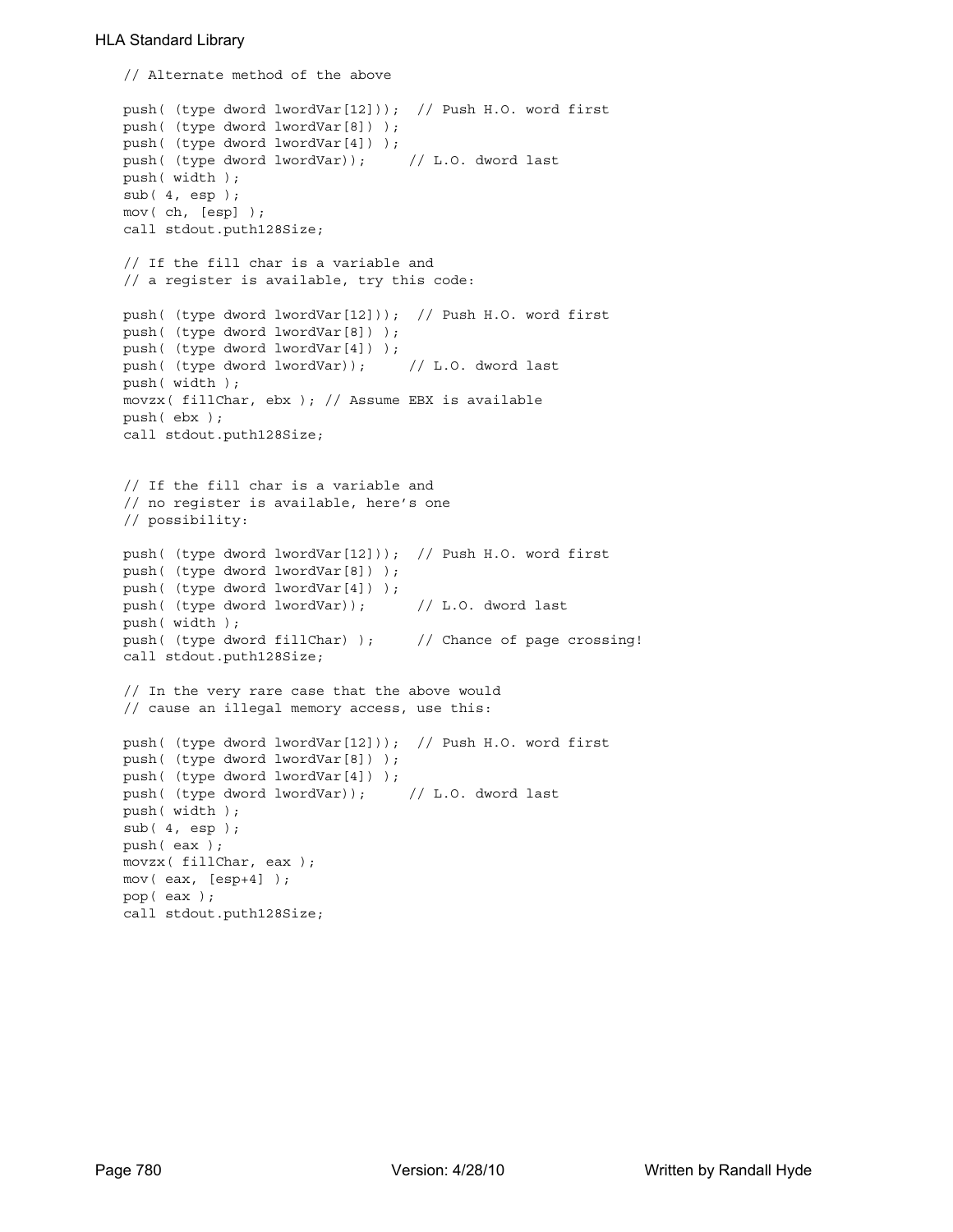```
// Alternate method of the above

push( (type dword lwordVar[12]));  // Push H.O. word first
push( (type dword lwordVar[8]) );
push( (type dword lwordVar[4]) );
push( (type dword lwordVar));      // L.O. dword last
push( width );
sub( 4, esp );
mov( ch, [esp] );
call stdout.puth128Size;

// If the fill char is a variable and
// a register is available, try this code:

push( (type dword lwordVar[12]));  // Push H.O. word first
push( (type dword lwordVar[8]) );
push( (type dword lwordVar[4]) );
push( (type dword lwordVar));      // L.O. dword last
push( width );
movzx( fillChar, ebx ); // Assume EBX is available
push( ebx );
call stdout.puth128Size;


// If the fill char is a variable and
// no register is available, here's one
// possibility:

push( (type dword lwordVar[12]));  // Push H.O. word first
push( (type dword lwordVar[8]) );
push( (type dword lwordVar[4]) );
push( (type dword lwordVar));       // L.O. dword last
push( width );
push( (type dword fillChar) );      // Chance of page crossing!
call stdout.puth128Size;

// In the very rare case that the above would
// cause an illegal memory access, use this:

push( (type dword lwordVar[12]));  // Push H.O. word first
push( (type dword lwordVar[8]) );
push( (type dword lwordVar[4]) );
push( (type dword lwordVar));      // L.O. dword last
push( width );
sub( 4, esp );
push( eax );
movzx( fillChar, eax );
mov( eax, [esp+4] );
pop( eax );
call stdout.puth128Size;
```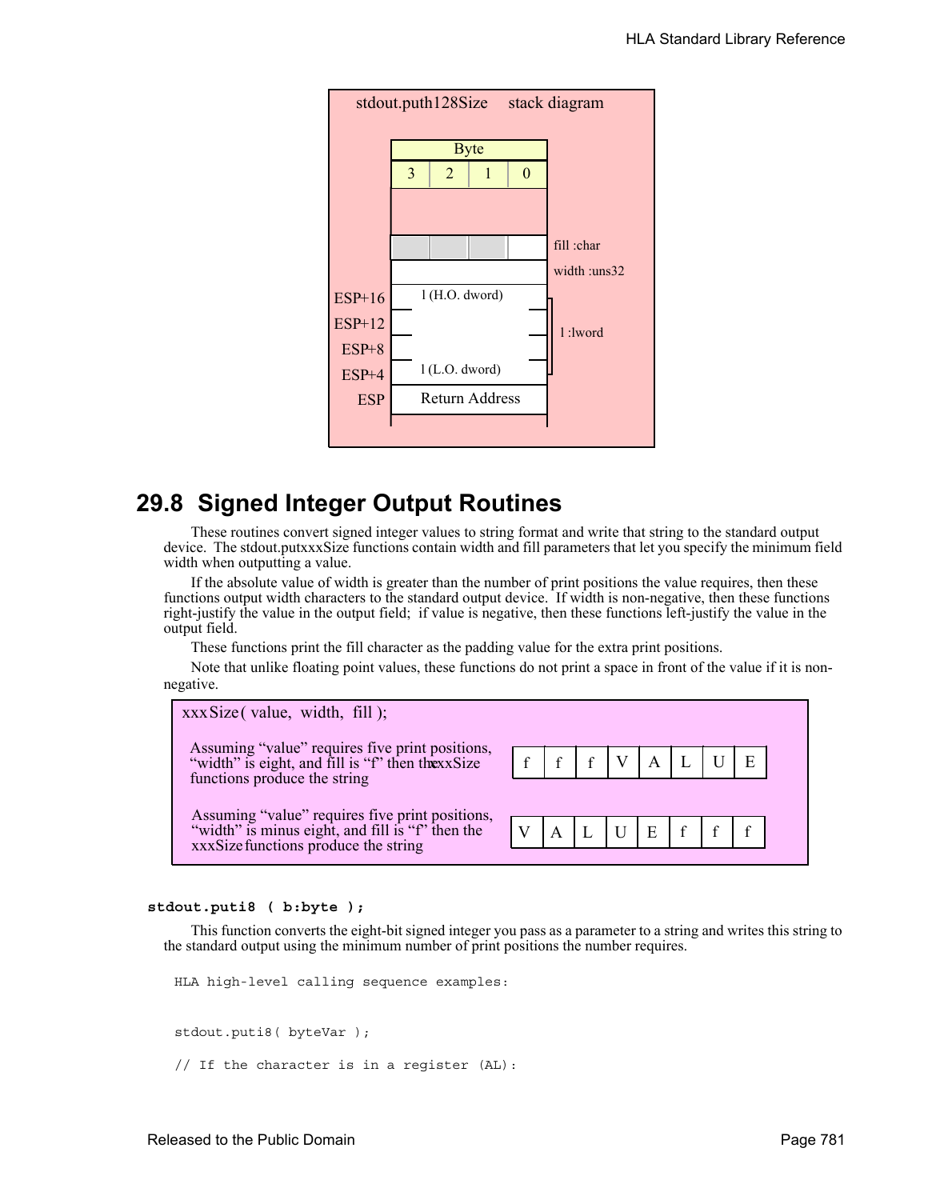stdout.puth128Size stack diagram

| Byte | | | | |
|---|---|---|---|---|
| | 3 | 2 | 1 | 0 |
| | | | | |
| | | | | fill :char |
| | | | | width :uns32 |
| ESP+16 | l (H.O. dword) | | | l :lword |
| ESP+12 | | | | |
| ESP+8 | | | | |
| ESP+4 | l (L.O. dword) | | | |
| ESP | Return Address | | | |

## 29.8 Signed Integer Output Routines

These routines convert signed integer values to string format and write that string to the standard output device. The stdout.putxxxSize functions contain width and fill parameters that let you specify the minimum field width when outputting a value.

If the absolute value of width is greater than the number of print positions the value requires, then these functions output width characters to the standard output device. If width is non-negative, then these functions right-justify the value in the output field; if value is negative, then these functions left-justify the value in the output field.

These functions print the fill character as the padding value for the extra print positions.

Note that unlike floating point values, these functions do not print a space in front of the value if it is non-negative.

xxxSize( value, width, fill );

Assuming "value" requires five print positions, "width" is eight, and fill is "f" then the xxxSize functions produce the string

| f | f | f | V | A | L | U | E |
|---|---|---|---|---|---|---|---|

Assuming "value" requires five print positions, "width" is minus eight, and fill is "f" then the xxxSize functions produce the string

| V | A | L | U | E | f | f | f |
|---|---|---|---|---|---|---|---|

**stdout.puti8 ( b:byte );**

This function converts the eight-bit signed integer you pass as a parameter to a string and writes this string to the standard output using the minimum number of print positions the number requires.

```
HLA high-level calling sequence examples:


stdout.puti8( byteVar );

// If the character is in a register (AL):
```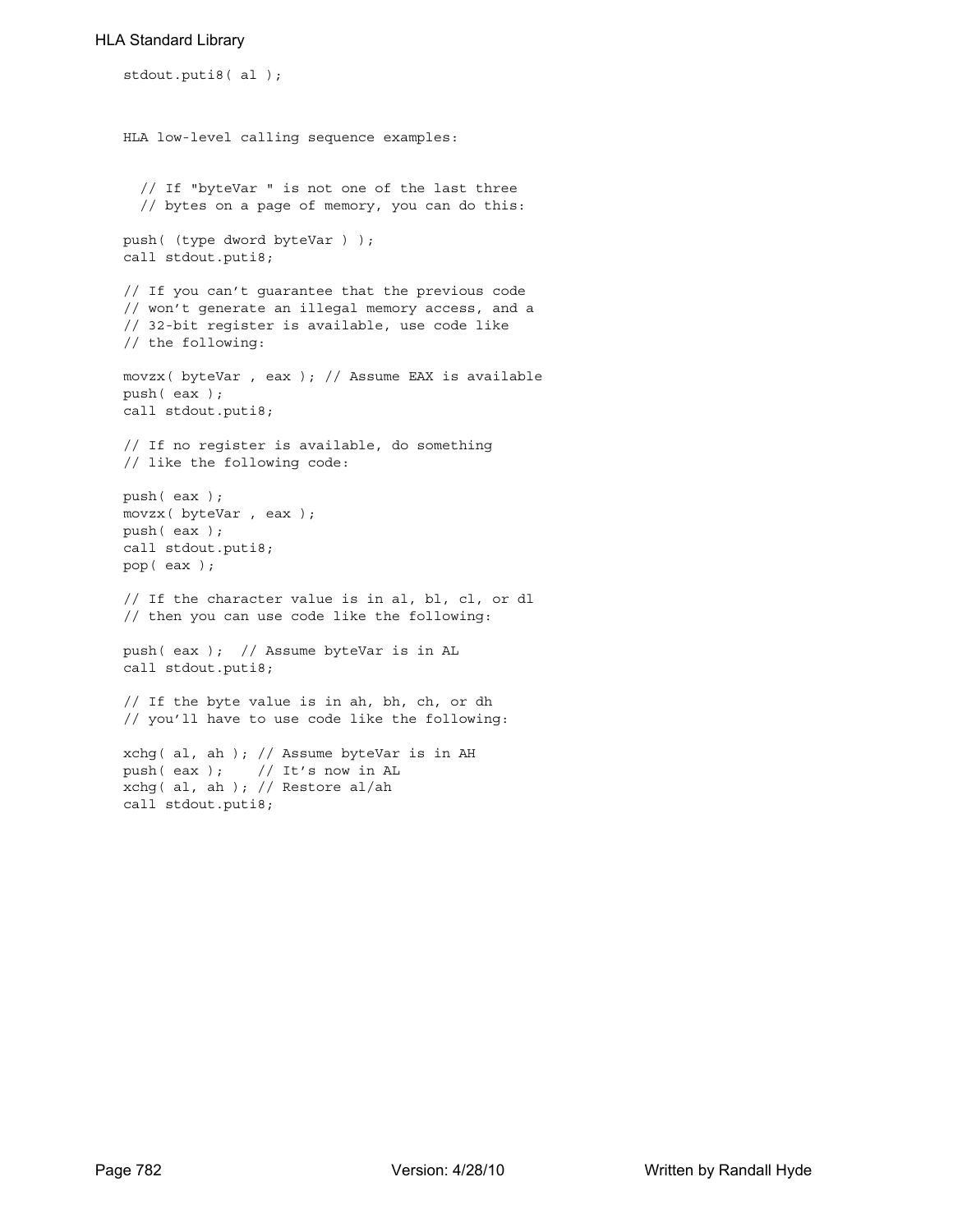```
stdout.puti8( al );
```

HLA low-level calling sequence examples:

```
  // If "byteVar " is not one of the last three
  // bytes on a page of memory, you can do this:

push( (type dword byteVar ) );
call stdout.puti8;

// If you can't guarantee that the previous code
// won't generate an illegal memory access, and a
// 32-bit register is available, use code like
// the following:

movzx( byteVar , eax ); // Assume EAX is available
push( eax );
call stdout.puti8;

// If no register is available, do something
// like the following code:

push( eax );
movzx( byteVar , eax );
push( eax );
call stdout.puti8;
pop( eax );

// If the character value is in al, bl, cl, or dl
// then you can use code like the following:

push( eax );  // Assume byteVar is in AL
call stdout.puti8;

// If the byte value is in ah, bh, ch, or dh
// you'll have to use code like the following:

xchg( al, ah ); // Assume byteVar is in AH
push( eax );    // It's now in AL
xchg( al, ah ); // Restore al/ah
call stdout.puti8;
```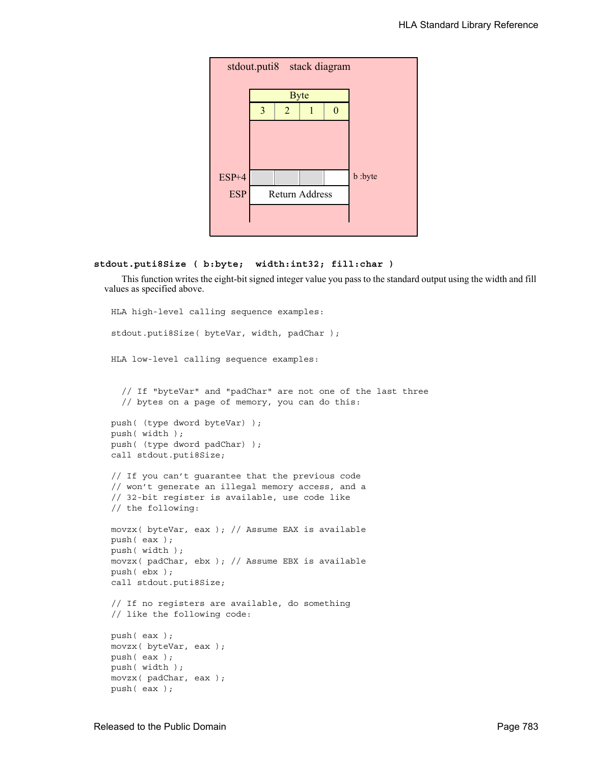stdout.puti8 stack diagram

| Byte | | | |
|---|---|---|---|
| 3 | 2 | 1 | 0 |

ESP+4 — b :byte

ESP — Return Address

**stdout.puti8Size ( b:byte; width:int32; fill:char )**

This function writes the eight-bit signed integer value you pass to the standard output using the width and fill values as specified above.

```
HLA high-level calling sequence examples:

stdout.puti8Size( byteVar, width, padChar );


HLA low-level calling sequence examples:


  // If "byteVar" and "padChar" are not one of the last three
  // bytes on a page of memory, you can do this:

push( (type dword byteVar) );
push( width );
push( (type dword padChar) );
call stdout.puti8Size;

// If you can't guarantee that the previous code
// won't generate an illegal memory access, and a
// 32-bit register is available, use code like
// the following:

movzx( byteVar, eax ); // Assume EAX is available
push( eax );
push( width );
movzx( padChar, ebx ); // Assume EBX is available
push( ebx );
call stdout.puti8Size;

// If no registers are available, do something
// like the following code:

push( eax );
movzx( byteVar, eax );
push( eax );
push( width );
movzx( padChar, eax );
push( eax );
```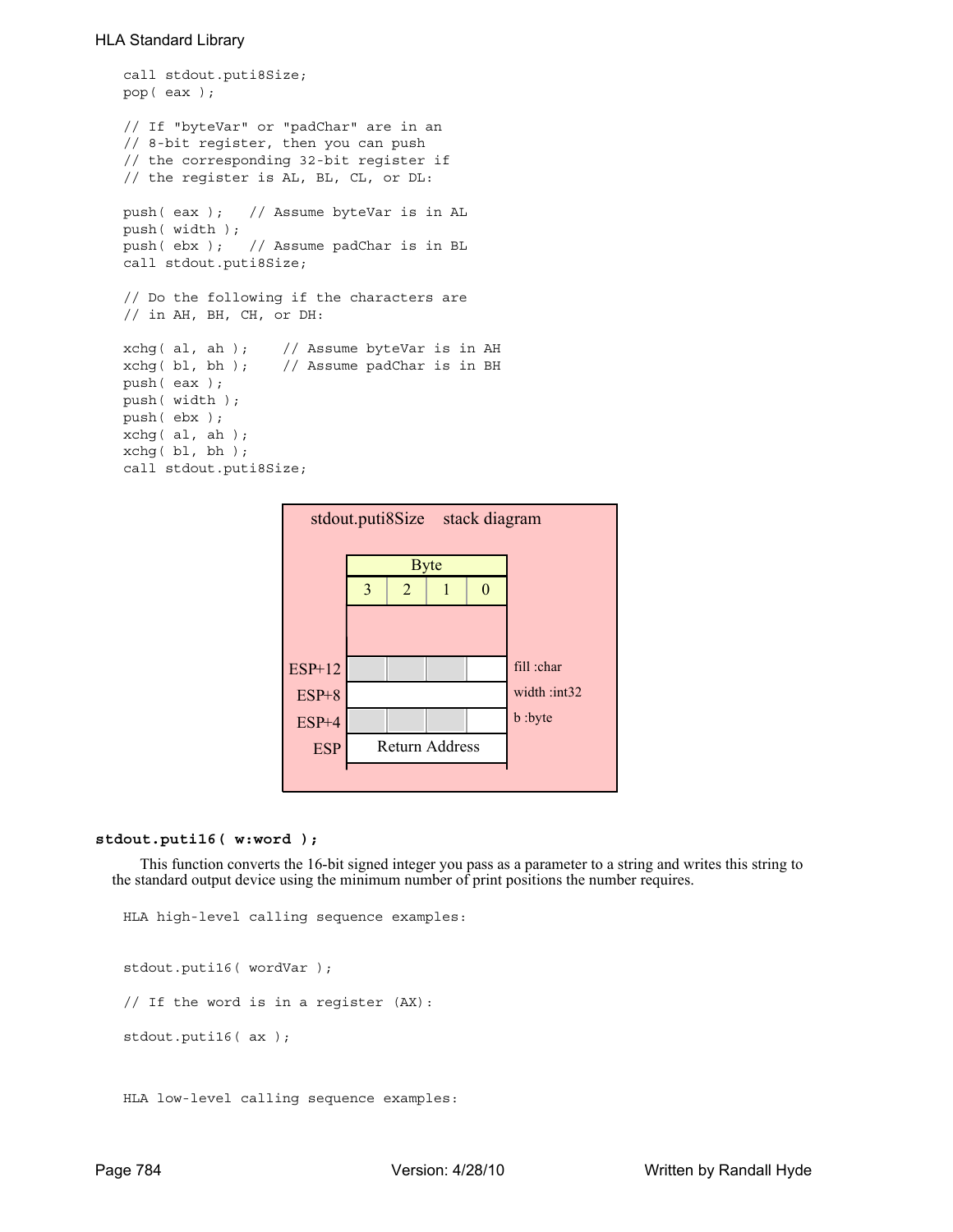```
call stdout.puti8Size;
pop( eax );

// If "byteVar" or "padChar" are in an
// 8-bit register, then you can push
// the corresponding 32-bit register if
// the register is AL, BL, CL, or DL:

push( eax );   // Assume byteVar is in AL
push( width );
push( ebx );   // Assume padChar is in BL
call stdout.puti8Size;

// Do the following if the characters are
// in AH, BH, CH, or DH:

xchg( al, ah );    // Assume byteVar is in AH
xchg( bl, bh );    // Assume padChar is in BH
push( eax );
push( width );
push( ebx );
xchg( al, ah );
xchg( bl, bh );
call stdout.puti8Size;
```

**stdout.puti8Size stack diagram**

| | Byte 3 | Byte 2 | Byte 1 | Byte 0 | |
|---|---|---|---|---|---|
| ESP+12 | | | | | fill :char |
| ESP+8 | | | | | width :int32 |
| ESP+4 | | | | | b :byte |
| ESP | Return Address | | | | |

**stdout.puti16( w:word );**

This function converts the 16-bit signed integer you pass as a parameter to a string and writes this string to the standard output device using the minimum number of print positions the number requires.

```
HLA high-level calling sequence examples:


stdout.puti16( wordVar );

// If the word is in a register (AX):

stdout.puti16( ax );



HLA low-level calling sequence examples:
```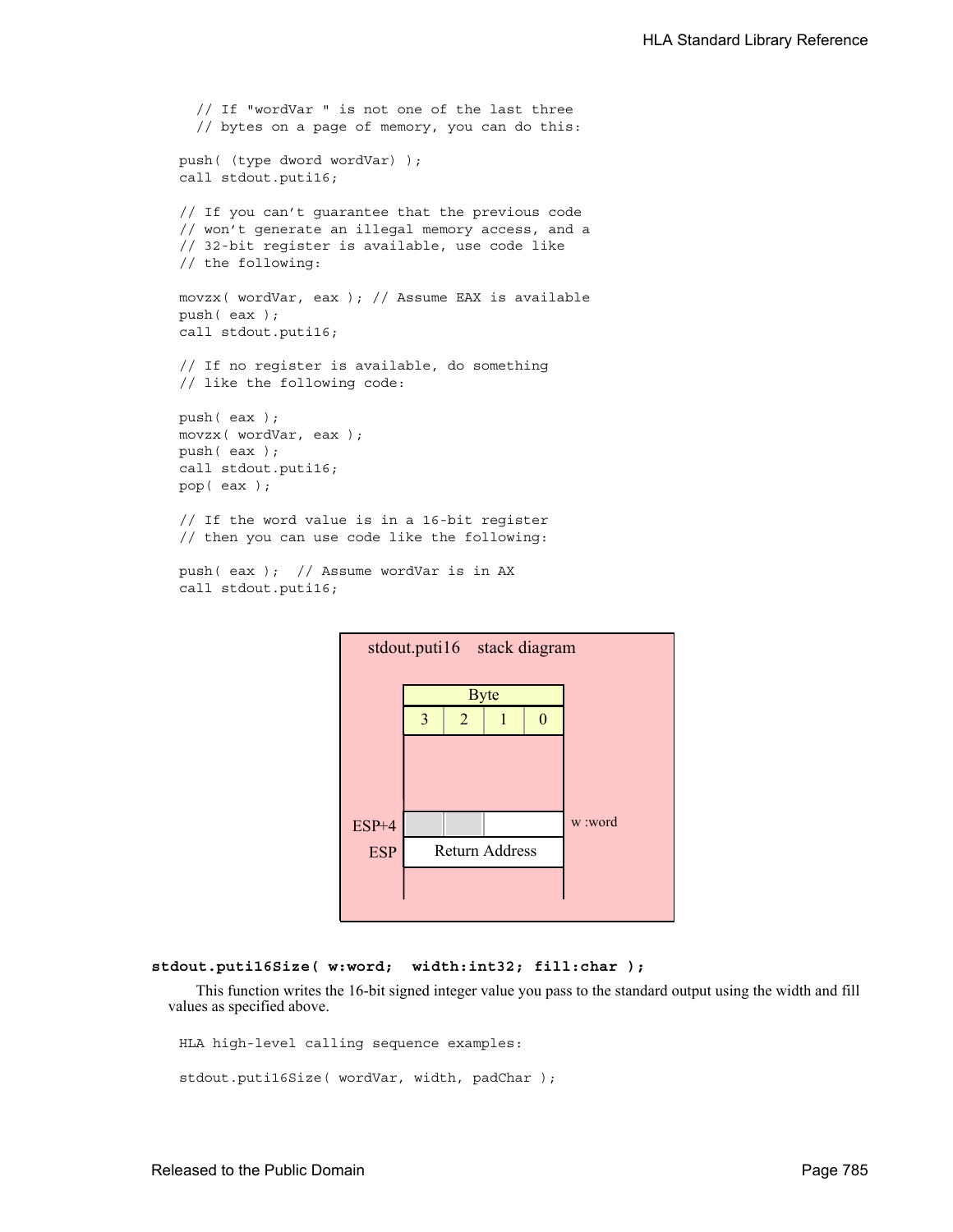```
    // If "wordVar " is not one of the last three
    // bytes on a page of memory, you can do this:

push( (type dword wordVar) );
call stdout.puti16;

// If you can't guarantee that the previous code
// won't generate an illegal memory access, and a
// 32-bit register is available, use code like
// the following:

movzx( wordVar, eax ); // Assume EAX is available
push( eax );
call stdout.puti16;

// If no register is available, do something
// like the following code:

push( eax );
movzx( wordVar, eax );
push( eax );
call stdout.puti16;
pop( eax );

// If the word value is in a 16-bit register
// then you can use code like the following:

push( eax );  // Assume wordVar is in AX
call stdout.puti16;
```

stdout.puti16 stack diagram

| Byte | | | | |
|---|---|---|---|---|
| | 3 | 2 | 1 | 0 |
| ESP+4 | | | w :word | |
| ESP | Return Address | | | |

**stdout.puti16Size( w:word; width:int32; fill:char );**

This function writes the 16-bit signed integer value you pass to the standard output using the width and fill values as specified above.

```
HLA high-level calling sequence examples:

stdout.puti16Size( wordVar, width, padChar );
```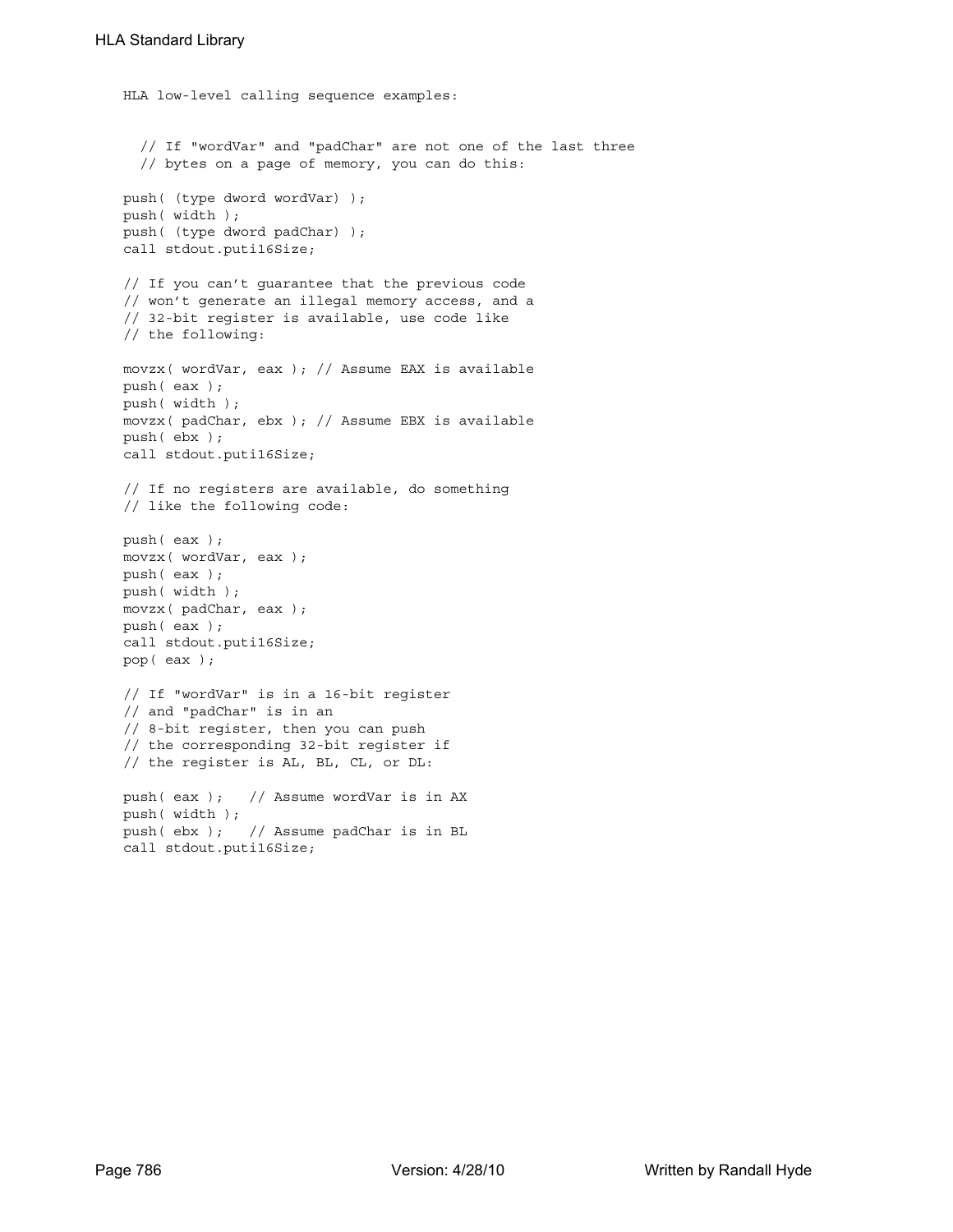```
HLA low-level calling sequence examples:

  // If "wordVar" and "padChar" are not one of the last three
  // bytes on a page of memory, you can do this:

push( (type dword wordVar) );
push( width );
push( (type dword padChar) );
call stdout.puti16Size;

// If you can't guarantee that the previous code
// won't generate an illegal memory access, and a
// 32-bit register is available, use code like
// the following:

movzx( wordVar, eax ); // Assume EAX is available
push( eax );
push( width );
movzx( padChar, ebx ); // Assume EBX is available
push( ebx );
call stdout.puti16Size;

// If no registers are available, do something
// like the following code:

push( eax );
movzx( wordVar, eax );
push( eax );
push( width );
movzx( padChar, eax );
push( eax );
call stdout.puti16Size;
pop( eax );

// If "wordVar" is in a 16-bit register
// and "padChar" is in an
// 8-bit register, then you can push
// the corresponding 32-bit register if
// the register is AL, BL, CL, or DL:

push( eax );   // Assume wordVar is in AX
push( width );
push( ebx );   // Assume padChar is in BL
call stdout.puti16Size;
```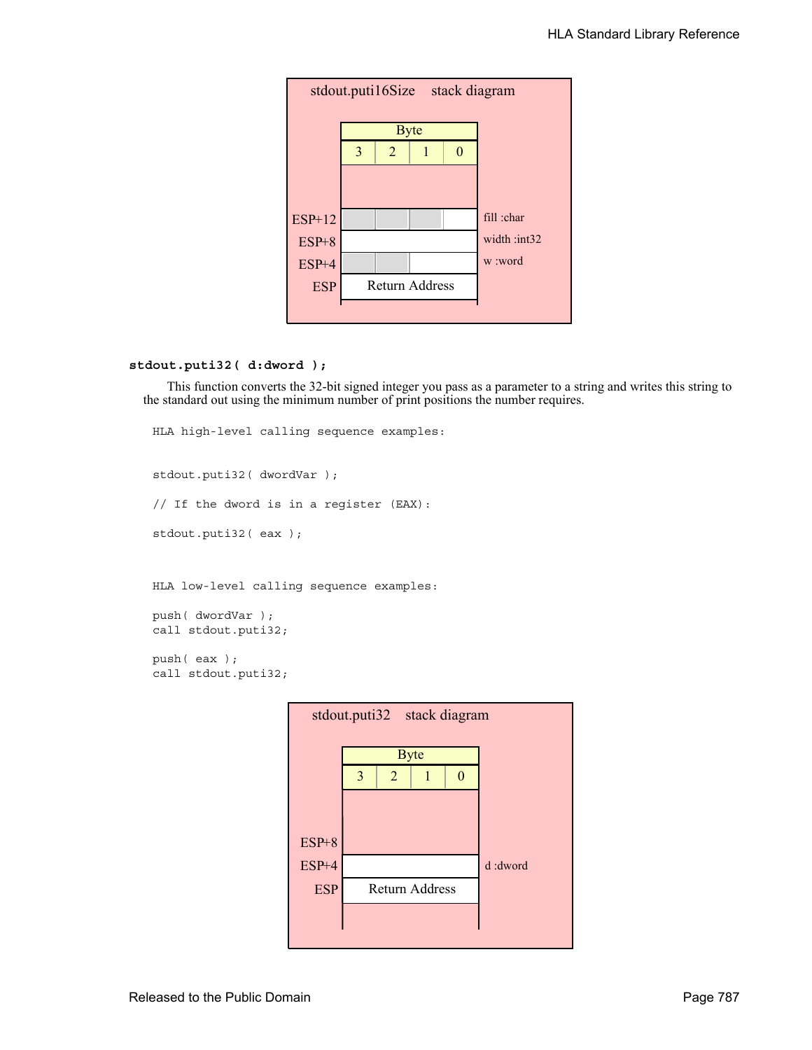stdout.puti16Size stack diagram

| | Byte 3 | Byte 2 | Byte 1 | Byte 0 | |
|---|---|---|---|---|---|
| ESP+12 | | | | | fill :char |
| ESP+8 | | | | | width :int32 |
| ESP+4 | | | | | w :word |
| ESP | Return Address | | | | |

**stdout.puti32( d:dword );**

This function converts the 32-bit signed integer you pass as a parameter to a string and writes this string to the standard out using the minimum number of print positions the number requires.

```
HLA high-level calling sequence examples:


stdout.puti32( dwordVar );

// If the dword is in a register (EAX):

stdout.puti32( eax );



HLA low-level calling sequence examples:

push( dwordVar );
call stdout.puti32;

push( eax );
call stdout.puti32;
```

stdout.puti32 stack diagram

| | Byte 3 | Byte 2 | Byte 1 | Byte 0 | |
|---|---|---|---|---|---|
| ESP+8 | | | | | |
| ESP+4 | | | | | d :dword |
| ESP | Return Address | | | | |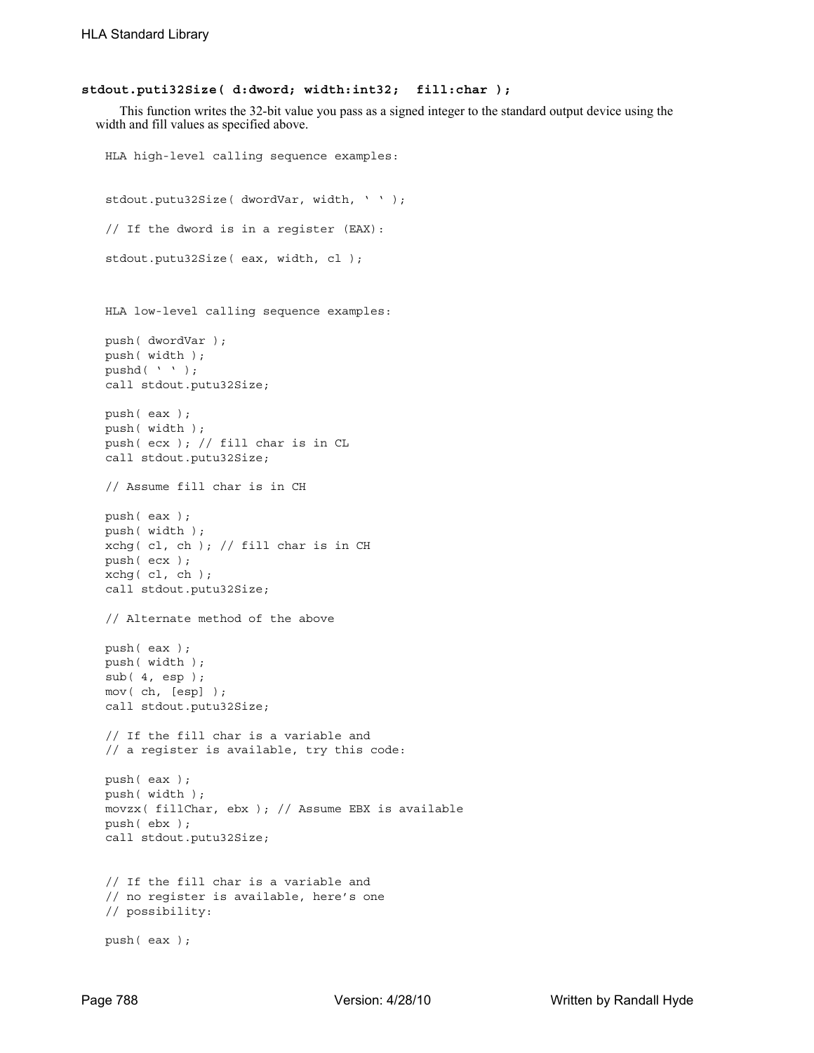#### stdout.puti32Size( d:dword; width:int32;  fill:char );

This function writes the 32-bit value you pass as a signed integer to the standard output device using the width and fill values as specified above.

```
HLA high-level calling sequence examples:


stdout.putu32Size( dwordVar, width, ' ' );

// If the dword is in a register (EAX):

stdout.putu32Size( eax, width, cl );



HLA low-level calling sequence examples:

push( dwordVar );
push( width );
pushd( ' ' );
call stdout.putu32Size;

push( eax );
push( width );
push( ecx ); // fill char is in CL
call stdout.putu32Size;

// Assume fill char is in CH

push( eax );
push( width );
xchg( cl, ch ); // fill char is in CH
push( ecx );
xchg( cl, ch );
call stdout.putu32Size;

// Alternate method of the above

push( eax );
push( width );
sub( 4, esp );
mov( ch, [esp] );
call stdout.putu32Size;

// If the fill char is a variable and
// a register is available, try this code:

push( eax );
push( width );
movzx( fillChar, ebx ); // Assume EBX is available
push( ebx );
call stdout.putu32Size;


// If the fill char is a variable and
// no register is available, here's one
// possibility:

push( eax );
```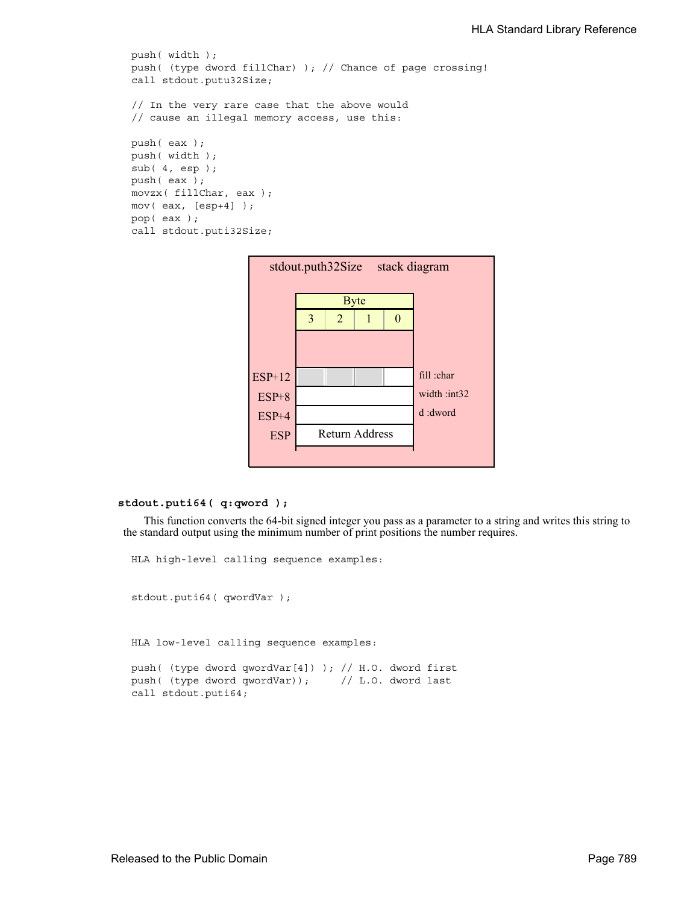```
push( width );
push( (type dword fillChar) ); // Chance of page crossing!
call stdout.putu32Size;

// In the very rare case that the above would
// cause an illegal memory access, use this:

push( eax );
push( width );
sub( 4, esp );
push( eax );
movzx( fillChar, eax );
mov( eax, [esp+4] );
pop( eax );
call stdout.puti32Size;
```

stdout.puth32Size stack diagram

| | Byte 3 | Byte 2 | Byte 1 | Byte 0 | |
|---|---|---|---|---|---|
| ESP+12 | | | | | fill :char |
| ESP+8 | | | | | width :int32 |
| ESP+4 | | | | | d :dword |
| ESP | Return Address | | | | |

**stdout.puti64( q:qword );**

This function converts the 64-bit signed integer you pass as a parameter to a string and writes this string to the standard output using the minimum number of print positions the number requires.

```
HLA high-level calling sequence examples:


stdout.puti64( qwordVar );



HLA low-level calling sequence examples:

push( (type dword qwordVar[4]) ); // H.O. dword first
push( (type dword qwordVar));     // L.O. dword last
call stdout.puti64;
```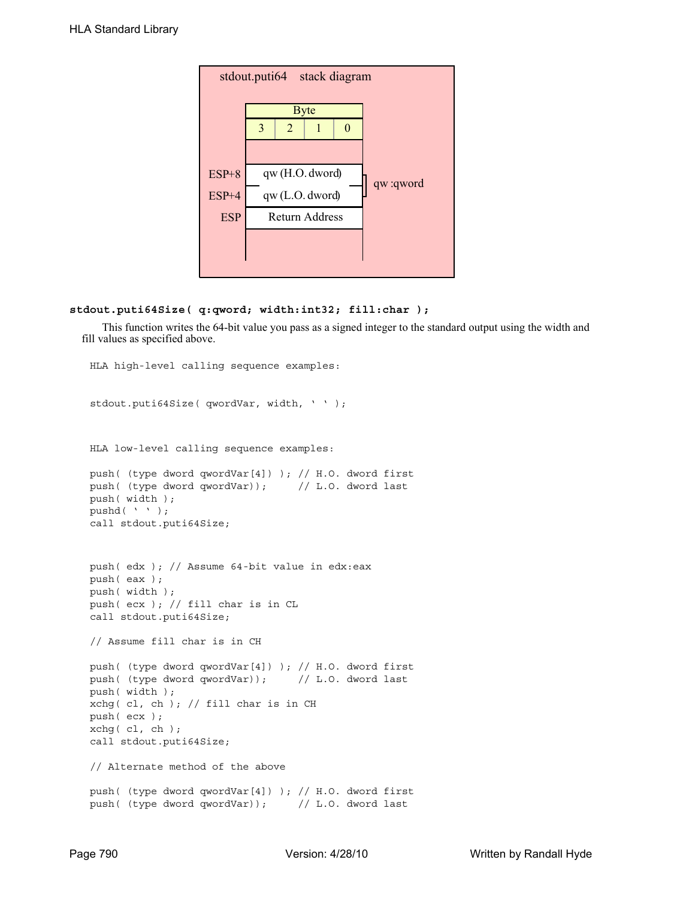stdout.puti64 stack diagram

| | Byte 3 | Byte 2 | Byte 1 | Byte 0 | |
|---|---|---|---|---|---|
| ESP+8 | qw (H.O. dword) | | | | qw :qword |
| ESP+4 | qw (L.O. dword) | | | | |
| ESP | Return Address | | | | |

**stdout.puti64Size( q:qword; width:int32; fill:char );**

This function writes the 64-bit value you pass as a signed integer to the standard output using the width and fill values as specified above.

```
HLA high-level calling sequence examples:


stdout.puti64Size( qwordVar, width, ' ' );



HLA low-level calling sequence examples:

push( (type dword qwordVar[4]) ); // H.O. dword first
push( (type dword qwordVar));     // L.O. dword last
push( width );
pushd( ' ' );
call stdout.puti64Size;



push( edx ); // Assume 64-bit value in edx:eax
push( eax );
push( width );
push( ecx ); // fill char is in CL
call stdout.puti64Size;

// Assume fill char is in CH

push( (type dword qwordVar[4]) ); // H.O. dword first
push( (type dword qwordVar));     // L.O. dword last
push( width );
xchg( cl, ch ); // fill char is in CH
push( ecx );
xchg( cl, ch );
call stdout.puti64Size;

// Alternate method of the above

push( (type dword qwordVar[4]) ); // H.O. dword first
push( (type dword qwordVar));     // L.O. dword last
```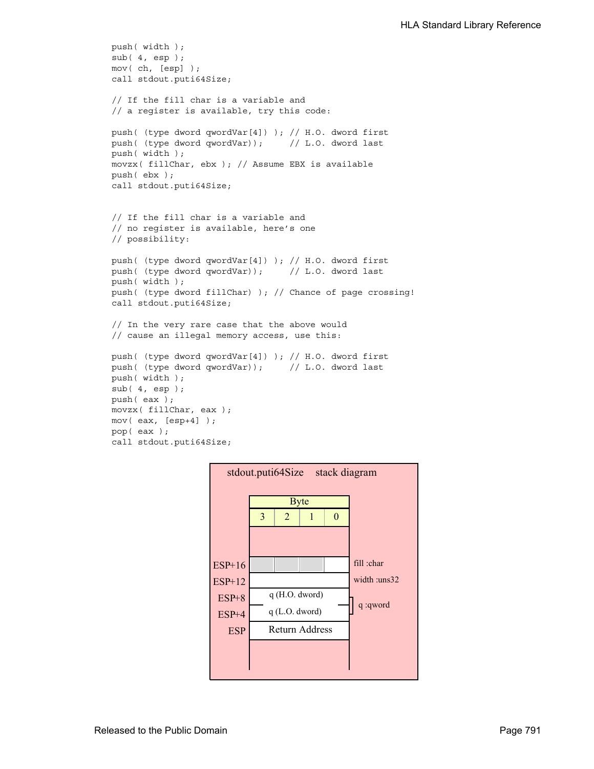```
push( width );
sub( 4, esp );
mov( ch, [esp] );
call stdout.puti64Size;

// If the fill char is a variable and
// a register is available, try this code:

push( (type dword qwordVar[4]) ); // H.O. dword first
push( (type dword qwordVar));     // L.O. dword last
push( width );
movzx( fillChar, ebx ); // Assume EBX is available
push( ebx );
call stdout.puti64Size;


// If the fill char is a variable and
// no register is available, here's one
// possibility:

push( (type dword qwordVar[4]) ); // H.O. dword first
push( (type dword qwordVar));     // L.O. dword last
push( width );
push( (type dword fillChar) ); // Chance of page crossing!
call stdout.puti64Size;

// In the very rare case that the above would
// cause an illegal memory access, use this:

push( (type dword qwordVar[4]) ); // H.O. dword first
push( (type dword qwordVar));     // L.O. dword last
push( width );
sub( 4, esp );
push( eax );
movzx( fillChar, eax );
mov( eax, [esp+4] );
pop( eax );
call stdout.puti64Size;
```

**stdout.puti64Size stack diagram**

| Offset | Byte 3 | Byte 2 | Byte 1 | Byte 0 | Description |
|---|---|---|---|---|---|
| ESP+16 | | | | | fill :char |
| ESP+12 | | | | | width :uns32 |
| ESP+8 | q (H.O. dword) | | | | q :qword |
| ESP+4 | q (L.O. dword) | | | | |
| ESP | Return Address | | | | |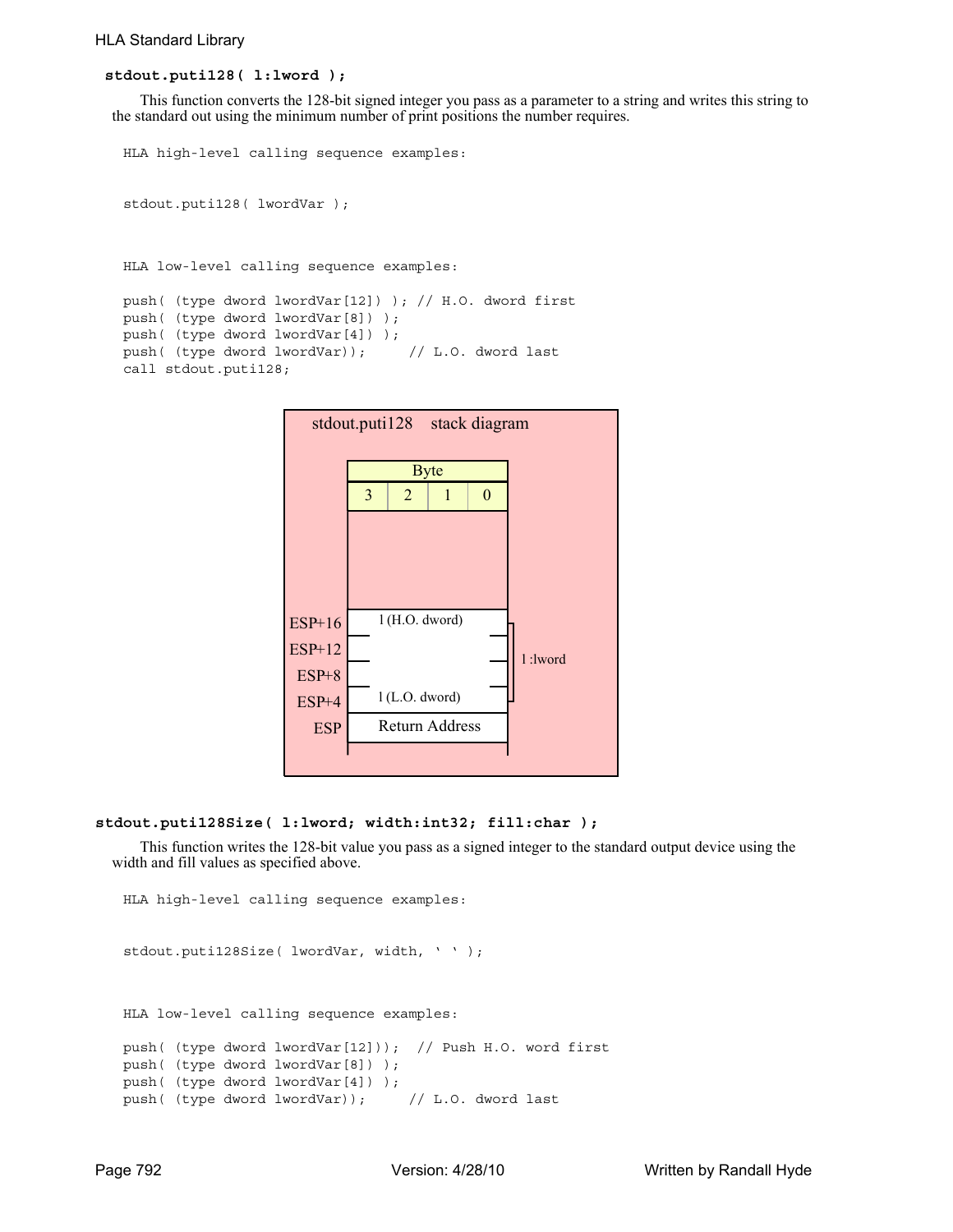### stdout.puti128( l:lword );

This function converts the 128-bit signed integer you pass as a parameter to a string and writes this string to the standard out using the minimum number of print positions the number requires.

```
HLA high-level calling sequence examples:


stdout.puti128( lwordVar );



HLA low-level calling sequence examples:

push( (type dword lwordVar[12]) ); // H.O. dword first
push( (type dword lwordVar[8]) );
push( (type dword lwordVar[4]) );
push( (type dword lwordVar));     // L.O. dword last
call stdout.puti128;
```

stdout.puti128 stack diagram

| | Byte 3 | Byte 2 | Byte 1 | Byte 0 | |
|---|---|---|---|---|---|
| ESP+16 | l (H.O. dword) | | | | l :lword |
| ESP+12 | | | | | |
| ESP+8 | | | | | |
| ESP+4 | l (L.O. dword) | | | | |
| ESP | Return Address | | | | |

### stdout.puti128Size( l:lword; width:int32; fill:char );

This function writes the 128-bit value you pass as a signed integer to the standard output device using the width and fill values as specified above.

```
HLA high-level calling sequence examples:


stdout.puti128Size( lwordVar, width, ' ' );



HLA low-level calling sequence examples:

push( (type dword lwordVar[12]));  // Push H.O. word first
push( (type dword lwordVar[8]) );
push( (type dword lwordVar[4]) );
push( (type dword lwordVar));     // L.O. dword last
```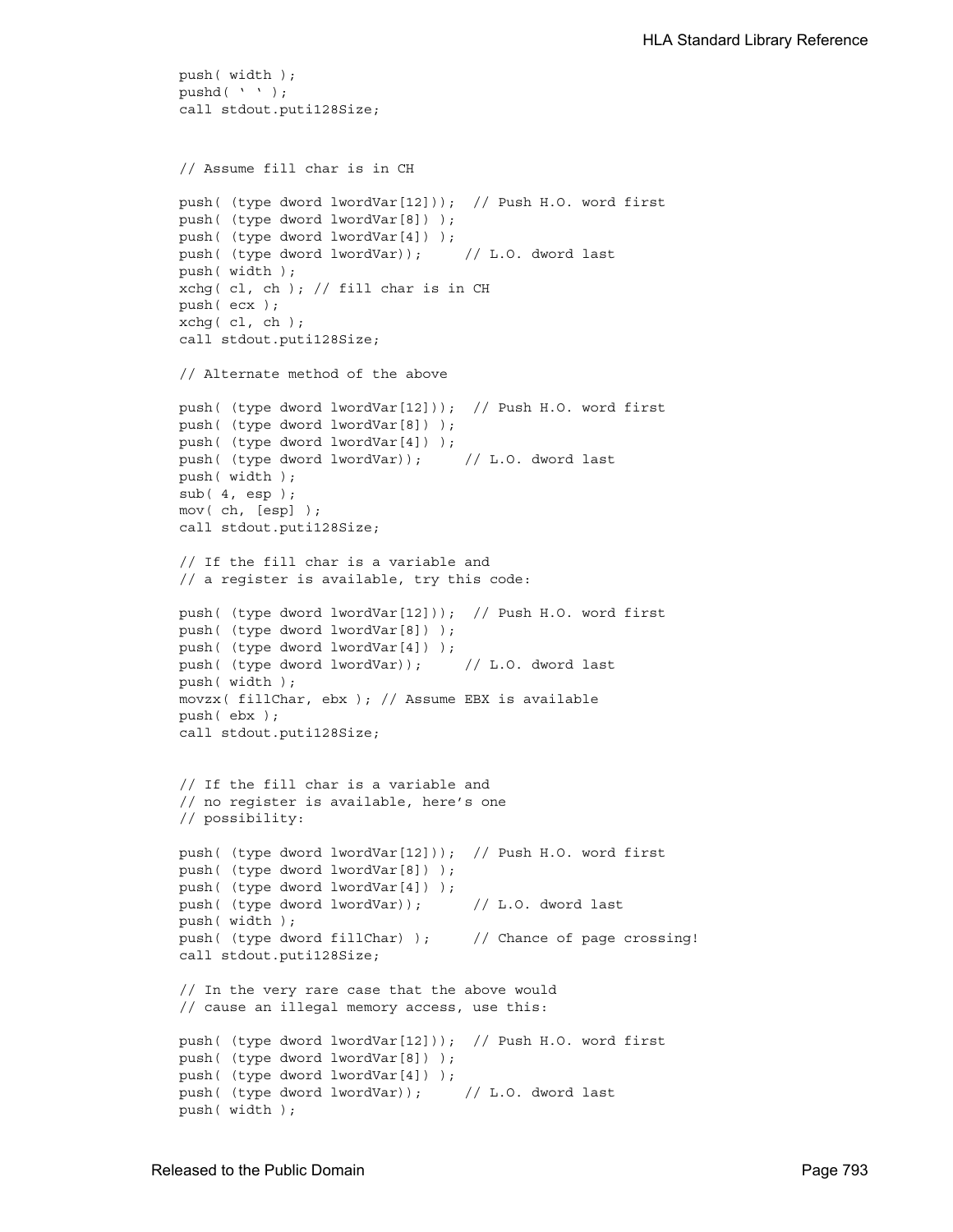```
push( width );
pushd( ' ' );
call stdout.puti128Size;


// Assume fill char is in CH

push( (type dword lwordVar[12]));  // Push H.O. word first
push( (type dword lwordVar[8]) );
push( (type dword lwordVar[4]) );
push( (type dword lwordVar));     // L.O. dword last
push( width );
xchg( cl, ch ); // fill char is in CH
push( ecx );
xchg( cl, ch );
call stdout.puti128Size;

// Alternate method of the above

push( (type dword lwordVar[12]));  // Push H.O. word first
push( (type dword lwordVar[8]) );
push( (type dword lwordVar[4]) );
push( (type dword lwordVar));     // L.O. dword last
push( width );
sub( 4, esp );
mov( ch, [esp] );
call stdout.puti128Size;

// If the fill char is a variable and
// a register is available, try this code:

push( (type dword lwordVar[12]));  // Push H.O. word first
push( (type dword lwordVar[8]) );
push( (type dword lwordVar[4]) );
push( (type dword lwordVar));     // L.O. dword last
push( width );
movzx( fillChar, ebx ); // Assume EBX is available
push( ebx );
call stdout.puti128Size;


// If the fill char is a variable and
// no register is available, here's one
// possibility:

push( (type dword lwordVar[12]));  // Push H.O. word first
push( (type dword lwordVar[8]) );
push( (type dword lwordVar[4]) );
push( (type dword lwordVar));      // L.O. dword last
push( width );
push( (type dword fillChar) );     // Chance of page crossing!
call stdout.puti128Size;

// In the very rare case that the above would
// cause an illegal memory access, use this:

push( (type dword lwordVar[12]));  // Push H.O. word first
push( (type dword lwordVar[8]) );
push( (type dword lwordVar[4]) );
push( (type dword lwordVar));     // L.O. dword last
push( width );
```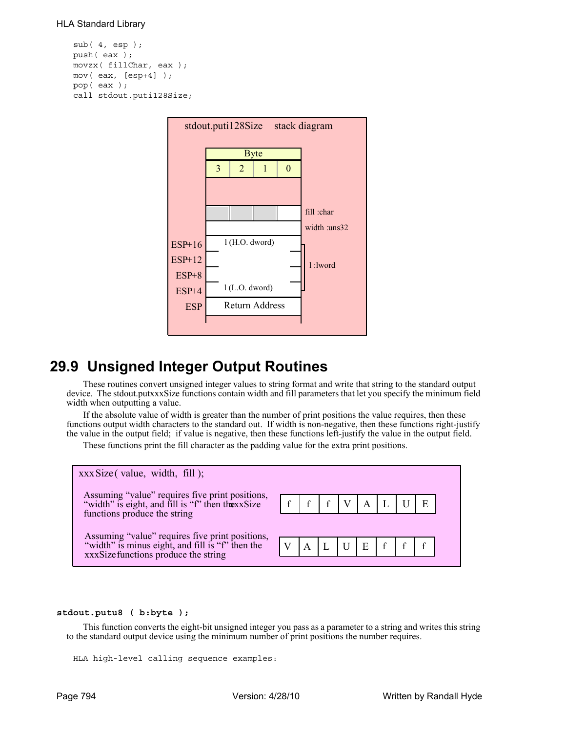```
sub( 4, esp );
push( eax );
movzx( fillChar, eax );
mov( eax, [esp+4] );
pop( eax );
call stdout.puti128Size;
```

stdout.puti128Size stack diagram

| | Byte 3 | Byte 2 | Byte 1 | Byte 0 | |
|---|---|---|---|---|---|
| | | | | | |
| | | | | | fill :char |
| | | | | | width :uns32 |
| ESP+16 | l (H.O. dword) | | | | l :lword |
| ESP+12 | | | | | |
| ESP+8 | | | | | |
| ESP+4 | l (L.O. dword) | | | | |
| ESP | Return Address | | | | |

## 29.9 Unsigned Integer Output Routines

These routines convert unsigned integer values to string format and write that string to the standard output device. The stdout.putxxxSize functions contain width and fill parameters that let you specify the minimum field width when outputting a value.

If the absolute value of width is greater than the number of print positions the value requires, then these functions output width characters to the standard out. If width is non-negative, then these functions right-justify the value in the output field; if value is negative, then these functions left-justify the value in the output field.

These functions print the fill character as the padding value for the extra print positions.

xxxSize( value, width, fill );

Assuming "value" requires five print positions, "width" is eight, and fill is "f" then the xxxSize functions produce the string

| f | f | f | V | A | L | U | E |
|---|---|---|---|---|---|---|---|

Assuming "value" requires five print positions, "width" is minus eight, and fill is "f" then the xxxSize functions produce the string

| V | A | L | U | E | f | f | f |
|---|---|---|---|---|---|---|---|

**stdout.putu8 ( b:byte );**

This function converts the eight-bit unsigned integer you pass as a parameter to a string and writes this string to the standard output device using the minimum number of print positions the number requires.

```
HLA high-level calling sequence examples:
```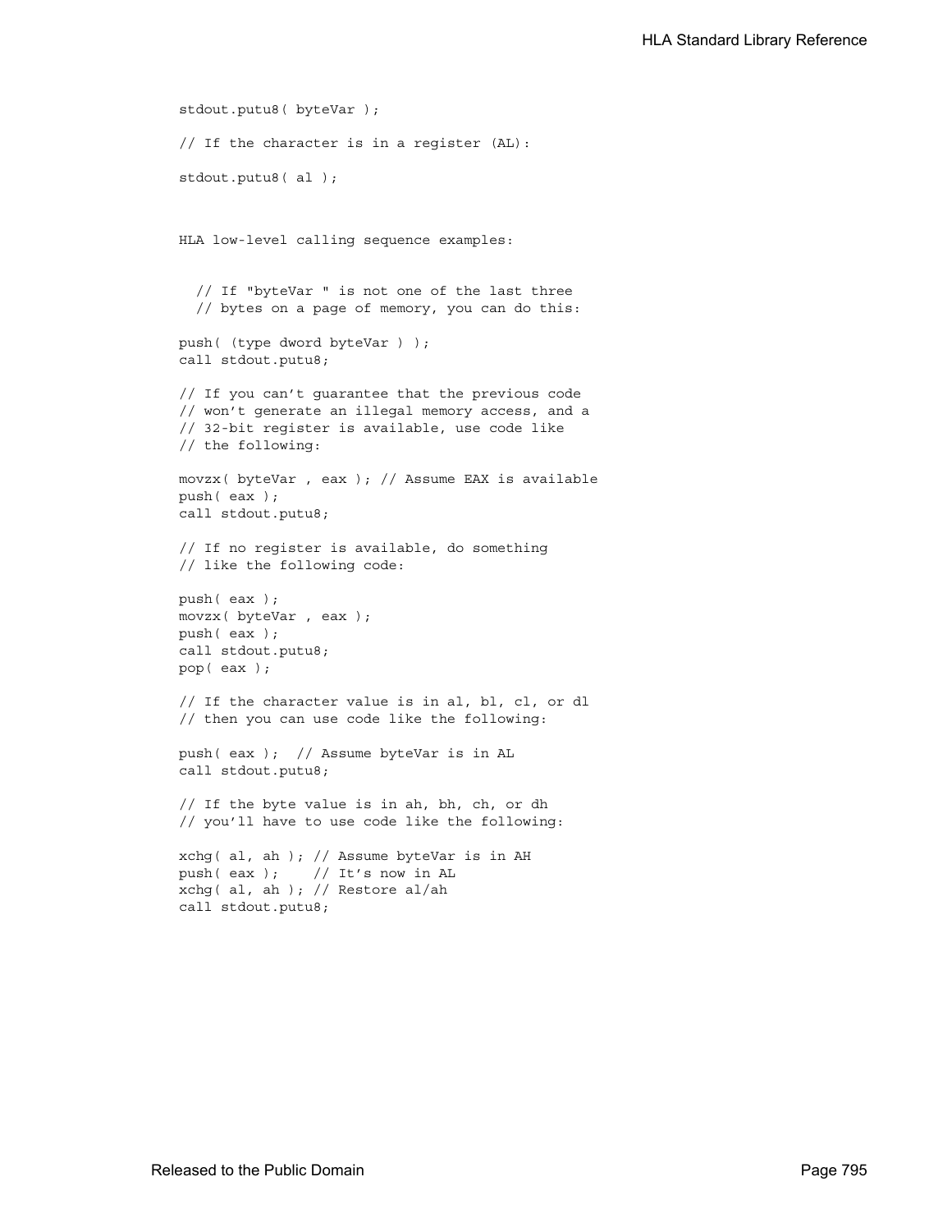```
stdout.putu8( byteVar );

// If the character is in a register (AL):

stdout.putu8( al );
```

HLA low-level calling sequence examples:

```
  // If "byteVar " is not one of the last three
  // bytes on a page of memory, you can do this:

push( (type dword byteVar ) );
call stdout.putu8;

// If you can't guarantee that the previous code
// won't generate an illegal memory access, and a
// 32-bit register is available, use code like
// the following:

movzx( byteVar , eax ); // Assume EAX is available
push( eax );
call stdout.putu8;

// If no register is available, do something
// like the following code:

push( eax );
movzx( byteVar , eax );
push( eax );
call stdout.putu8;
pop( eax );

// If the character value is in al, bl, cl, or dl
// then you can use code like the following:

push( eax );  // Assume byteVar is in AL
call stdout.putu8;

// If the byte value is in ah, bh, ch, or dh
// you'll have to use code like the following:

xchg( al, ah ); // Assume byteVar is in AH
push( eax );    // It's now in AL
xchg( al, ah ); // Restore al/ah
call stdout.putu8;
```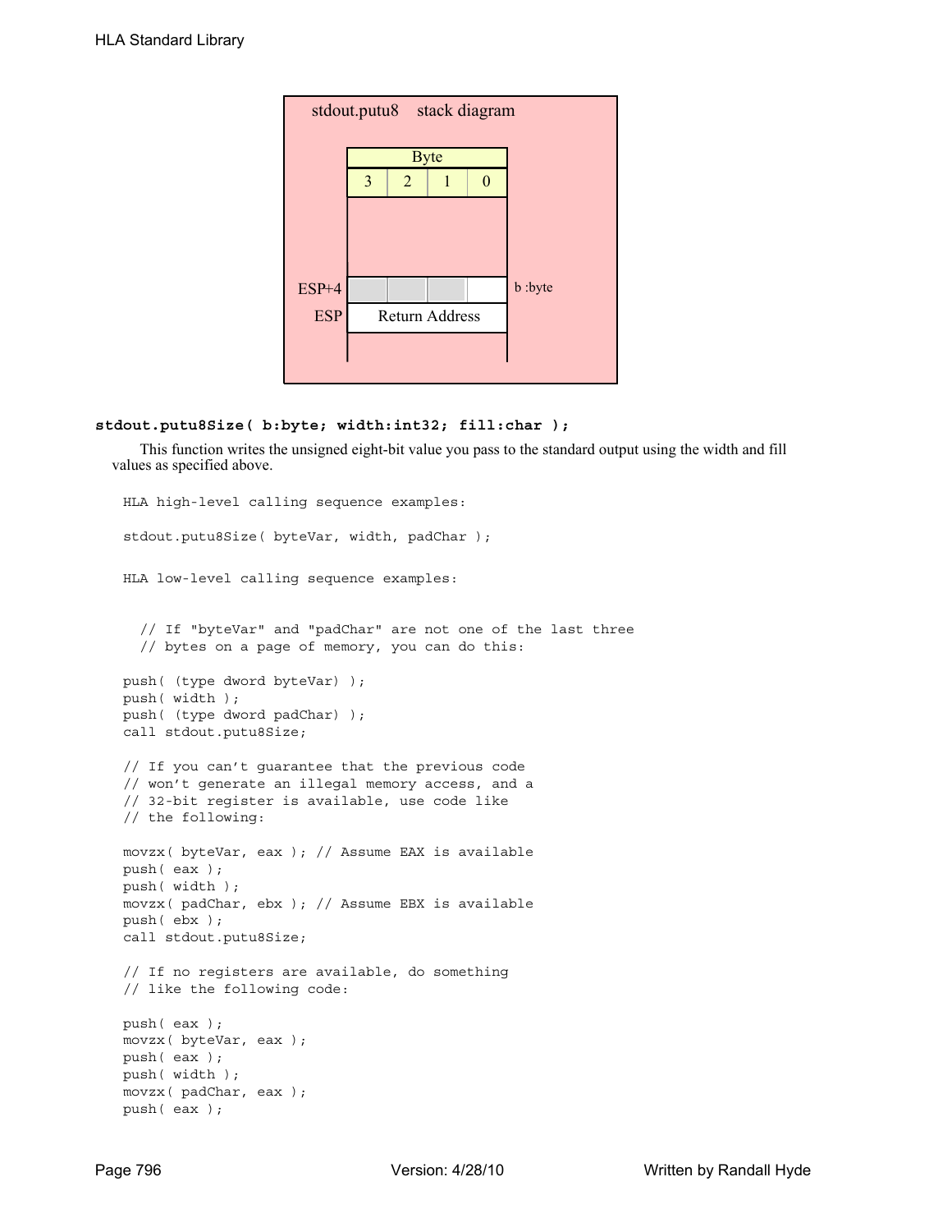stdout.putu8 stack diagram

| Byte | | | |
|---|---|---|---|
| 3 | 2 | 1 | 0 |

ESP+4 — b :byte

ESP — Return Address

**stdout.putu8Size( b:byte; width:int32; fill:char );**

This function writes the unsigned eight-bit value you pass to the standard output using the width and fill values as specified above.

```
HLA high-level calling sequence examples:

stdout.putu8Size( byteVar, width, padChar );


HLA low-level calling sequence examples:


  // If "byteVar" and "padChar" are not one of the last three
  // bytes on a page of memory, you can do this:

push( (type dword byteVar) );
push( width );
push( (type dword padChar) );
call stdout.putu8Size;

// If you can't guarantee that the previous code
// won't generate an illegal memory access, and a
// 32-bit register is available, use code like
// the following:

movzx( byteVar, eax ); // Assume EAX is available
push( eax );
push( width );
movzx( padChar, ebx ); // Assume EBX is available
push( ebx );
call stdout.putu8Size;

// If no registers are available, do something
// like the following code:

push( eax );
movzx( byteVar, eax );
push( eax );
push( width );
movzx( padChar, eax );
push( eax );
```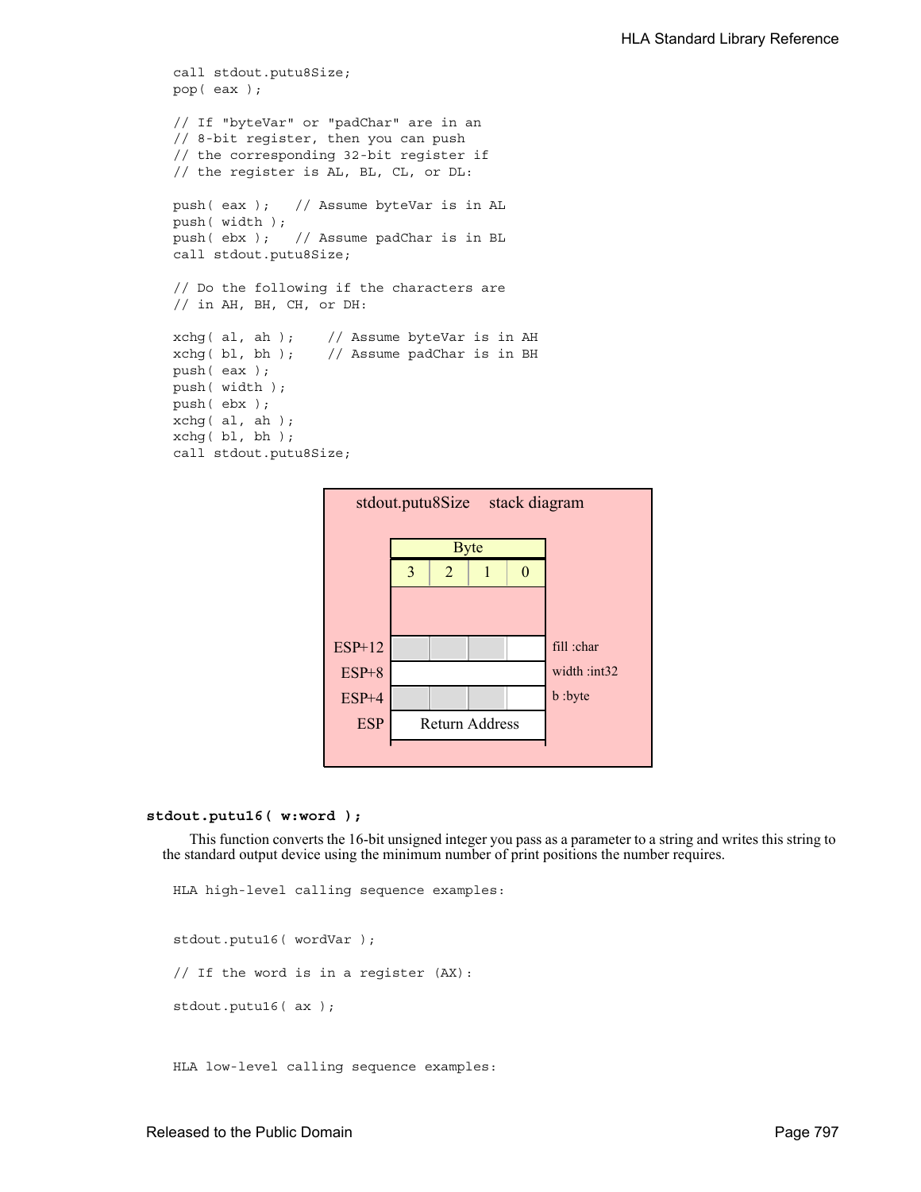```
call stdout.putu8Size;
pop( eax );

// If "byteVar" or "padChar" are in an
// 8-bit register, then you can push
// the corresponding 32-bit register if
// the register is AL, BL, CL, or DL:

push( eax );   // Assume byteVar is in AL
push( width );
push( ebx );   // Assume padChar is in BL
call stdout.putu8Size;

// Do the following if the characters are
// in AH, BH, CH, or DH:

xchg( al, ah );    // Assume byteVar is in AH
xchg( bl, bh );    // Assume padChar is in BH
push( eax );
push( width );
push( ebx );
xchg( al, ah );
xchg( bl, bh );
call stdout.putu8Size;
```

stdout.putu8Size stack diagram

| | Byte 3 | Byte 2 | Byte 1 | Byte 0 | |
|---|---|---|---|---|---|
| ESP+12 | | | | | fill :char |
| ESP+8 | | | | | width :int32 |
| ESP+4 | | | | | b :byte |
| ESP | Return Address | | | | |

**stdout.putu16( w:word );**

This function converts the 16-bit unsigned integer you pass as a parameter to a string and writes this string to the standard output device using the minimum number of print positions the number requires.

```
HLA high-level calling sequence examples:


stdout.putu16( wordVar );

// If the word is in a register (AX):

stdout.putu16( ax );



HLA low-level calling sequence examples:
```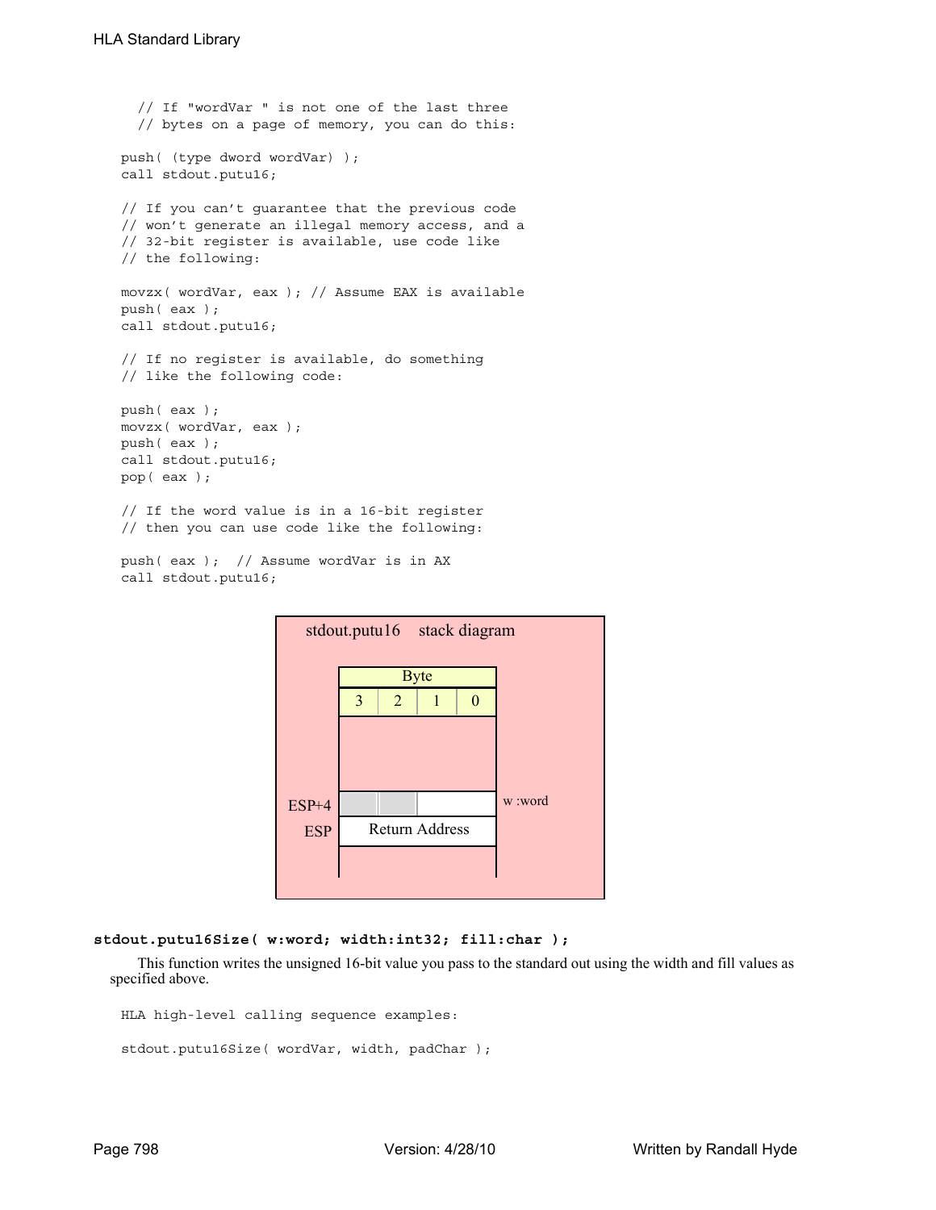```
    // If "wordVar " is not one of the last three
    // bytes on a page of memory, you can do this:

push( (type dword wordVar) );
call stdout.putu16;

// If you can't guarantee that the previous code
// won't generate an illegal memory access, and a
// 32-bit register is available, use code like
// the following:

movzx( wordVar, eax ); // Assume EAX is available
push( eax );
call stdout.putu16;

// If no register is available, do something
// like the following code:

push( eax );
movzx( wordVar, eax );
push( eax );
call stdout.putu16;
pop( eax );

// If the word value is in a 16-bit register
// then you can use code like the following:

push( eax );  // Assume wordVar is in AX
call stdout.putu16;
```

stdout.putu16 stack diagram

| | Byte 3 | Byte 2 | Byte 1 | Byte 0 | |
|---|---|---|---|---|---|
| ESP+4 | | | w | | w :word |
| ESP | Return Address | | | | |

**stdout.putu16Size( w:word; width:int32; fill:char );**

This function writes the unsigned 16-bit value you pass to the standard out using the width and fill values as specified above.

```
HLA high-level calling sequence examples:

stdout.putu16Size( wordVar, width, padChar );
```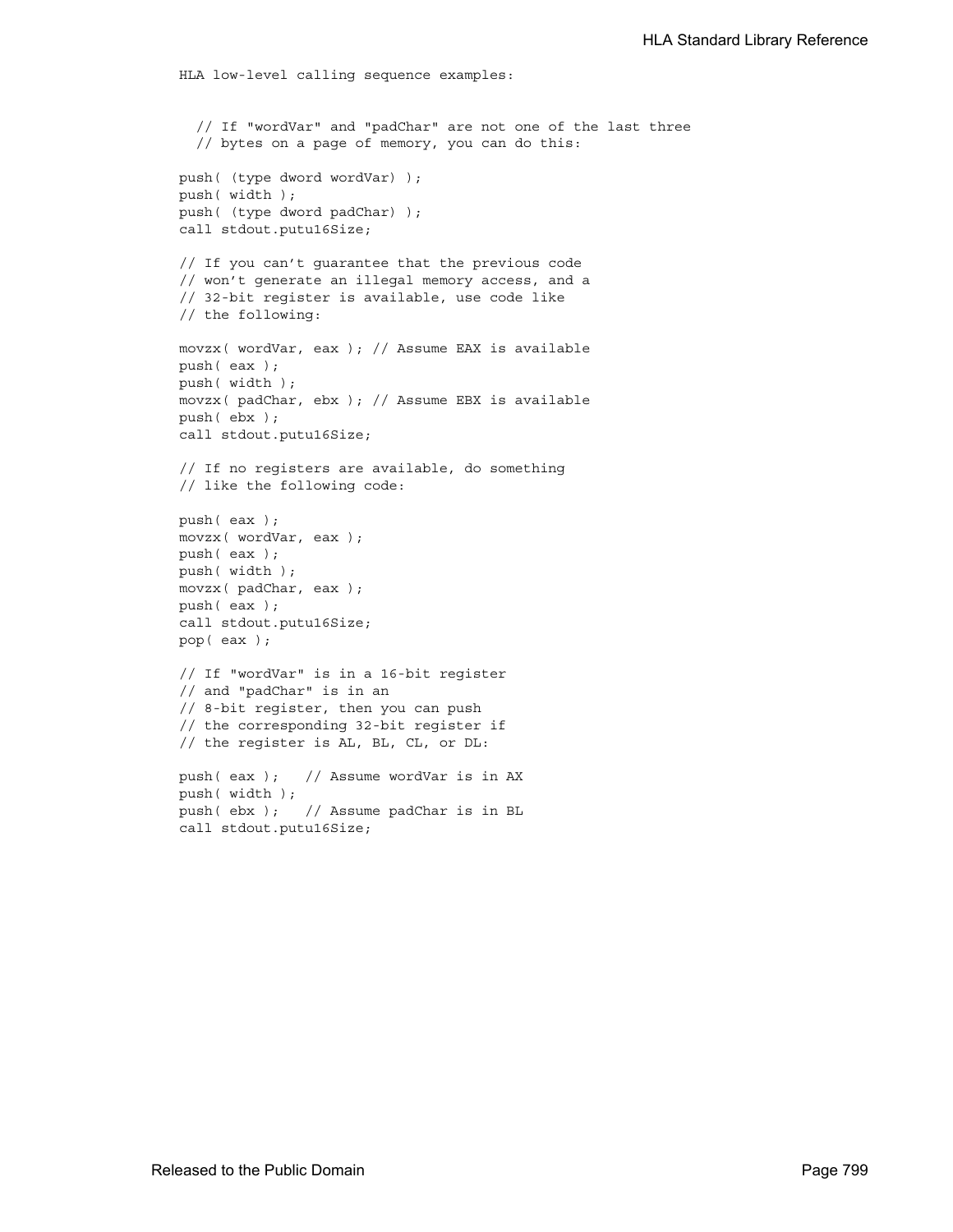```
HLA low-level calling sequence examples:


  // If "wordVar" and "padChar" are not one of the last three
  // bytes on a page of memory, you can do this:

push( (type dword wordVar) );
push( width );
push( (type dword padChar) );
call stdout.putu16Size;

// If you can't guarantee that the previous code
// won't generate an illegal memory access, and a
// 32-bit register is available, use code like
// the following:

movzx( wordVar, eax ); // Assume EAX is available
push( eax );
push( width );
movzx( padChar, ebx ); // Assume EBX is available
push( ebx );
call stdout.putu16Size;

// If no registers are available, do something
// like the following code:

push( eax );
movzx( wordVar, eax );
push( eax );
push( width );
movzx( padChar, eax );
push( eax );
call stdout.putu16Size;
pop( eax );

// If "wordVar" is in a 16-bit register
// and "padChar" is in an
// 8-bit register, then you can push
// the corresponding 32-bit register if
// the register is AL, BL, CL, or DL:

push( eax );   // Assume wordVar is in AX
push( width );
push( ebx );   // Assume padChar is in BL
call stdout.putu16Size;
```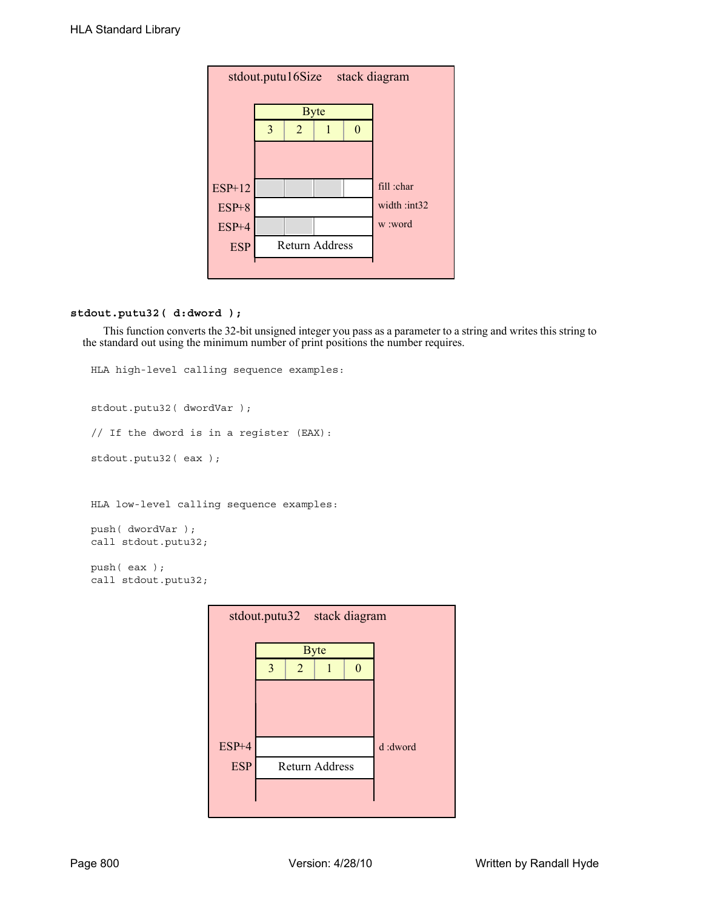stdout.putu16Size stack diagram

| | Byte | | | | |
|---|---|---|---|---|---|
| | 3 | 2 | 1 | 0 | |
| ESP+12 | | | | | fill :char |
| ESP+8 | | | | | width :int32 |
| ESP+4 | | | | | w :word |
| ESP | Return Address | | | | |

### stdout.putu32( d:dword );

This function converts the 32-bit unsigned integer you pass as a parameter to a string and writes this string to the standard out using the minimum number of print positions the number requires.

```
HLA high-level calling sequence examples:


stdout.putu32( dwordVar );

// If the dword is in a register (EAX):

stdout.putu32( eax );



HLA low-level calling sequence examples:

push( dwordVar );
call stdout.putu32;

push( eax );
call stdout.putu32;
```

stdout.putu32 stack diagram

| | Byte | | | | |
|---|---|---|---|---|---|
| | 3 | 2 | 1 | 0 | |
| ESP+4 | | | | | d :dword |
| ESP | Return Address | | | | |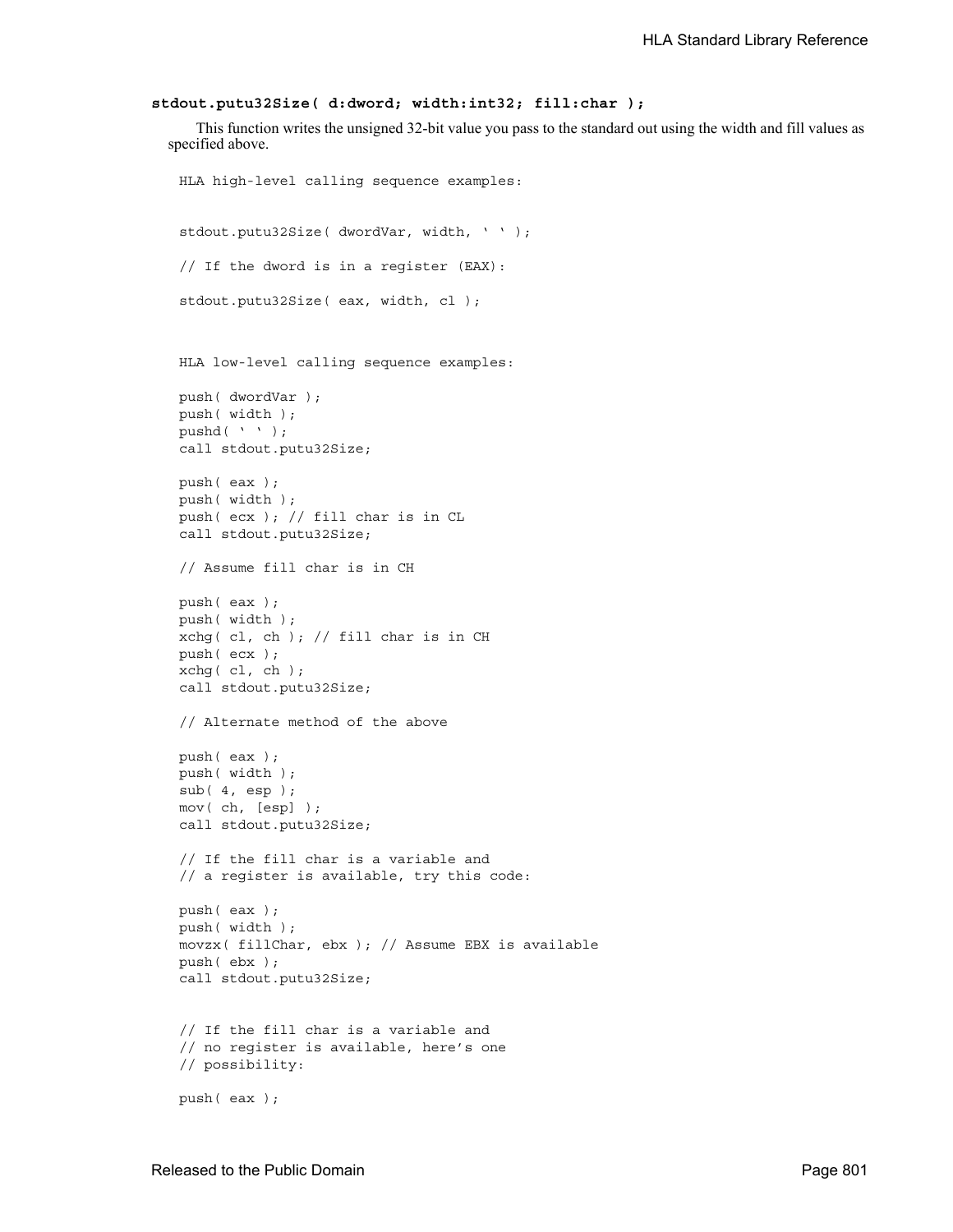**stdout.putu32Size( d:dword; width:int32; fill:char );**

This function writes the unsigned 32-bit value you pass to the standard out using the width and fill values as specified above.

```
HLA high-level calling sequence examples:


stdout.putu32Size( dwordVar, width, ' ' );

// If the dword is in a register (EAX):

stdout.putu32Size( eax, width, cl );



HLA low-level calling sequence examples:

push( dwordVar );
push( width );
pushd( ' ' );
call stdout.putu32Size;

push( eax );
push( width );
push( ecx ); // fill char is in CL
call stdout.putu32Size;

// Assume fill char is in CH

push( eax );
push( width );
xchg( cl, ch ); // fill char is in CH
push( ecx );
xchg( cl, ch );
call stdout.putu32Size;

// Alternate method of the above

push( eax );
push( width );
sub( 4, esp );
mov( ch, [esp] );
call stdout.putu32Size;

// If the fill char is a variable and
// a register is available, try this code:

push( eax );
push( width );
movzx( fillChar, ebx ); // Assume EBX is available
push( ebx );
call stdout.putu32Size;


// If the fill char is a variable and
// no register is available, here's one
// possibility:

push( eax );
```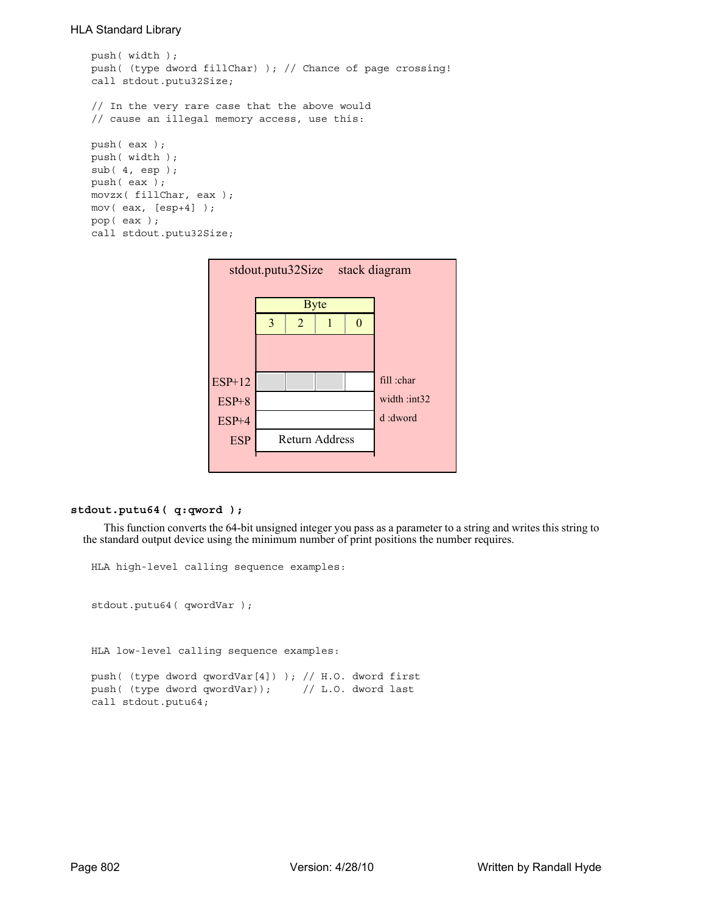```
push( width );
push( (type dword fillChar) ); // Chance of page crossing!
call stdout.putu32Size;

// In the very rare case that the above would
// cause an illegal memory access, use this:

push( eax );
push( width );
sub( 4, esp );
push( eax );
movzx( fillChar, eax );
mov( eax, [esp+4] );
pop( eax );
call stdout.putu32Size;
```

stdout.putu32Size stack diagram

| | Byte 3 | Byte 2 | Byte 1 | Byte 0 | |
|---|---|---|---|---|---|
| ESP+12 | | | | | fill :char |
| ESP+8 | | | | | width :int32 |
| ESP+4 | | | | | d :dword |
| ESP | Return Address | | | | |

**stdout.putu64( q:qword );**

This function converts the 64-bit unsigned integer you pass as a parameter to a string and writes this string to the standard output device using the minimum number of print positions the number requires.

```
HLA high-level calling sequence examples:


stdout.putu64( qwordVar );


HLA low-level calling sequence examples:

push( (type dword qwordVar[4]) ); // H.O. dword first
push( (type dword qwordVar));     // L.O. dword last
call stdout.putu64;
```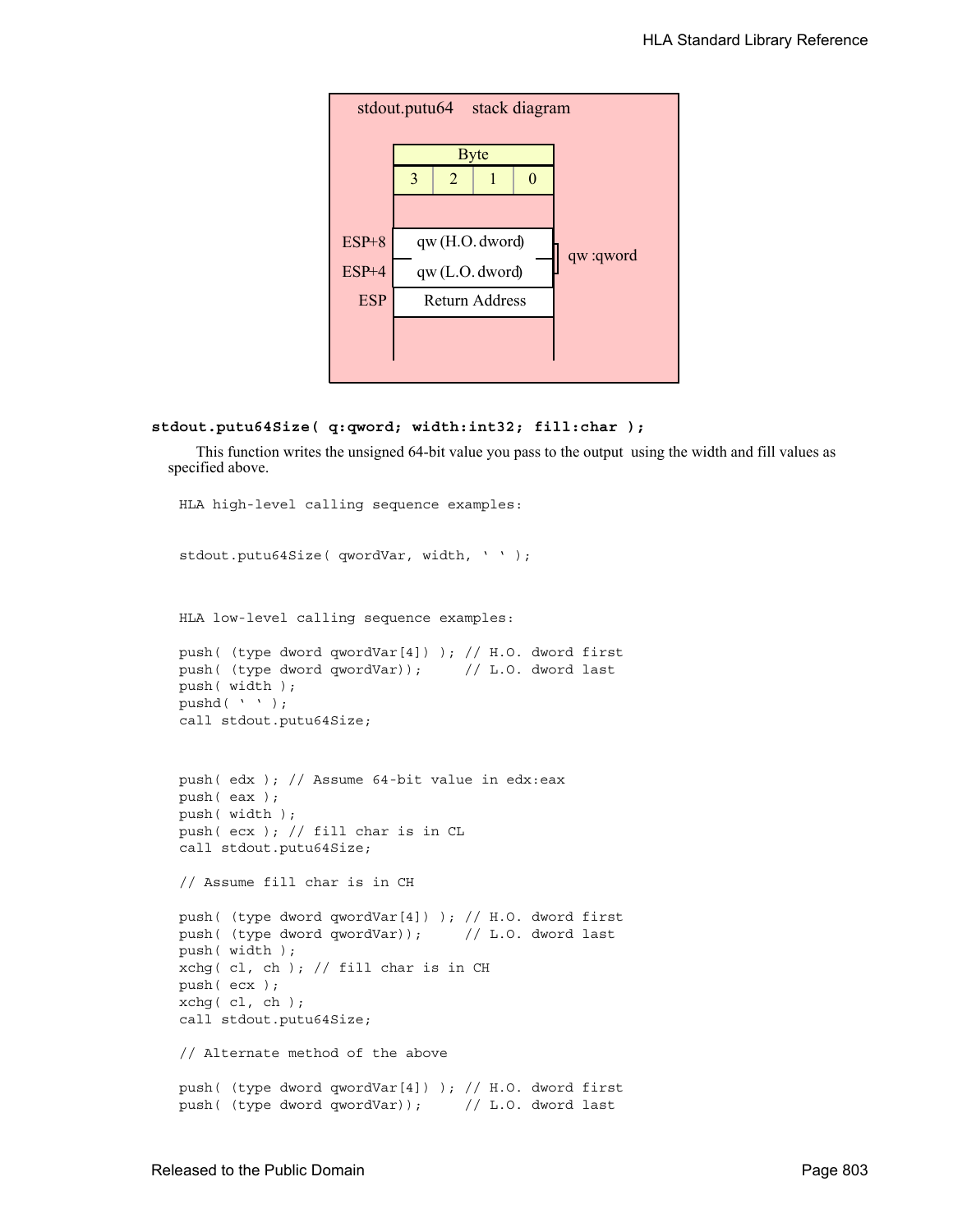stdout.putu64 stack diagram

| Byte | | | |
|---|---|---|---|
| 3 | 2 | 1 | 0 |

| Offset | Contents | |
|---|---|---|
| ESP+8 | qw (H.O. dword) | qw :qword |
| ESP+4 | qw (L.O. dword) | |
| ESP | Return Address | |

**stdout.putu64Size( q:qword; width:int32; fill:char );**

This function writes the unsigned 64-bit value you pass to the output using the width and fill values as specified above.

```
HLA high-level calling sequence examples:


stdout.putu64Size( qwordVar, width, ' ' );



HLA low-level calling sequence examples:

push( (type dword qwordVar[4]) ); // H.O. dword first
push( (type dword qwordVar));     // L.O. dword last
push( width );
pushd( ' ' );
call stdout.putu64Size;



push( edx ); // Assume 64-bit value in edx:eax
push( eax );
push( width );
push( ecx ); // fill char is in CL
call stdout.putu64Size;

// Assume fill char is in CH

push( (type dword qwordVar[4]) ); // H.O. dword first
push( (type dword qwordVar));     // L.O. dword last
push( width );
xchg( cl, ch ); // fill char is in CH
push( ecx );
xchg( cl, ch );
call stdout.putu64Size;

// Alternate method of the above

push( (type dword qwordVar[4]) ); // H.O. dword first
push( (type dword qwordVar));     // L.O. dword last
```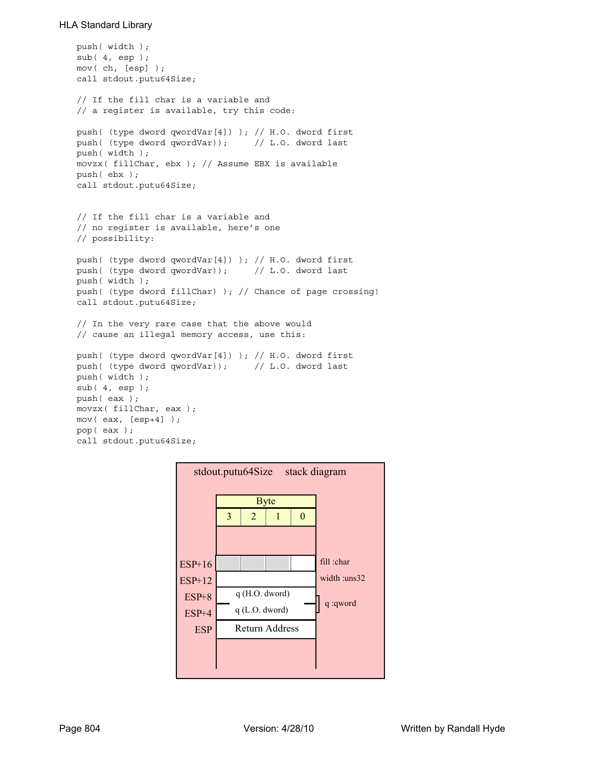```
push( width );
sub( 4, esp );
mov( ch, [esp] );
call stdout.putu64Size;

// If the fill char is a variable and
// a register is available, try this code:

push( (type dword qwordVar[4]) ); // H.O. dword first
push( (type dword qwordVar));     // L.O. dword last
push( width );
movzx( fillChar, ebx ); // Assume EBX is available
push( ebx );
call stdout.putu64Size;


// If the fill char is a variable and
// no register is available, here's one
// possibility:

push( (type dword qwordVar[4]) ); // H.O. dword first
push( (type dword qwordVar));     // L.O. dword last
push( width );
push( (type dword fillChar) ); // Chance of page crossing!
call stdout.putu64Size;

// In the very rare case that the above would
// cause an illegal memory access, use this:

push( (type dword qwordVar[4]) ); // H.O. dword first
push( (type dword qwordVar));     // L.O. dword last
push( width );
sub( 4, esp );
push( eax );
movzx( fillChar, eax );
mov( eax, [esp+4] );
pop( eax );
call stdout.putu64Size;
```

stdout.putu64Size stack diagram

| Offset | Byte 3 | Byte 2 | Byte 1 | Byte 0 | Description |
|---|---|---|---|---|---|
| ESP+16 | | | | | fill :char |
| ESP+12 | | | | | width :uns32 |
| ESP+8 | q (H.O. dword) | | | | q :qword |
| ESP+4 | q (L.O. dword) | | | | |
| ESP | Return Address | | | | |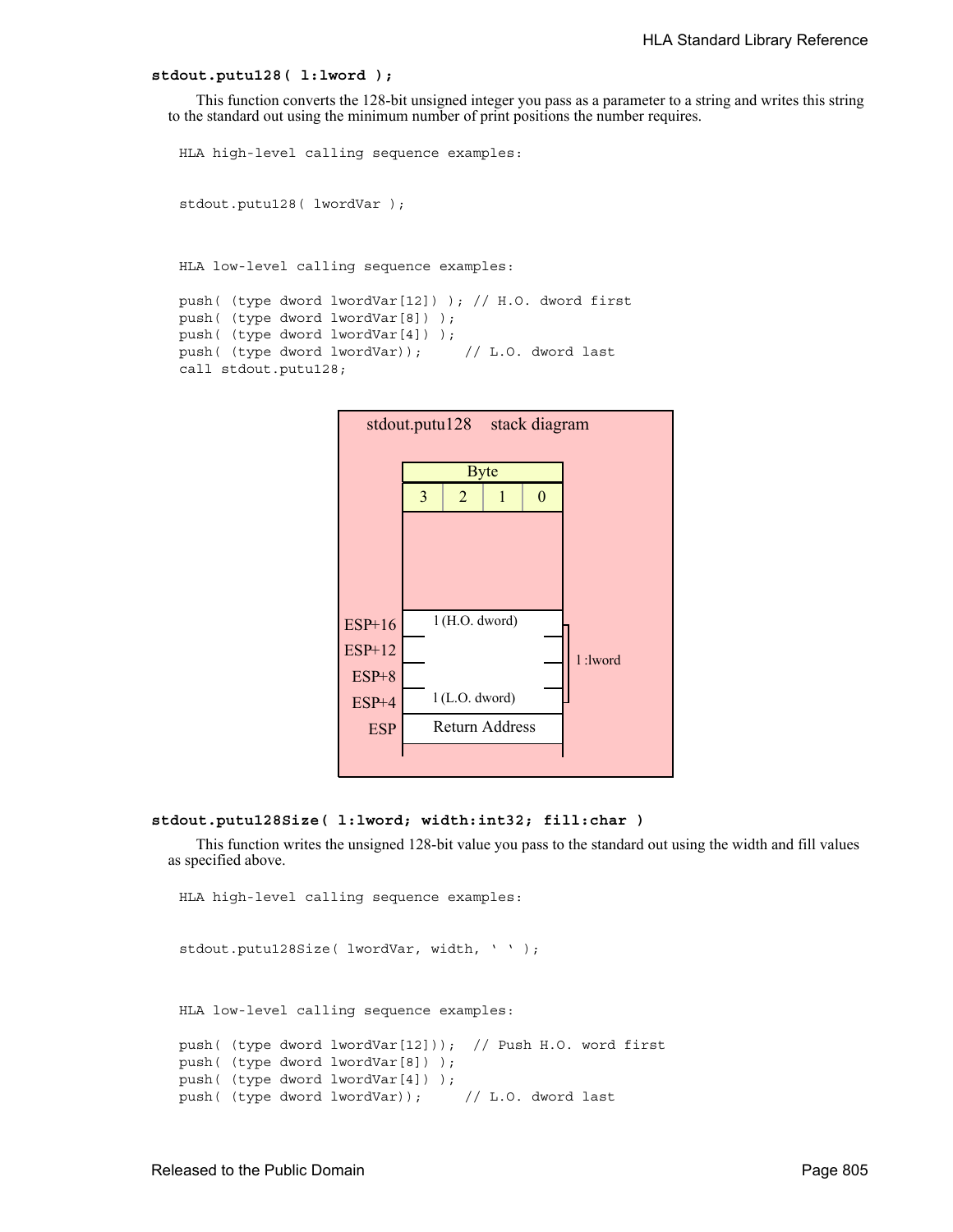**stdout.putu128( l:lword );**

This function converts the 128-bit unsigned integer you pass as a parameter to a string and writes this string to the standard out using the minimum number of print positions the number requires.

```
HLA high-level calling sequence examples:


stdout.putu128( lwordVar );



HLA low-level calling sequence examples:

push( (type dword lwordVar[12]) ); // H.O. dword first
push( (type dword lwordVar[8]) );
push( (type dword lwordVar[4]) );
push( (type dword lwordVar));     // L.O. dword last
call stdout.putu128;
```

stdout.putu128 stack diagram

| | Byte | | | |
|---|---|---|---|---|
| | 3 | 2 | 1 | 0 |
| ESP+16 | l (H.O. dword) | | | |
| ESP+12 | | | | |
| ESP+8 | | | | |
| ESP+4 | l (L.O. dword) | | | |
| ESP | Return Address | | | |

(ESP+4 through ESP+16: l :lword)

**stdout.putu128Size( l:lword; width:int32; fill:char )**

This function writes the unsigned 128-bit value you pass to the standard out using the width and fill values as specified above.

```
HLA high-level calling sequence examples:


stdout.putu128Size( lwordVar, width, ' ' );



HLA low-level calling sequence examples:

push( (type dword lwordVar[12]));  // Push H.O. word first
push( (type dword lwordVar[8]) );
push( (type dword lwordVar[4]) );
push( (type dword lwordVar));     // L.O. dword last
```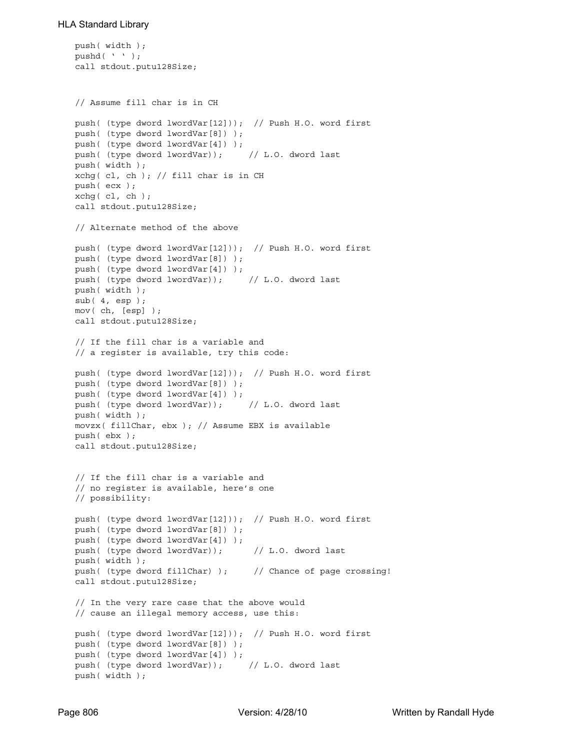```
push( width );
pushd( ' ' );
call stdout.putu128Size;


// Assume fill char is in CH

push( (type dword lwordVar[12]));  // Push H.O. word first
push( (type dword lwordVar[8]) );
push( (type dword lwordVar[4]) );
push( (type dword lwordVar));      // L.O. dword last
push( width );
xchg( cl, ch ); // fill char is in CH
push( ecx );
xchg( cl, ch );
call stdout.putu128Size;

// Alternate method of the above

push( (type dword lwordVar[12]));  // Push H.O. word first
push( (type dword lwordVar[8]) );
push( (type dword lwordVar[4]) );
push( (type dword lwordVar));      // L.O. dword last
push( width );
sub( 4, esp );
mov( ch, [esp] );
call stdout.putu128Size;

// If the fill char is a variable and
// a register is available, try this code:

push( (type dword lwordVar[12]));  // Push H.O. word first
push( (type dword lwordVar[8]) );
push( (type dword lwordVar[4]) );
push( (type dword lwordVar));      // L.O. dword last
push( width );
movzx( fillChar, ebx ); // Assume EBX is available
push( ebx );
call stdout.putu128Size;


// If the fill char is a variable and
// no register is available, here's one
// possibility:

push( (type dword lwordVar[12]));  // Push H.O. word first
push( (type dword lwordVar[8]) );
push( (type dword lwordVar[4]) );
push( (type dword lwordVar));       // L.O. dword last
push( width );
push( (type dword fillChar) );     // Chance of page crossing!
call stdout.putu128Size;

// In the very rare case that the above would
// cause an illegal memory access, use this:

push( (type dword lwordVar[12]));  // Push H.O. word first
push( (type dword lwordVar[8]) );
push( (type dword lwordVar[4]) );
push( (type dword lwordVar));      // L.O. dword last
push( width );
```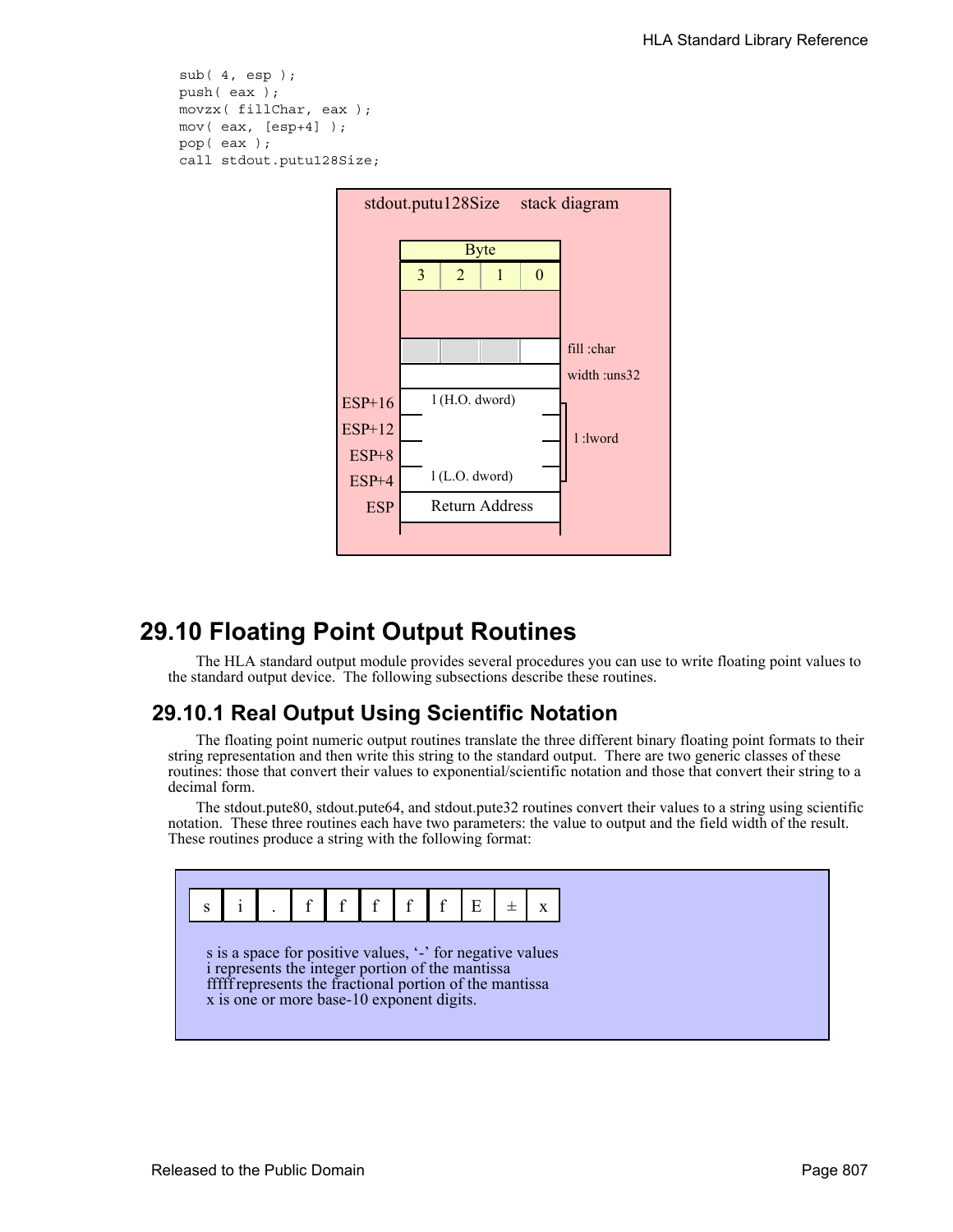```
sub( 4, esp );
push( eax );
movzx( fillChar, eax );
mov( eax, [esp+4] );
pop( eax );
call stdout.putu128Size;
```

stdout.putu128Size stack diagram

| | Byte 3 | Byte 2 | Byte 1 | Byte 0 | |
|---|---|---|---|---|---|
| | | | | | |
| | | | | | fill :char |
| | | | | | width :uns32 |
| ESP+16 | l (H.O. dword) | | | | l :lword |
| ESP+12 | | | | | |
| ESP+8 | | | | | |
| ESP+4 | l (L.O. dword) | | | | |
| ESP | Return Address | | | | |

## 29.10 Floating Point Output Routines

The HLA standard output module provides several procedures you can use to write floating point values to the standard output device. The following subsections describe these routines.

### 29.10.1 Real Output Using Scientific Notation

The floating point numeric output routines translate the three different binary floating point formats to their string representation and then write this string to the standard output. There are two generic classes of these routines: those that convert their values to exponential/scientific notation and those that convert their string to a decimal form.

The stdout.pute80, stdout.pute64, and stdout.pute32 routines convert their values to a string using scientific notation. These three routines each have two parameters: the value to output and the field width of the result. These routines produce a string with the following format:

| s | i | . | f | f | f | f | f | E | ± | x |
|---|---|---|---|---|---|---|---|---|---|---|

s is a space for positive values, '-' for negative values
i represents the integer portion of the mantissa
fffff represents the fractional portion of the mantissa
x is one or more base-10 exponent digits.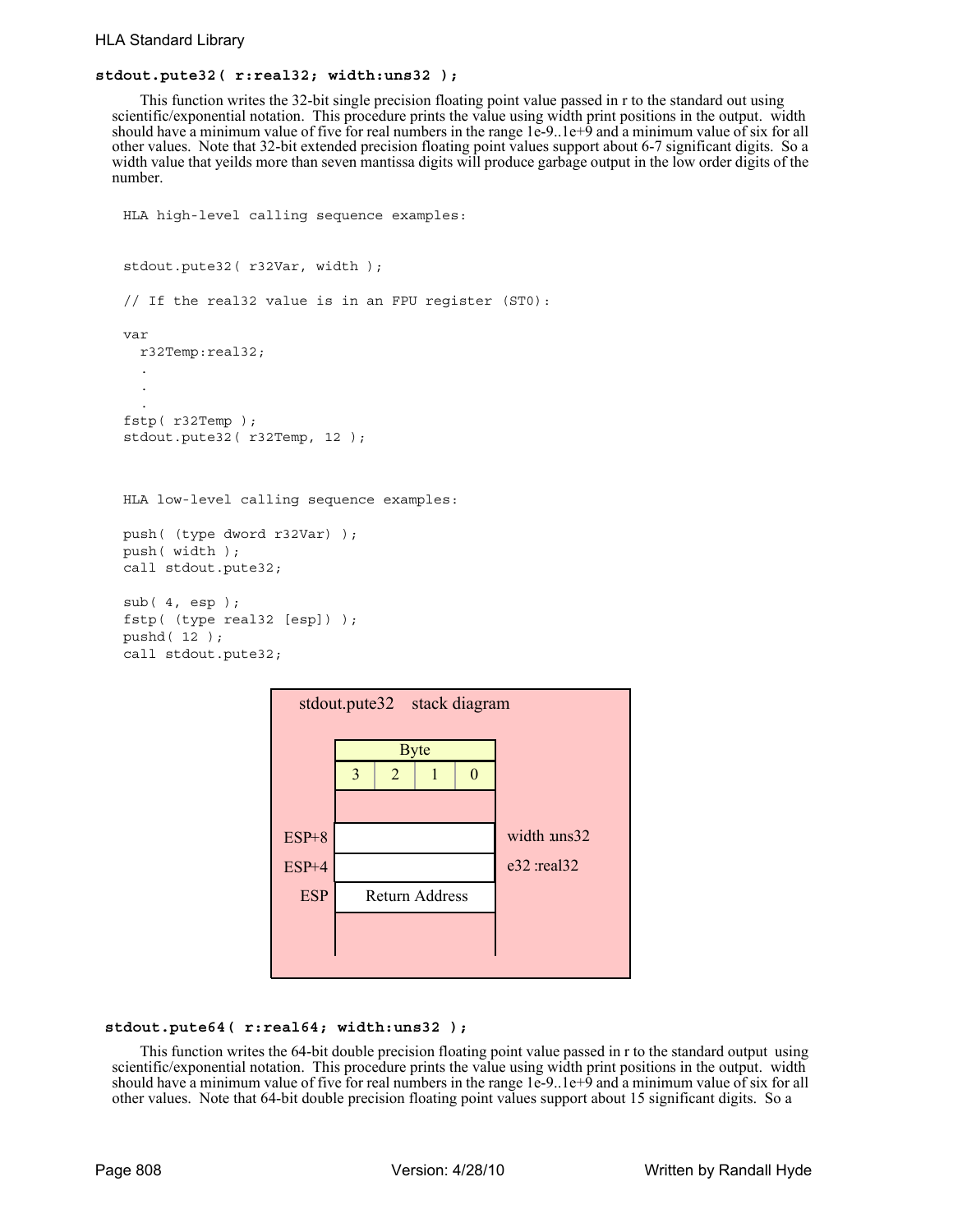#### stdout.pute32( r:real32; width:uns32 );

This function writes the 32-bit single precision floating point value passed in r to the standard out using scientific/exponential notation. This procedure prints the value using width print positions in the output. width should have a minimum value of five for real numbers in the range 1e-9..1e+9 and a minimum value of six for all other values. Note that 32-bit extended precision floating point values support about 6-7 significant digits. So a width value that yeilds more than seven mantissa digits will produce garbage output in the low order digits of the number.

```
HLA high-level calling sequence examples:


stdout.pute32( r32Var, width );

// If the real32 value is in an FPU register (ST0):

var
  r32Temp:real32;
  .
  .
  .
fstp( r32Temp );
stdout.pute32( r32Temp, 12 );



HLA low-level calling sequence examples:

push( (type dword r32Var) );
push( width );
call stdout.pute32;

sub( 4, esp );
fstp( (type real32 [esp]) );
pushd( 12 );
call stdout.pute32;
```

**stdout.pute32 stack diagram**

| | Byte 3 | Byte 2 | Byte 1 | Byte 0 | |
|---|---|---|---|---|---|
| ESP+8 | | | | | width :uns32 |
| ESP+4 | | | | | e32 :real32 |
| ESP | Return Address | | | | |

#### stdout.pute64( r:real64; width:uns32 );

This function writes the 64-bit double precision floating point value passed in r to the standard output using scientific/exponential notation. This procedure prints the value using width print positions in the output. width should have a minimum value of five for real numbers in the range 1e-9..1e+9 and a minimum value of six for all other values. Note that 64-bit double precision floating point values support about 15 significant digits. So a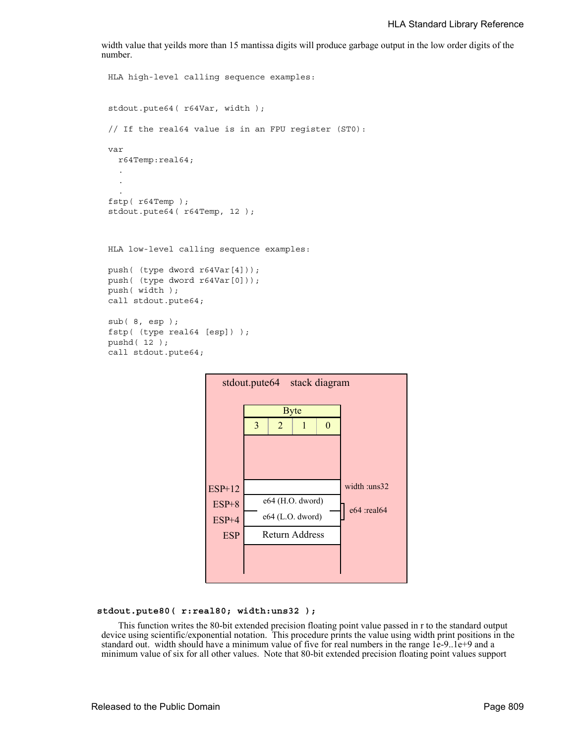width value that yeilds more than 15 mantissa digits will produce garbage output in the low order digits of the number.

```
HLA high-level calling sequence examples:


stdout.pute64( r64Var, width );

// If the real64 value is in an FPU register (ST0):

var
  r64Temp:real64;
  .
  .
  .
fstp( r64Temp );
stdout.pute64( r64Temp, 12 );



HLA low-level calling sequence examples:

push( (type dword r64Var[4]));
push( (type dword r64Var[0]));
push( width );
call stdout.pute64;

sub( 8, esp );
fstp( (type real64 [esp]) );
pushd( 12 );
call stdout.pute64;
```

stdout.pute64 stack diagram

| | Byte 3 | Byte 2 | Byte 1 | Byte 0 | |
|---|---|---|---|---|---|
| ESP+12 | | | | | width :uns32 |
| ESP+8 | e64 (H.O. dword) | | | | e64 :real64 |
| ESP+4 | e64 (L.O. dword) | | | | |
| ESP | Return Address | | | | |

**stdout.pute80( r:real80; width:uns32 );**

This function writes the 80-bit extended precision floating point value passed in r to the standard output device using scientific/exponential notation. This procedure prints the value using width print positions in the standard out. width should have a minimum value of five for real numbers in the range 1e-9..1e+9 and a minimum value of six for all other values. Note that 80-bit extended precision floating point values support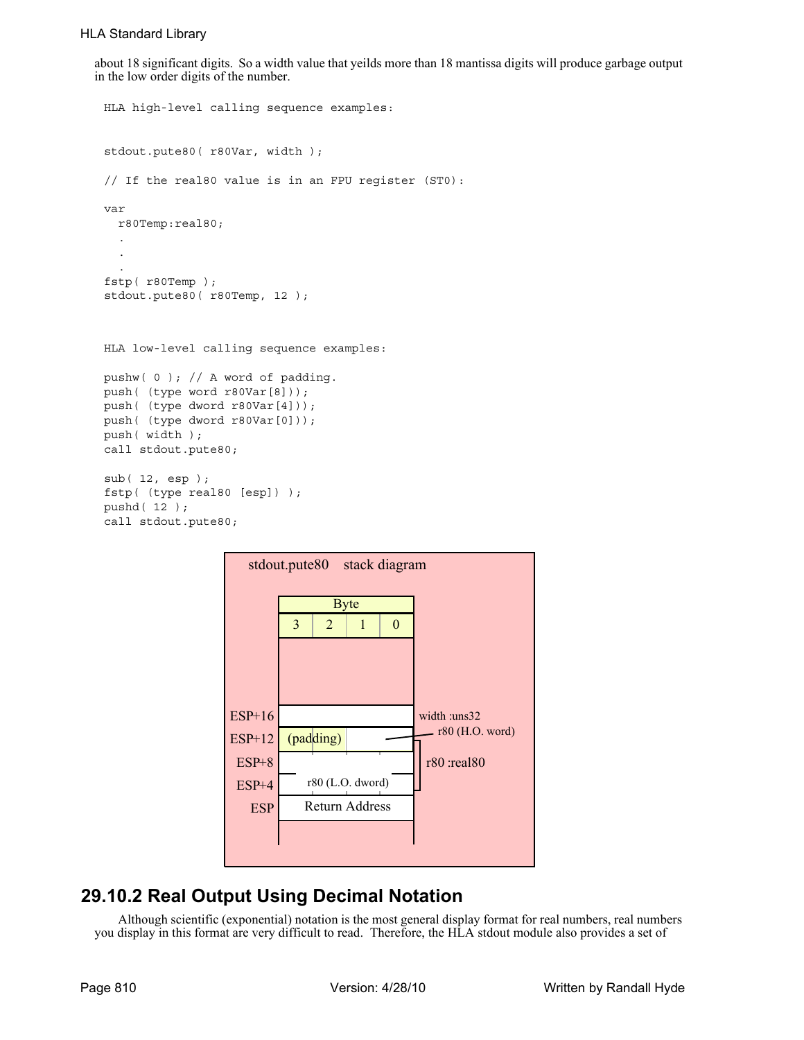about 18 significant digits. So a width value that yeilds more than 18 mantissa digits will produce garbage output in the low order digits of the number.

```
HLA high-level calling sequence examples:


stdout.pute80( r80Var, width );

// If the real80 value is in an FPU register (ST0):

var
  r80Temp:real80;
  .
  .
  .
fstp( r80Temp );
stdout.pute80( r80Temp, 12 );



HLA low-level calling sequence examples:

pushw( 0 ); // A word of padding.
push( (type word r80Var[8]));
push( (type dword r80Var[4]));
push( (type dword r80Var[0]));
push( width );
call stdout.pute80;

sub( 12, esp );
fstp( (type real80 [esp]) );
pushd( 12 );
call stdout.pute80;
```

stdout.pute80 stack diagram

| | Byte 3 | Byte 2 | Byte 1 | Byte 0 | |
|---|---|---|---|---|---|
| ESP+16 | | | | | width :uns32 |
| ESP+12 | (padding) | | r80 (H.O. word) | | r80 :real80 |
| ESP+8 | | | | | |
| ESP+4 | r80 (L.O. dword) | | | | |
| ESP | Return Address | | | | |

## 29.10.2 Real Output Using Decimal Notation

Although scientific (exponential) notation is the most general display format for real numbers, real numbers you display in this format are very difficult to read. Therefore, the HLA stdout module also provides a set of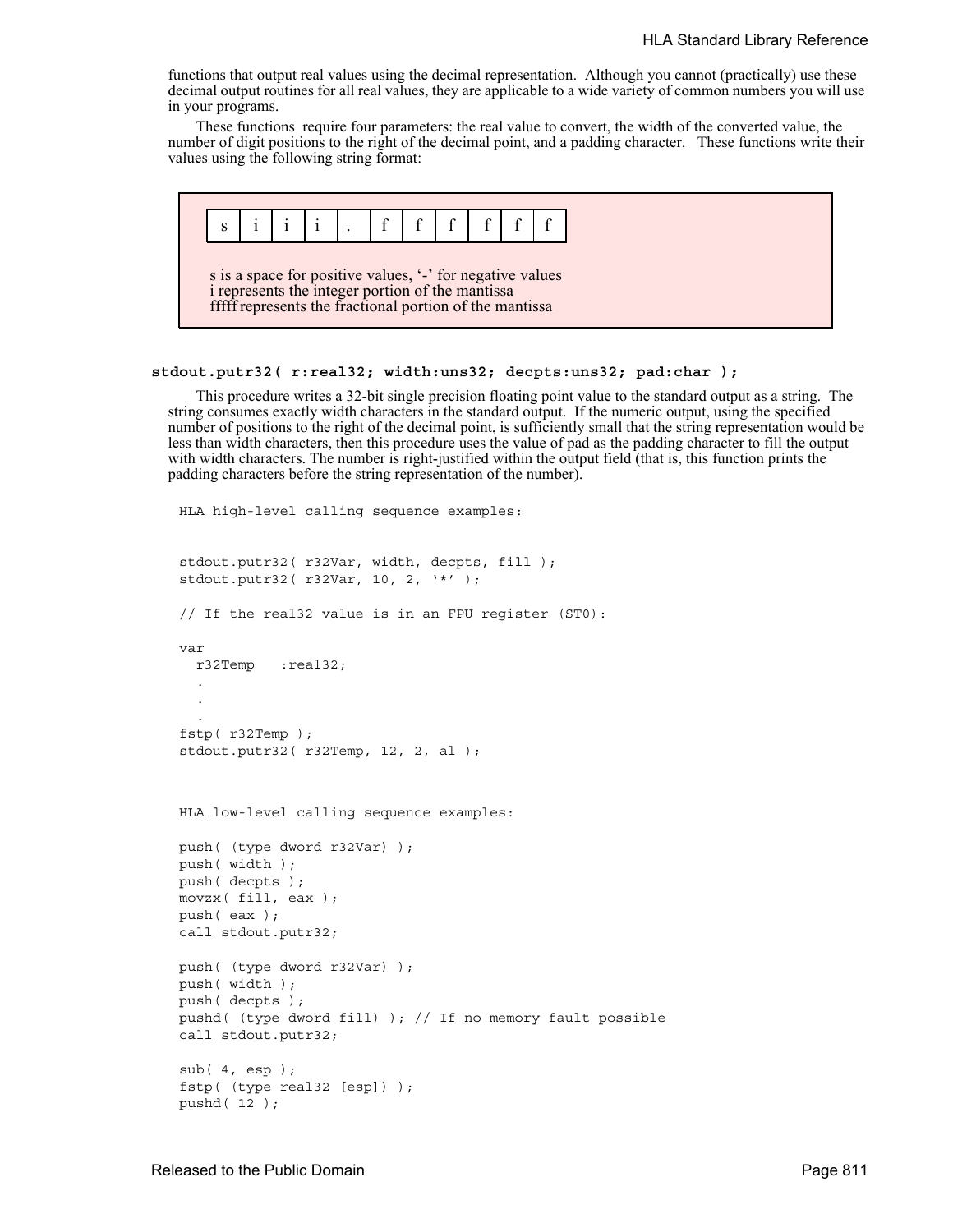functions that output real values using the decimal representation. Although you cannot (practically) use these decimal output routines for all real values, they are applicable to a wide variety of common numbers you will use in your programs.

These functions require four parameters: the real value to convert, the width of the converted value, the number of digit positions to the right of the decimal point, and a padding character. These functions write their values using the following string format:

| s | i | i | i | . | f | f | f | f | f | f |
|---|---|---|---|---|---|---|---|---|---|---|

s is a space for positive values, '-' for negative values
i represents the integer portion of the mantissa
fffff represents the fractional portion of the mantissa

**stdout.putr32( r:real32; width:uns32; decpts:uns32; pad:char );**

This procedure writes a 32-bit single precision floating point value to the standard output as a string. The string consumes exactly width characters in the standard output. If the numeric output, using the specified number of positions to the right of the decimal point, is sufficiently small that the string representation would be less than width characters, then this procedure uses the value of pad as the padding character to fill the output with width characters. The number is right-justified within the output field (that is, this function prints the padding characters before the string representation of the number).

```
HLA high-level calling sequence examples:


stdout.putr32( r32Var, width, decpts, fill );
stdout.putr32( r32Var, 10, 2, '*' );

// If the real32 value is in an FPU register (ST0):

var
  r32Temp   :real32;
  .
  .
  .
fstp( r32Temp );
stdout.putr32( r32Temp, 12, 2, al );



HLA low-level calling sequence examples:

push( (type dword r32Var) );
push( width );
push( decpts );
movzx( fill, eax );
push( eax );
call stdout.putr32;

push( (type dword r32Var) );
push( width );
push( decpts );
pushd( (type dword fill) ); // If no memory fault possible
call stdout.putr32;

sub( 4, esp );
fstp( (type real32 [esp]) );
pushd( 12 );
```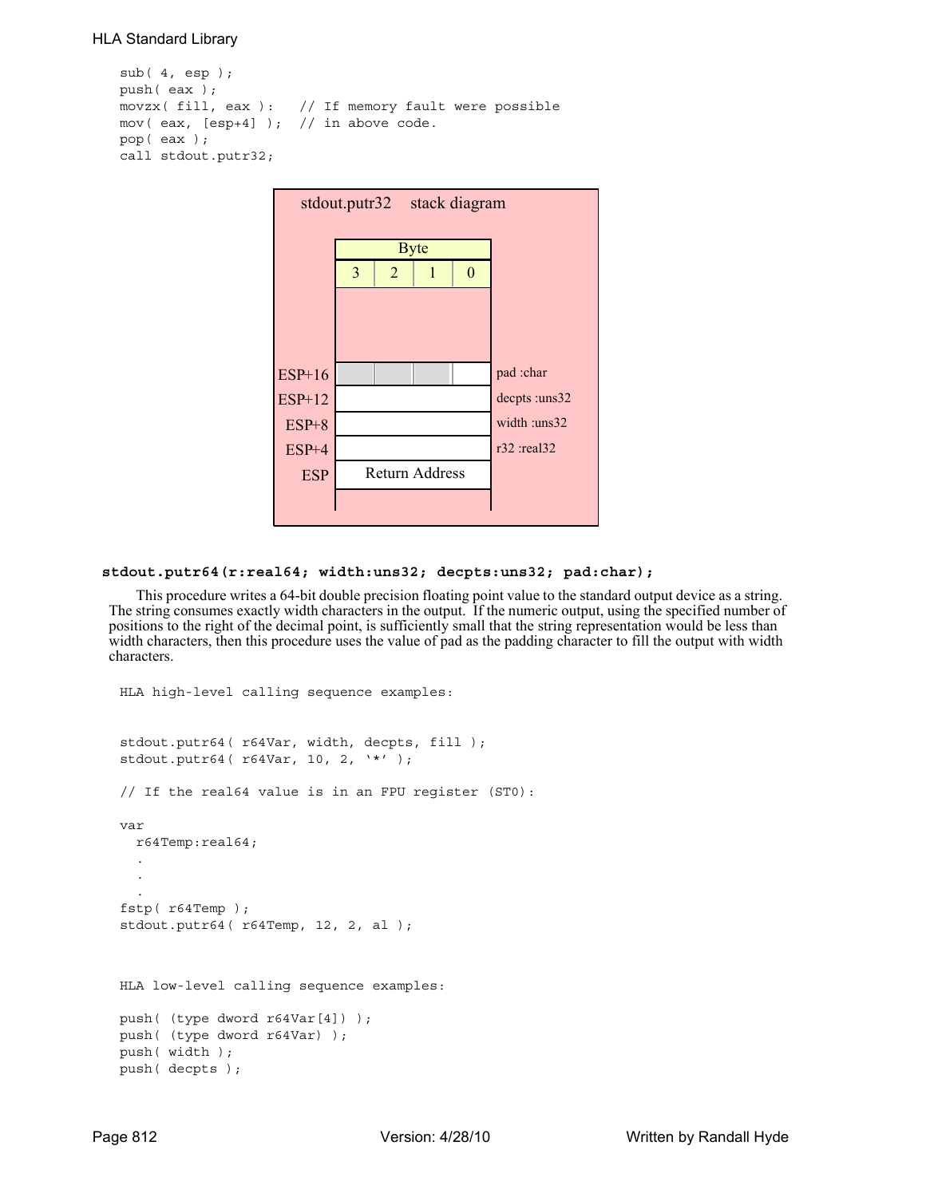```
sub( 4, esp );
push( eax );
movzx( fill, eax ):   // If memory fault were possible
mov( eax, [esp+4] );  // in above code.
pop( eax );
call stdout.putr32;
```

**stdout.putr32 stack diagram**

| | Byte 3 | 2 | 1 | 0 | |
|---|---|---|---|---|---|
| ESP+16 | | | | | pad :char |
| ESP+12 | | | | | decpts :uns32 |
| ESP+8 | | | | | width :uns32 |
| ESP+4 | | | | | r32 :real32 |
| ESP | Return Address | | | | |

**stdout.putr64(r:real64; width:uns32; decpts:uns32; pad:char);**

This procedure writes a 64-bit double precision floating point value to the standard output device as a string. The string consumes exactly width characters in the output. If the numeric output, using the specified number of positions to the right of the decimal point, is sufficiently small that the string representation would be less than width characters, then this procedure uses the value of pad as the padding character to fill the output with width characters.

```
HLA high-level calling sequence examples:


stdout.putr64( r64Var, width, decpts, fill );
stdout.putr64( r64Var, 10, 2, '*' );

// If the real64 value is in an FPU register (ST0):

var
  r64Temp:real64;
  .
  .
  .
fstp( r64Temp );
stdout.putr64( r64Temp, 12, 2, al );


HLA low-level calling sequence examples:

push( (type dword r64Var[4]) );
push( (type dword r64Var) );
push( width );
push( decpts );
```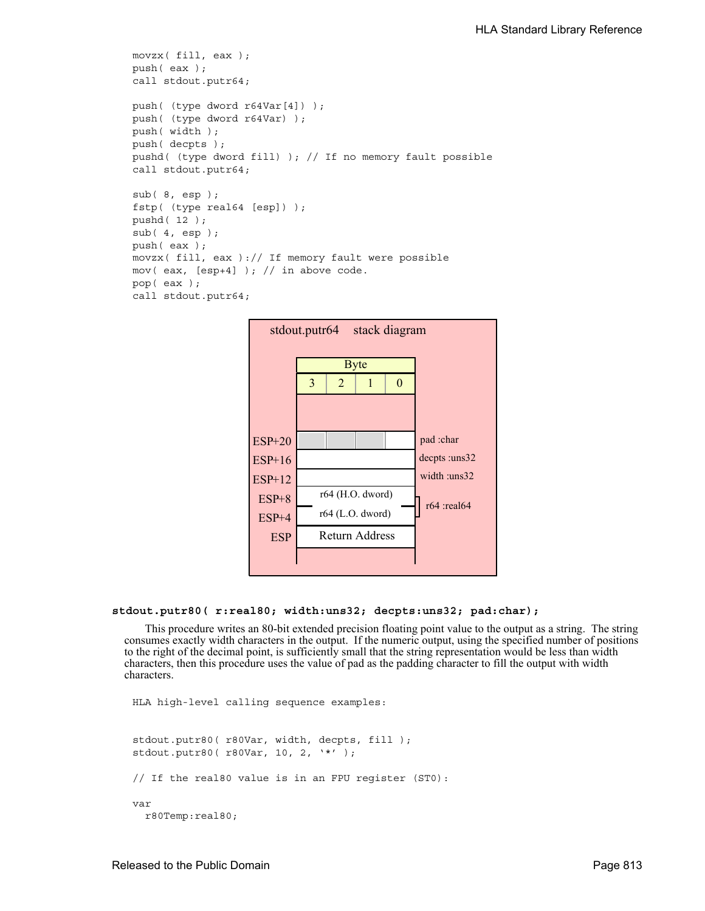```
movzx( fill, eax );
push( eax );
call stdout.putr64;

push( (type dword r64Var[4]) );
push( (type dword r64Var) );
push( width );
push( decpts );
pushd( (type dword fill) ); // If no memory fault possible
call stdout.putr64;

sub( 8, esp );
fstp( (type real64 [esp]) );
pushd( 12 );
sub( 4, esp );
push( eax );
movzx( fill, eax ):// If memory fault were possible
mov( eax, [esp+4] ); // in above code.
pop( eax );
call stdout.putr64;
```

stdout.putr64 stack diagram

| | Byte 3 | Byte 2 | Byte 1 | Byte 0 | |
|---|---|---|---|---|---|
| ESP+20 | | | | | pad :char |
| ESP+16 | | | | | decpts :uns32 |
| ESP+12 | | | | | width :uns32 |
| ESP+8 | r64 (H.O. dword) | | | | r64 :real64 |
| ESP+4 | r64 (L.O. dword) | | | | |
| ESP | Return Address | | | | |

**stdout.putr80( r:real80; width:uns32; decpts:uns32; pad:char);**

This procedure writes an 80-bit extended precision floating point value to the output as a string. The string consumes exactly width characters in the output. If the numeric output, using the specified number of positions to the right of the decimal point, is sufficiently small that the string representation would be less than width characters, then this procedure uses the value of pad as the padding character to fill the output with width characters.

```
HLA high-level calling sequence examples:


stdout.putr80( r80Var, width, decpts, fill );
stdout.putr80( r80Var, 10, 2, '*' );

// If the real80 value is in an FPU register (ST0):

var
  r80Temp:real80;
```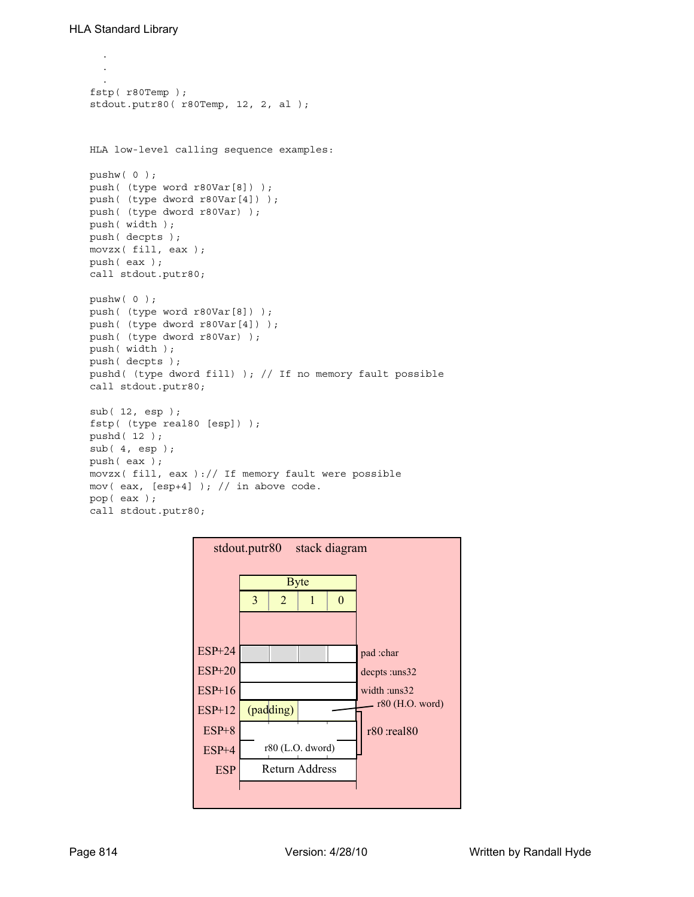```
    .
    .
    .
fstp( r80Temp );
stdout.putr80( r80Temp, 12, 2, al );
```

HLA low-level calling sequence examples:

```
pushw( 0 );
push( (type word r80Var[8]) );
push( (type dword r80Var[4]) );
push( (type dword r80Var) );
push( width );
push( decpts );
movzx( fill, eax );
push( eax );
call stdout.putr80;

pushw( 0 );
push( (type word r80Var[8]) );
push( (type dword r80Var[4]) );
push( (type dword r80Var) );
push( width );
push( decpts );
pushd( (type dword fill) ); // If no memory fault possible
call stdout.putr80;

sub( 12, esp );
fstp( (type real80 [esp]) );
pushd( 12 );
sub( 4, esp );
push( eax );
movzx( fill, eax ):// If memory fault were possible
mov( eax, [esp+4] ); // in above code.
pop( eax );
call stdout.putr80;
```

stdout.putr80 stack diagram

| | Byte 3 | Byte 2 | Byte 1 | Byte 0 | |
|---|---|---|---|---|---|
| ESP+24 | | | | | pad :char |
| ESP+20 | | | | | decpts :uns32 |
| ESP+16 | | | | | width :uns32 |
| ESP+12 | (padding) | | r80 (H.O. word) | | r80 :real80 |
| ESP+8 | | | | | |
| ESP+4 | r80 (L.O. dword) | | | | |
| ESP | Return Address | | | | |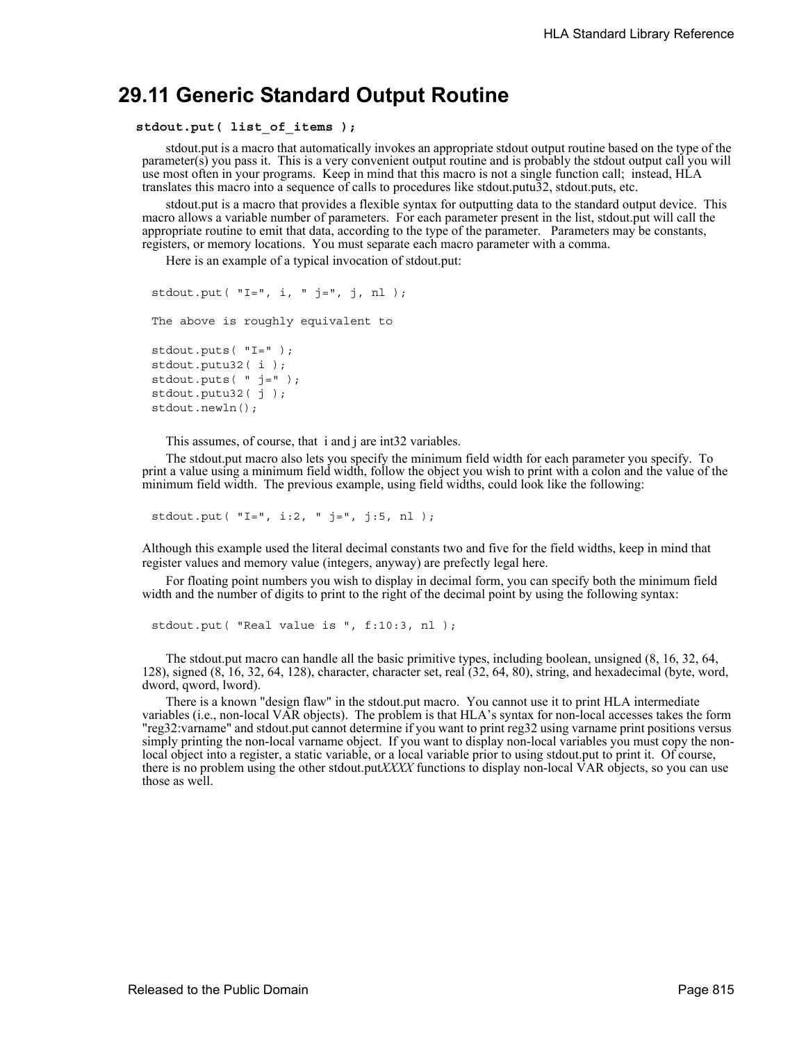## 29.11 Generic Standard Output Routine

**`stdout.put( list_of_items );`**

stdout.put is a macro that automatically invokes an appropriate stdout output routine based on the type of the parameter(s) you pass it. This is a very convenient output routine and is probably the stdout output call you will use most often in your programs. Keep in mind that this macro is not a single function call; instead, HLA translates this macro into a sequence of calls to procedures like stdout.putu32, stdout.puts, etc.

stdout.put is a macro that provides a flexible syntax for outputting data to the standard output device. This macro allows a variable number of parameters. For each parameter present in the list, stdout.put will call the appropriate routine to emit that data, according to the type of the parameter. Parameters may be constants, registers, or memory locations. You must separate each macro parameter with a comma.

Here is an example of a typical invocation of stdout.put:

```
stdout.put( "I=", i, " j=", j, nl );

The above is roughly equivalent to

stdout.puts( "I=" );
stdout.putu32( i );
stdout.puts( " j=" );
stdout.putu32( j );
stdout.newln();
```

This assumes, of course, that i and j are int32 variables.

The stdout.put macro also lets you specify the minimum field width for each parameter you specify. To print a value using a minimum field width, follow the object you wish to print with a colon and the value of the minimum field width. The previous example, using field widths, could look like the following:

```
stdout.put( "I=", i:2, " j=", j:5, nl );
```

Although this example used the literal decimal constants two and five for the field widths, keep in mind that register values and memory value (integers, anyway) are prefectly legal here.

For floating point numbers you wish to display in decimal form, you can specify both the minimum field width and the number of digits to print to the right of the decimal point by using the following syntax:

```
stdout.put( "Real value is ", f:10:3, nl );
```

The stdout.put macro can handle all the basic primitive types, including boolean, unsigned (8, 16, 32, 64, 128), signed (8, 16, 32, 64, 128), character, character set, real (32, 64, 80), string, and hexadecimal (byte, word, dword, qword, lword).

There is a known "design flaw" in the stdout.put macro. You cannot use it to print HLA intermediate variables (i.e., non-local VAR objects). The problem is that HLA's syntax for non-local accesses takes the form "reg32:varname" and stdout.put cannot determine if you want to print reg32 using varname print positions versus simply printing the non-local varname object. If you want to display non-local variables you must copy the non-local object into a register, a static variable, or a local variable prior to using stdout.put to print it. Of course, there is no problem using the other stdout.put*XXXX* functions to display non-local VAR objects, so you can use those as well.